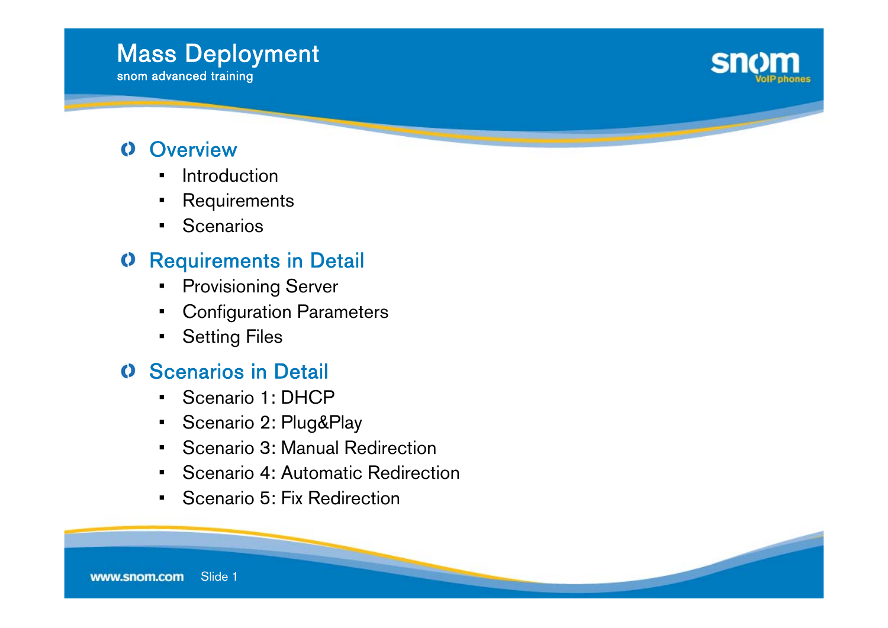# Mass Deployment

snom advanced training

## Overview

- Introduction
- Requirements
- Scenarios

## Requirements in Detail

- Provisioning Server
- Configuration Parameters
- Setting Files

## Scenarios in Detail

- Scenario 1: DHCP
- Scenario 2: Plug&Play
- Scenario 3: Manual Redirection
- Scenario 4: Automatic Redirection
- Scenario 5: Fix Redirection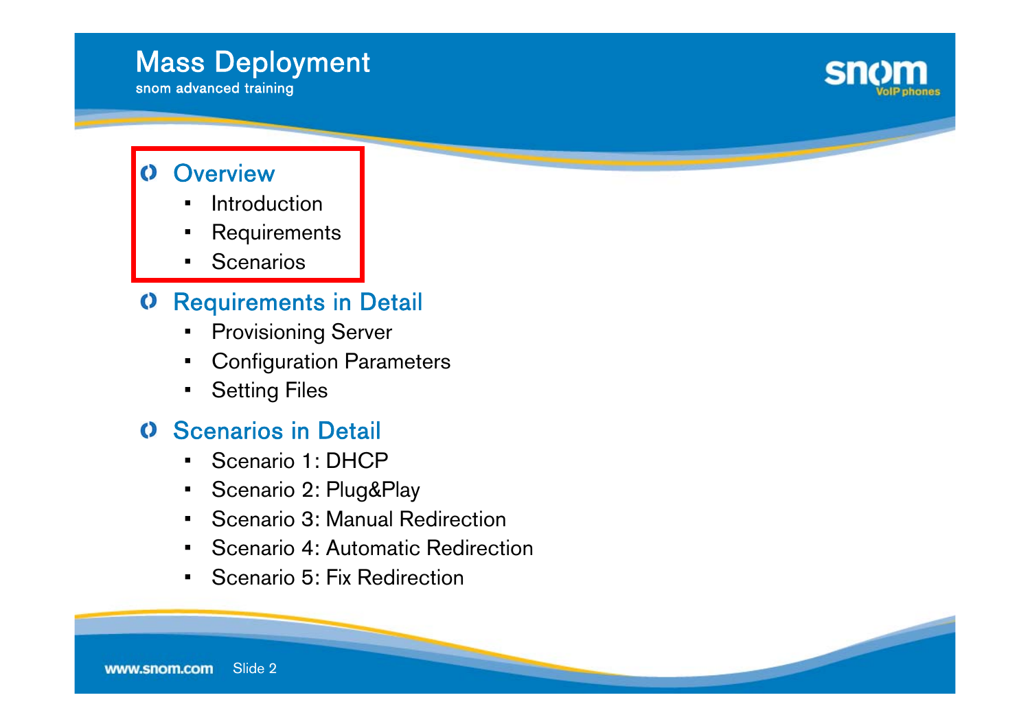# Mass Deployment

snom advanced training

## Overview

- Introduction
- Requirements
- Scenarios

## Requirements in Detail

- Provisioning Server
- Configuration Parameters
- Setting Files

## Scenarios in Detail

- Scenario 1: DHCP
- Scenario 2: Plug&Play
- Scenario 3: Manual Redirection
- Scenario 4: Automatic Redirection
- Scenario 5: Fix Redirection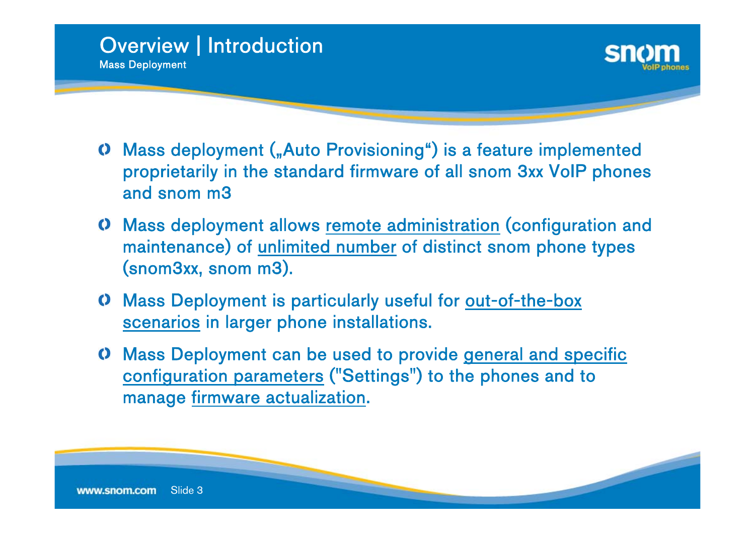# Overview | Introduction

## Mass Deployment

- Mass deployment („Auto Provisioning“) is a feature implemented proprietarily in the standard firmware of all snom 3xx VoIP phones and snom m3
- Mass deployment allows remote administration (configuration and maintenance) of unlimited number of distinct snom phone types (snom3xx, snom m3).
- Mass Deployment is particularly useful for out-of-the-box scenarios in larger phone installations.
- Mass Deployment can be used to provide general and specific configuration parameters ("Settings") to the phones and to manage firmware actualization.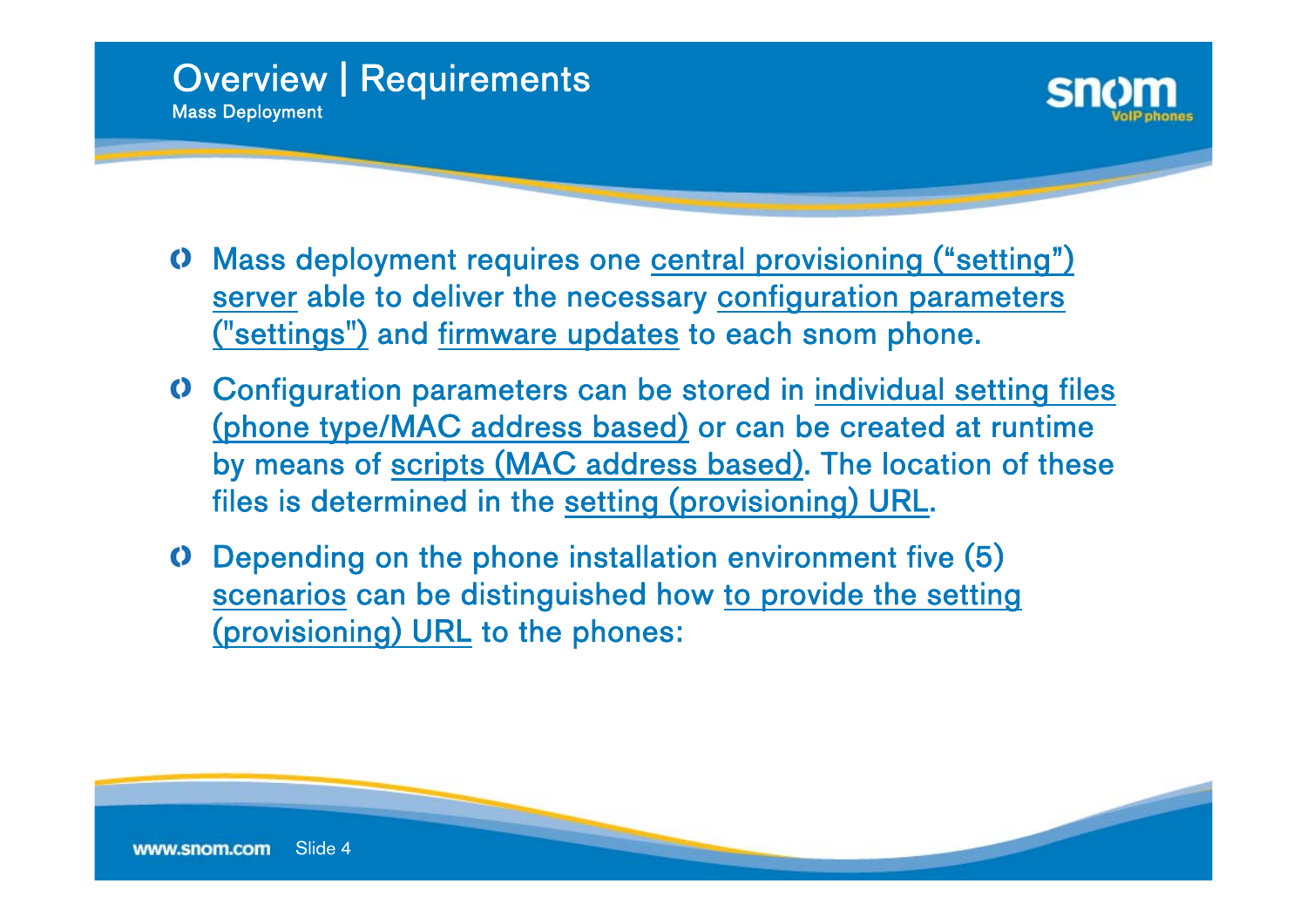# Overview | Requirements

## Mass Deployment

- Mass deployment requires one central provisioning (“setting”) server able to deliver the necessary configuration parameters ("settings") and firmware updates to each snom phone.
- Configuration parameters can be stored in individual setting files (phone type/MAC address based) or can be created at runtime by means of scripts (MAC address based). The location of these files is determined in the setting (provisioning) URL.
- Depending on the phone installation environment five (5) scenarios can be distinguished how to provide the setting (provisioning) URL to the phones: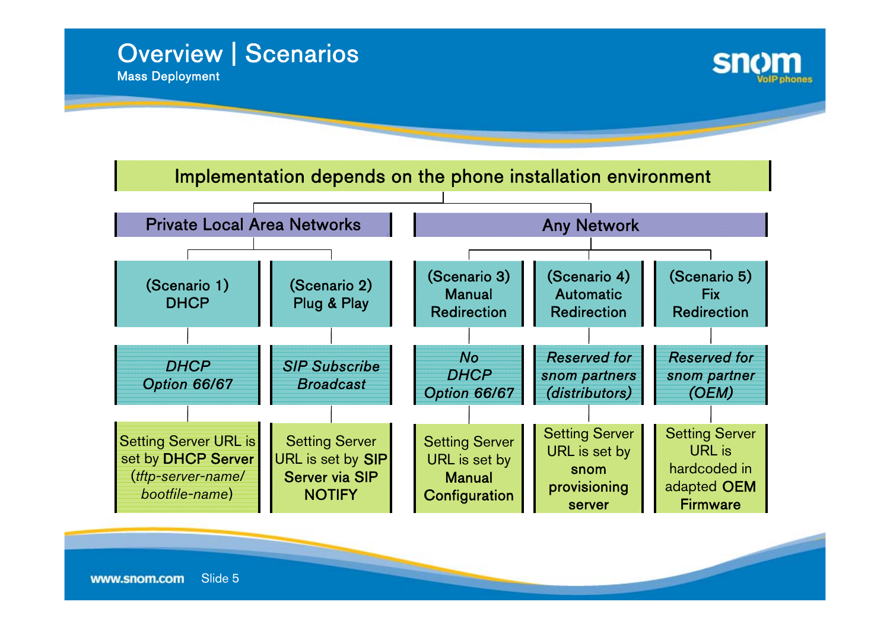# Overview | Scenarios

## Mass Deployment

**Implementation depends on the phone installation environment**

| Private Local Area Networks | | Any Network | | |
|---|---|---|---|---|
| (Scenario 1) DHCP | (Scenario 2) Plug & Play | (Scenario 3) Manual Redirection | (Scenario 4) Automatic Redirection | (Scenario 5) Fix Redirection |
| *DHCP Option 66/67* | *SIP Subscribe Broadcast* | *No DHCP Option 66/67* | *Reserved for snom partners (distributors)* | *Reserved for snom partner (OEM)* |
| Setting Server URL is set by **DHCP Server** (*tftp-server-name/ bootfile-name*) | Setting Server URL is set by **SIP Server via SIP NOTIFY** | Setting Server URL is set by **Manual Configuration** | Setting Server URL is set by **snom provisioning server** | Setting Server URL is hardcoded in adapted **OEM Firmware** |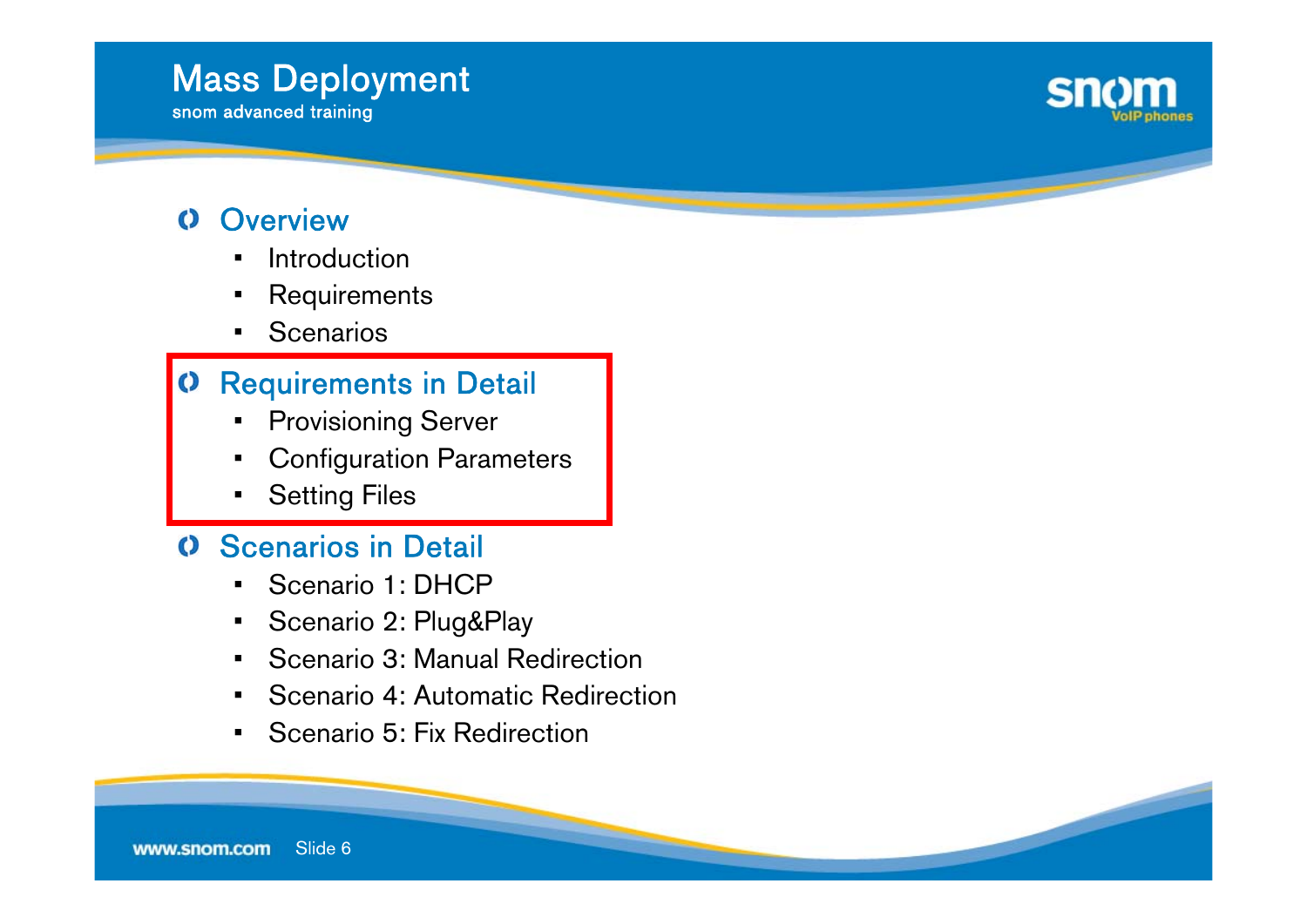# Mass Deployment

snom advanced training

## Overview

- Introduction
- Requirements
- Scenarios

## Requirements in Detail

- Provisioning Server
- Configuration Parameters
- Setting Files

## Scenarios in Detail

- Scenario 1: DHCP
- Scenario 2: Plug&Play
- Scenario 3: Manual Redirection
- Scenario 4: Automatic Redirection
- Scenario 5: Fix Redirection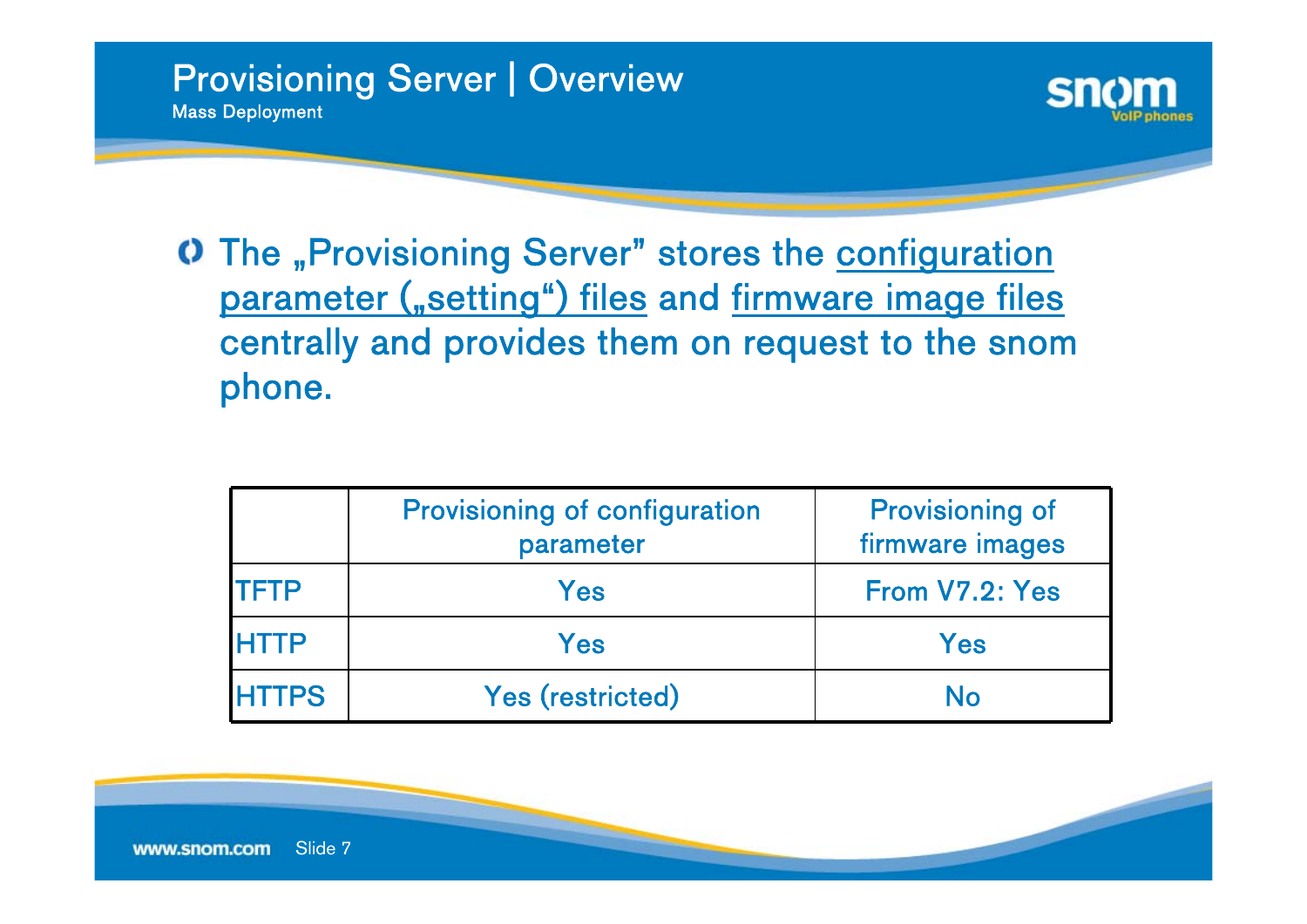# Provisioning Server | Overview

## Mass Deployment

- The „Provisioning Server” stores the configuration parameter („setting“) files and firmware image files centrally and provides them on request to the snom phone.

| | Provisioning of configuration parameter | Provisioning of firmware images |
|---|---|---|
| TFTP | Yes | From V7.2: Yes |
| HTTP | Yes | Yes |
| HTTPS | Yes (restricted) | No |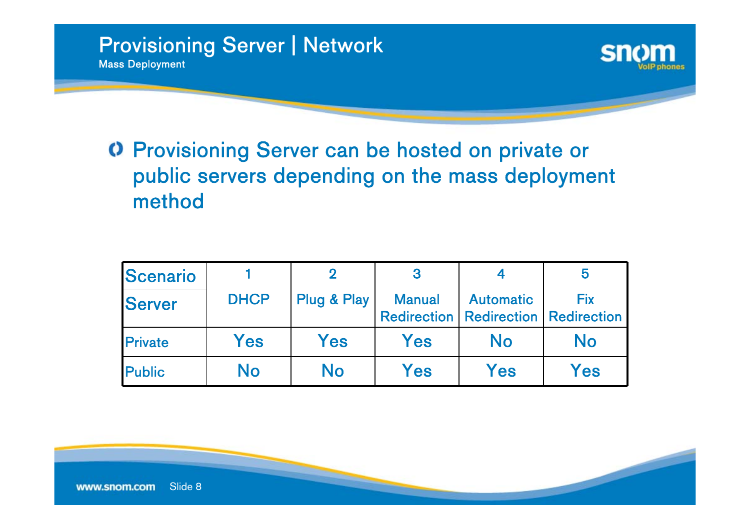# Provisioning Server | Network

## Mass Deployment

- Provisioning Server can be hosted on private or public servers depending on the mass deployment method

| Scenario<br>Server | 1<br>DHCP | 2<br>Plug & Play | 3<br>Manual Redirection | 4<br>Automatic Redirection | 5<br>Fix Redirection |
|---|---|---|---|---|---|
| Private | Yes | Yes | Yes | No | No |
| Public | No | No | Yes | Yes | Yes |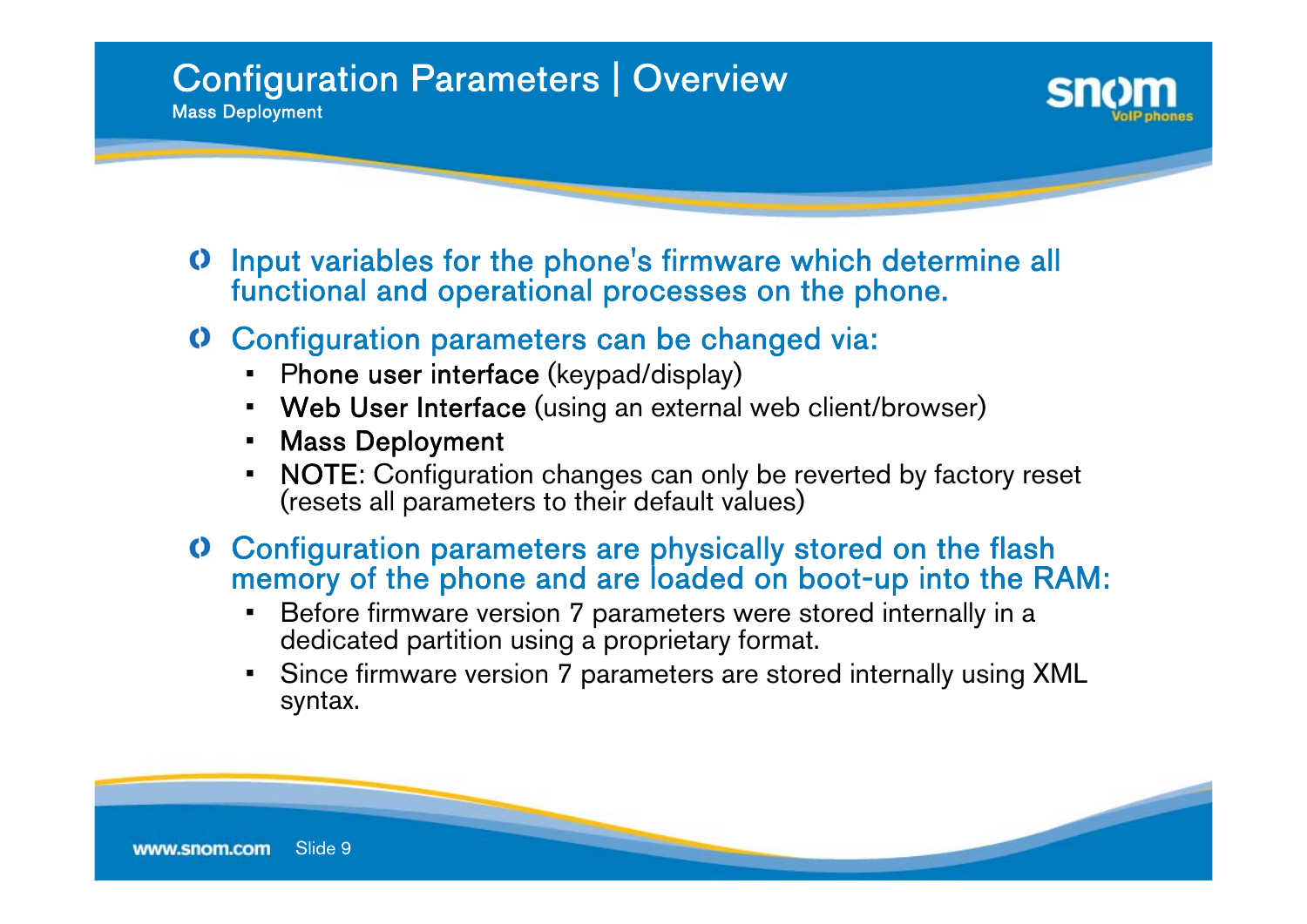# Configuration Parameters | Overview

## Mass Deployment

- Input variables for the phone's firmware which determine all functional and operational processes on the phone.
- Configuration parameters can be changed via:
  - Phone user interface (keypad/display)
  - Web User Interface (using an external web client/browser)
  - Mass Deployment
  - NOTE: Configuration changes can only be reverted by factory reset (resets all parameters to their default values)
- Configuration parameters are physically stored on the flash memory of the phone and are loaded on boot-up into the RAM:
  - Before firmware version 7 parameters were stored internally in a dedicated partition using a proprietary format.
  - Since firmware version 7 parameters are stored internally using XML syntax.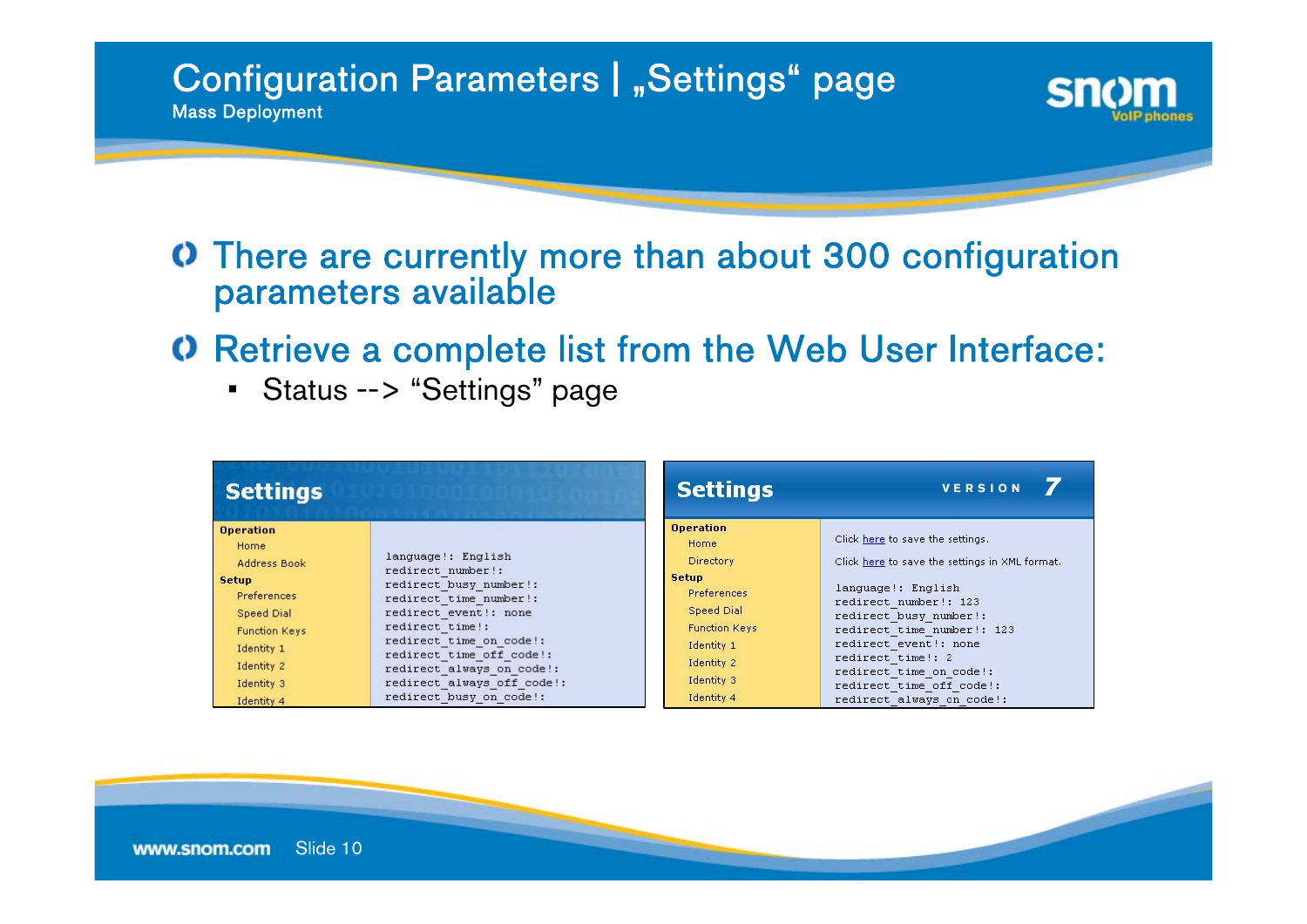# Configuration Parameters | „Settings“ page

Mass Deployment

- There are currently more than about 300 configuration parameters available
- Retrieve a complete list from the Web User Interface:
  - Status --> “Settings” page

**Settings**

- **Operation**
  - Home
  - Address Book
- **Setup**
  - Preferences
  - Speed Dial
  - Function Keys
  - Identity 1
  - Identity 2
  - Identity 3
  - Identity 4

```
language!: English
redirect_number!:
redirect_busy_number!:
redirect_time_number!:
redirect_event!: none
redirect_time!:
redirect_time_on_code!:
redirect_time_off_code!:
redirect_always_on_code!:
redirect_always_off_code!:
redirect_busy_on_code!:
```

**Settings** VERSION 7

- **Operation**
  - Home
  - Directory
- **Setup**
  - Preferences
  - Speed Dial
  - Function Keys
  - Identity 1
  - Identity 2
  - Identity 3
  - Identity 4

Click here to save the settings.

Click here to save the settings in XML format.

```
language!: English
redirect_number!: 123
redirect_busy_number!:
redirect_time_number!: 123
redirect_event!: none
redirect_time!: 2
redirect_time_on_code!:
redirect_time_off_code!:
redirect_always_on_code!:
```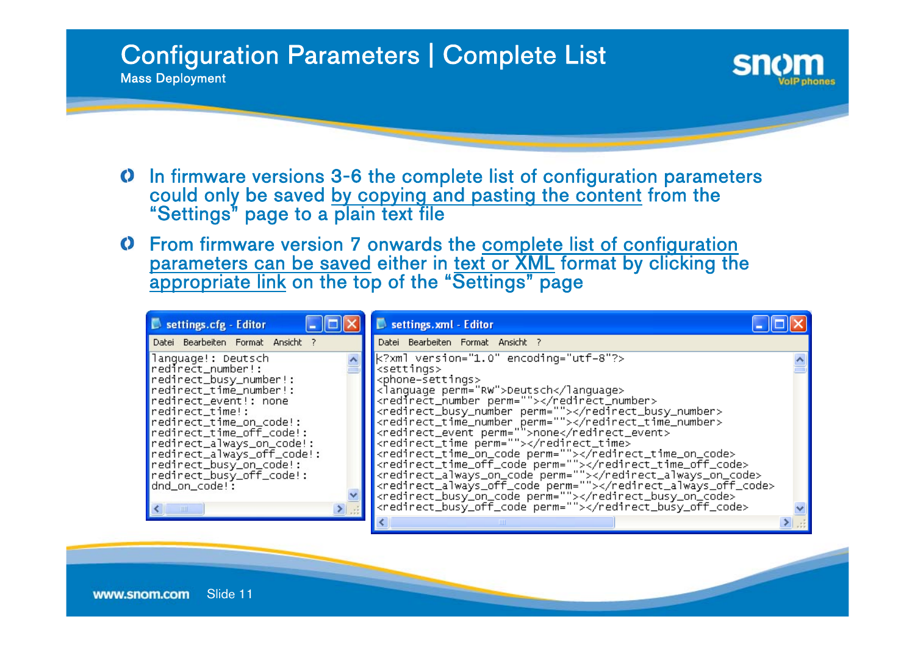# Configuration Parameters | Complete List

Mass Deployment

- In firmware versions 3-6 the complete list of configuration parameters could only be saved by copying and pasting the content from the "Settings" page to a plain text file
- From firmware version 7 onwards the complete list of configuration parameters can be saved either in text or XML format by clicking the appropriate link on the top of the "Settings" page

settings.cfg - Editor

```
language!: Deutsch
redirect_number!:
redirect_busy_number!:
redirect_time_number!:
redirect_event!: none
redirect_time!:
redirect_time_on_code!:
redirect_time_off_code!:
redirect_always_on_code!:
redirect_always_off_code!:
redirect_busy_on_code!:
redirect_busy_off_code!:
dnd_on_code!:
```

settings.xml - Editor

```
<?xml version="1.0" encoding="utf-8"?>
<settings>
<phone-settings>
<language perm="RW">Deutsch</language>
<redirect_number perm=""></redirect_number>
<redirect_busy_number perm=""></redirect_busy_number>
<redirect_time_number perm=""></redirect_time_number>
<redirect_event perm="">none</redirect_event>
<redirect_time perm=""></redirect_time>
<redirect_time_on_code perm=""></redirect_time_on_code>
<redirect_time_off_code perm=""></redirect_time_off_code>
<redirect_always_on_code perm=""></redirect_always_on_code>
<redirect_always_off_code perm=""></redirect_always_off_code>
<redirect_busy_on_code perm=""></redirect_busy_on_code>
<redirect_busy_off_code perm=""></redirect_busy_off_code>
```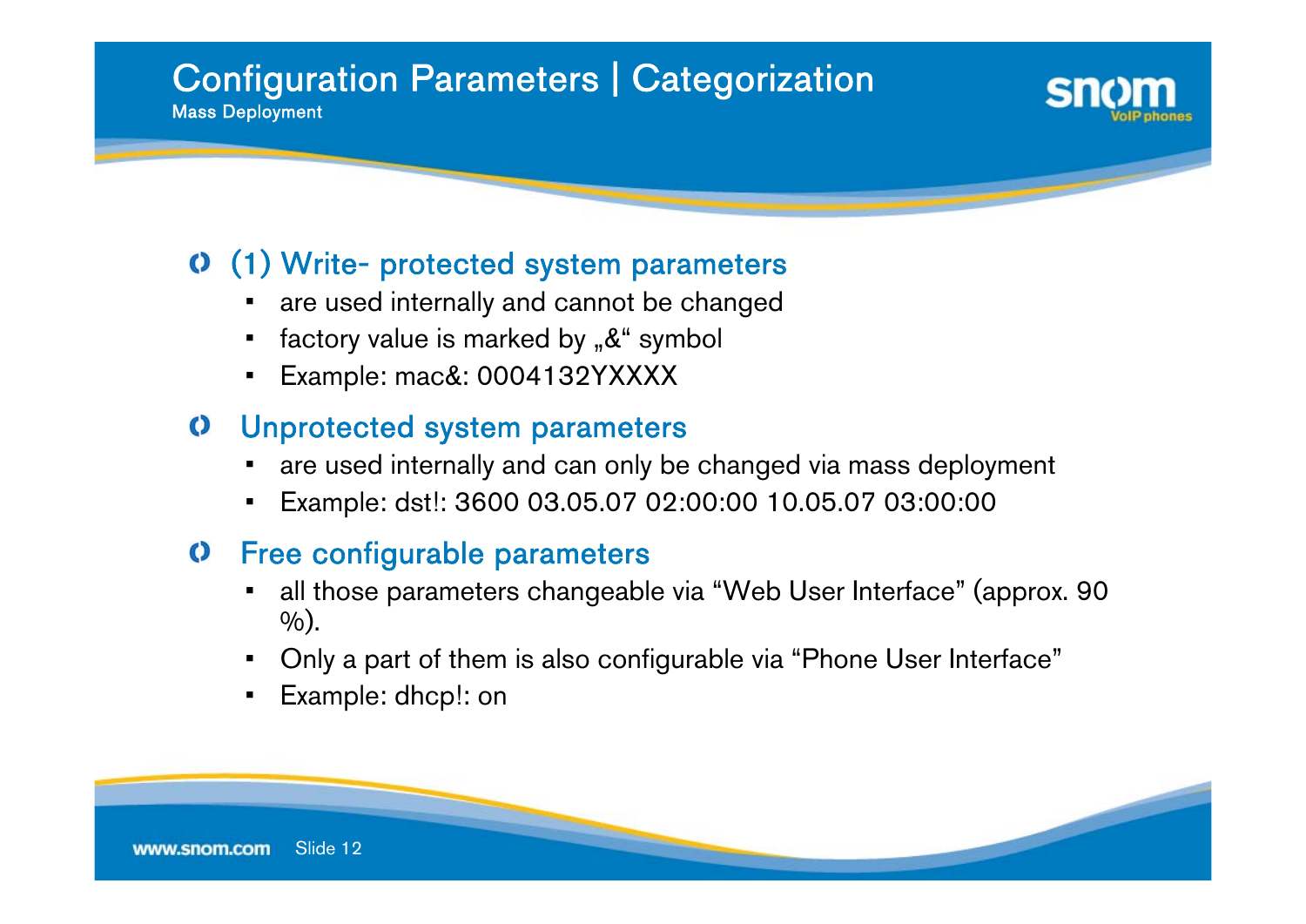# Configuration Parameters | Categorization

Mass Deployment

## (1) Write- protected system parameters

- are used internally and cannot be changed
- factory value is marked by „&" symbol
- Example: mac&: 0004132YXXXX

## Unprotected system parameters

- are used internally and can only be changed via mass deployment
- Example: dst!: 3600 03.05.07 02:00:00 10.05.07 03:00:00

## Free configurable parameters

- all those parameters changeable via "Web User Interface" (approx. 90 %).
- Only a part of them is also configurable via "Phone User Interface"
- Example: dhcp!: on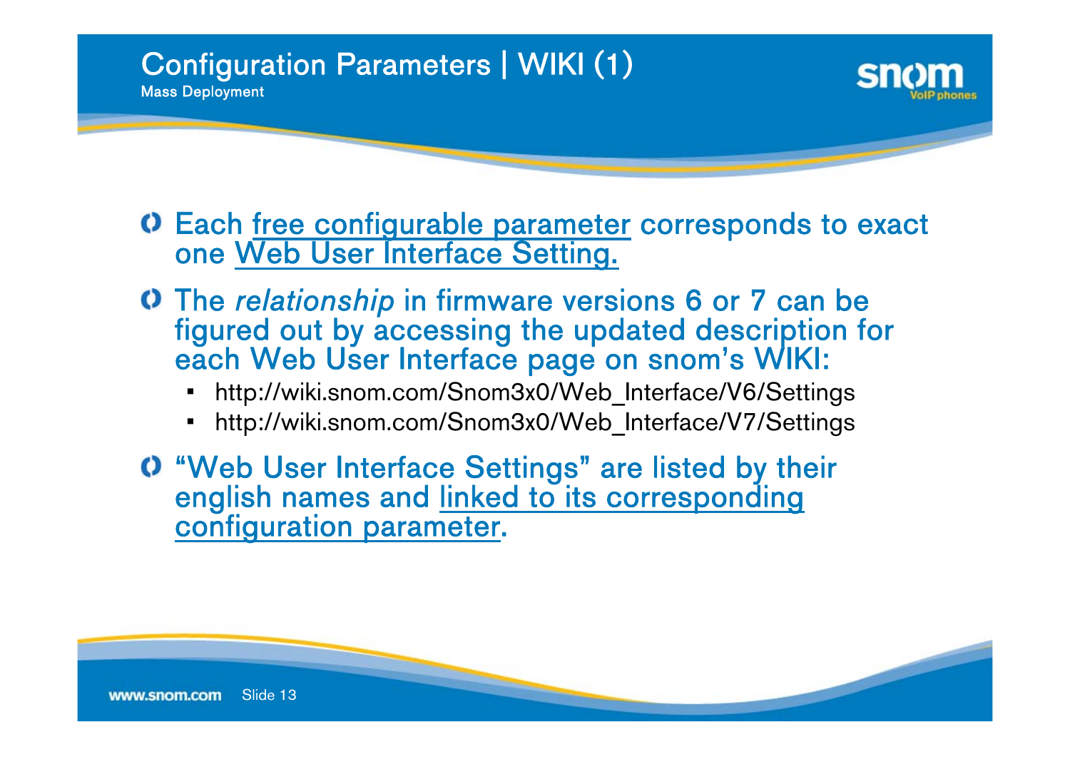# Configuration Parameters | WIKI (1)

## Mass Deployment

- Each free configurable parameter corresponds to exact one Web User Interface Setting.
- The *relationship* in firmware versions 6 or 7 can be figured out by accessing the updated description for each Web User Interface page on snom's WIKI:
  - http://wiki.snom.com/Snom3x0/Web_Interface/V6/Settings
  - http://wiki.snom.com/Snom3x0/Web_Interface/V7/Settings
- "Web User Interface Settings" are listed by their english names and linked to its corresponding configuration parameter.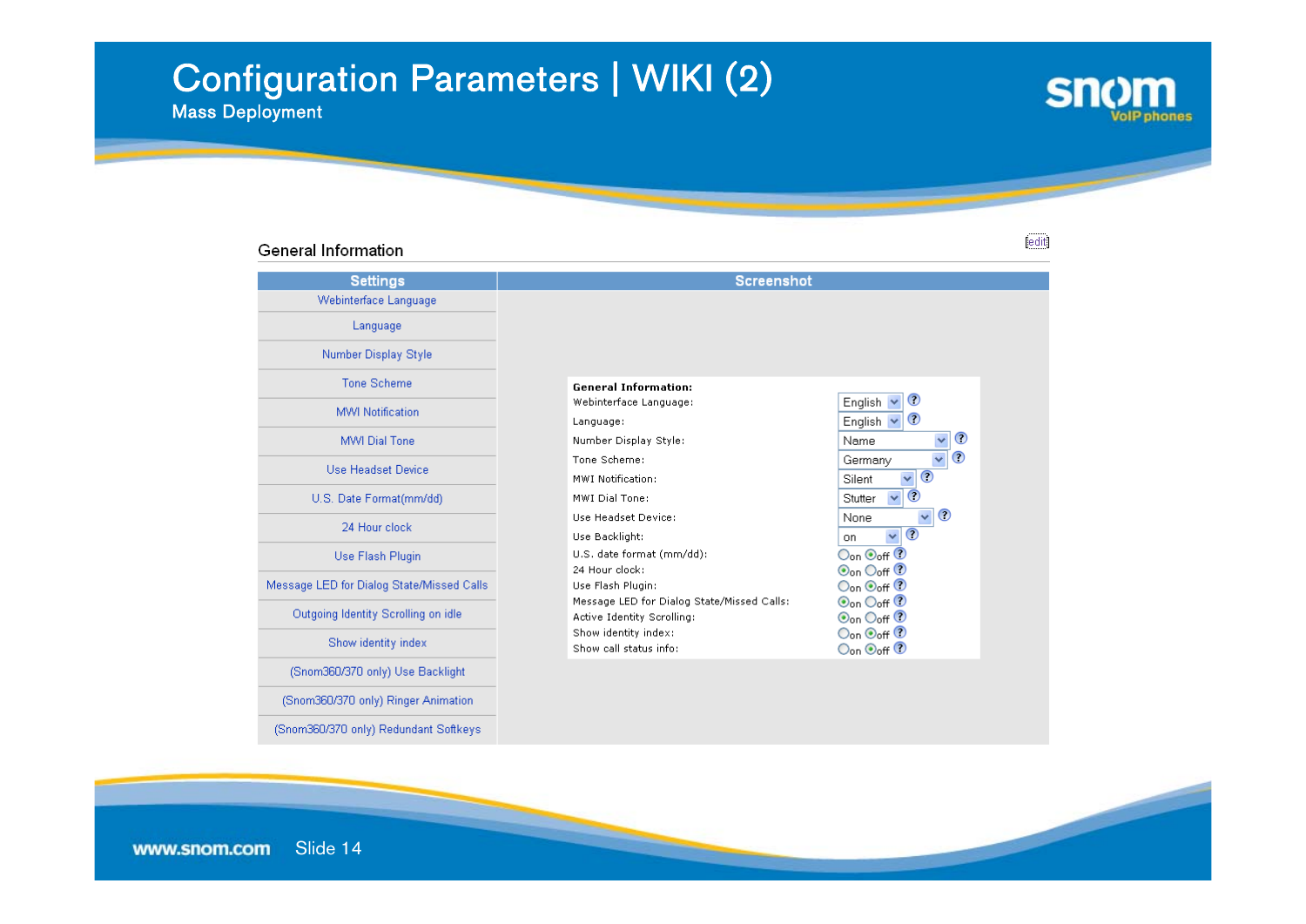# Configuration Parameters | WIKI (2)

Mass Deployment

## General Information

[edit]

| Settings | Screenshot |
|---|---|
| Webinterface Language | |
| Language | |
| Number Display Style | |
| Tone Scheme | |
| MWI Notification | |
| MWI Dial Tone | |
| Use Headset Device | |
| U.S. Date Format(mm/dd) | |
| 24 Hour clock | |
| Use Flash Plugin | |
| Message LED for Dialog State/Missed Calls | |
| Outgoing Identity Scrolling on idle | |
| Show identity index | |
| (Snom360/370 only) Use Backlight | |
| (Snom360/370 only) Ringer Animation | |
| (Snom360/370 only) Redundant Softkeys | |

**General Information:**

| Setting | Value |
|---|---|
| Webinterface Language: | English |
| Language: | English |
| Number Display Style: | Name |
| Tone Scheme: | Germany |
| MWI Notification: | Silent |
| MWI Dial Tone: | Stutter |
| Use Headset Device: | None |
| Use Backlight: | on |
| U.S. date format (mm/dd): | ○on ⦿off |
| 24 Hour clock: | ⦿on ○off |
| Use Flash Plugin: | ○on ⦿off |
| Message LED for Dialog State/Missed Calls: | ⦿on ○off |
| Active Identity Scrolling: | ⦿on ○off |
| Show identity index: | ○on ⦿off |
| Show call status info: | ○on ⦿off |

www.snom.com Slide 14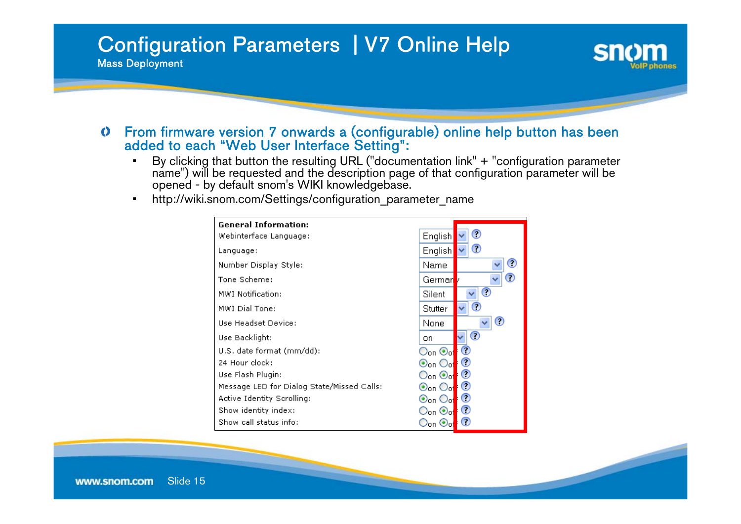# Configuration Parameters | V7 Online Help

Mass Deployment

- From firmware version 7 onwards a (configurable) online help button has been added to each "Web User Interface Setting":
  - By clicking that button the resulting URL ("documentation link" + "configuration parameter name") will be requested and the description page of that configuration parameter will be opened - by default snom's WIKI knowledgebase.
  - http://wiki.snom.com/Settings/configuration_parameter_name

| General Information: | |
|---|---|
| Webinterface Language: | English ? |
| Language: | English ? |
| Number Display Style: | Name ? |
| Tone Scheme: | Germany ? |
| MWI Notification: | Silent ? |
| MWI Dial Tone: | Stutter ? |
| Use Headset Device: | None ? |
| Use Backlight: | on ? |
| U.S. date format (mm/dd): | on off ? |
| 24 Hour clock: | on off ? |
| Use Flash Plugin: | on off ? |
| Message LED for Dialog State/Missed Calls: | on off ? |
| Active Identity Scrolling: | on off ? |
| Show identity index: | on off ? |
| Show call status info: | on off ? |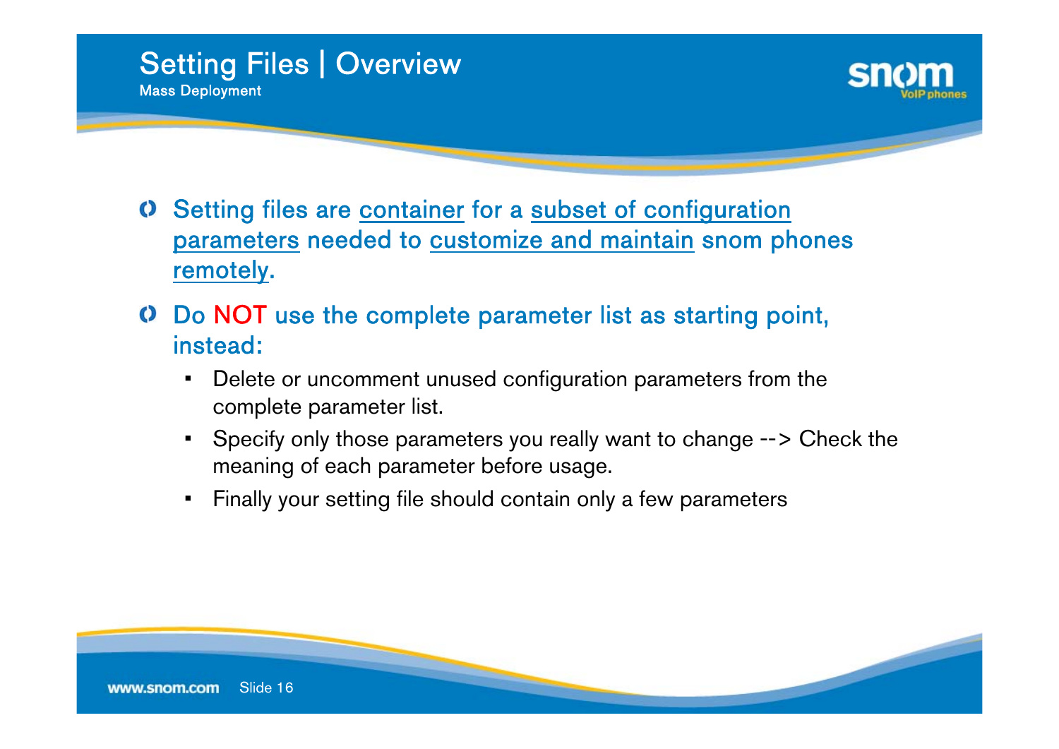# Setting Files | Overview

## Mass Deployment

- Setting files are container for a subset of configuration parameters needed to customize and maintain snom phones remotely.
- Do NOT use the complete parameter list as starting point, instead:
  - Delete or uncomment unused configuration parameters from the complete parameter list.
  - Specify only those parameters you really want to change --> Check the meaning of each parameter before usage.
  - Finally your setting file should contain only a few parameters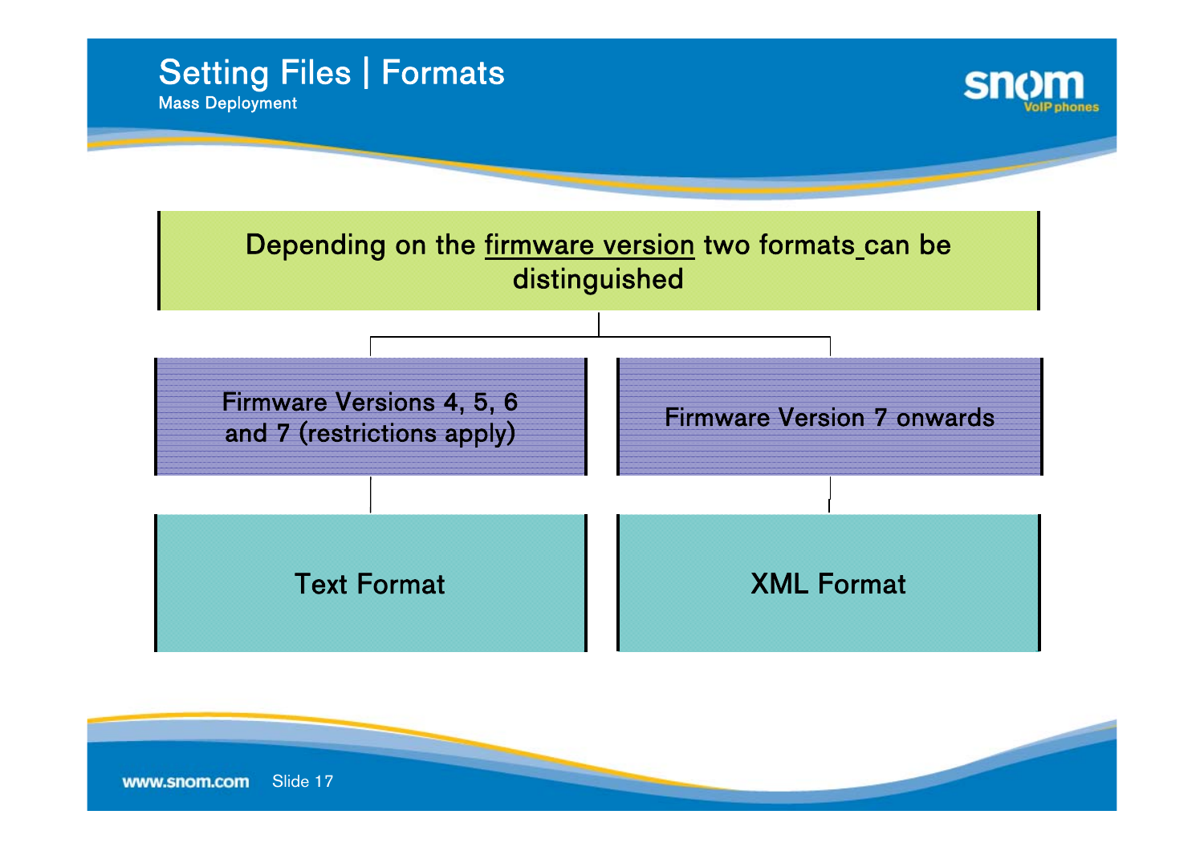# Setting Files | Formats

Mass Deployment

Depending on the firmware version two formats can be distinguished

- Firmware Versions 4, 5, 6 and 7 (restrictions apply)
  - Text Format
- Firmware Version 7 onwards
  - XML Format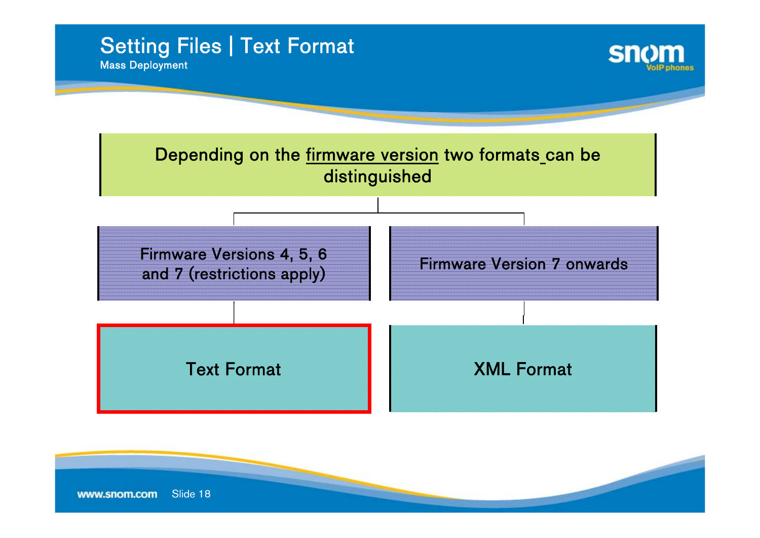# Setting Files | Text Format

## Mass Deployment

Depending on the firmware version two formats can be distinguished

- Firmware Versions 4, 5, 6 and 7 (restrictions apply)
  - Text Format
- Firmware Version 7 onwards
  - XML Format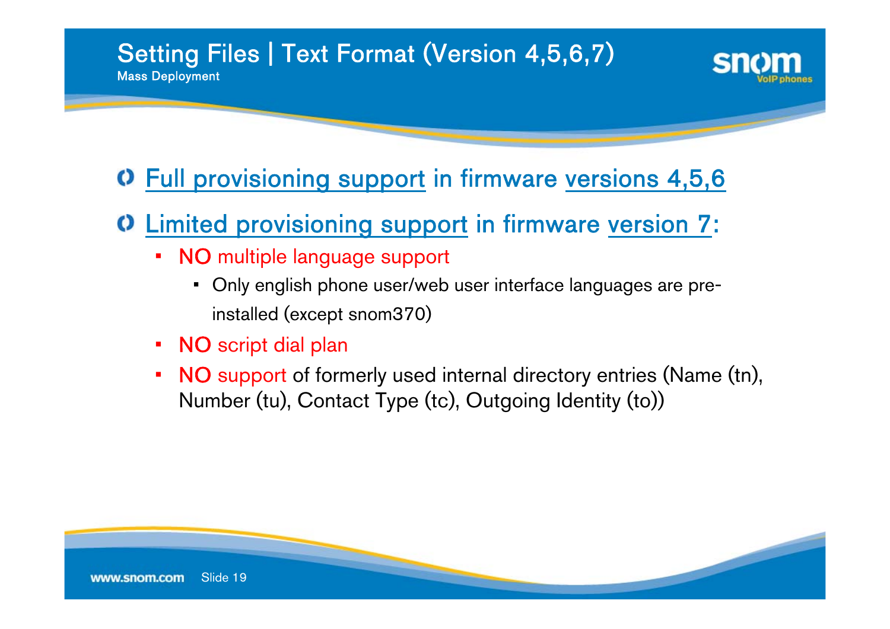# Setting Files | Text Format (Version 4,5,6,7)

## Mass Deployment

- Full provisioning support in firmware versions 4,5,6
- Limited provisioning support in firmware version 7:
  - NO multiple language support
    - Only english phone user/web user interface languages are pre-installed (except snom370)
  - NO script dial plan
  - NO support of formerly used internal directory entries (Name (tn), Number (tu), Contact Type (tc), Outgoing Identity (to))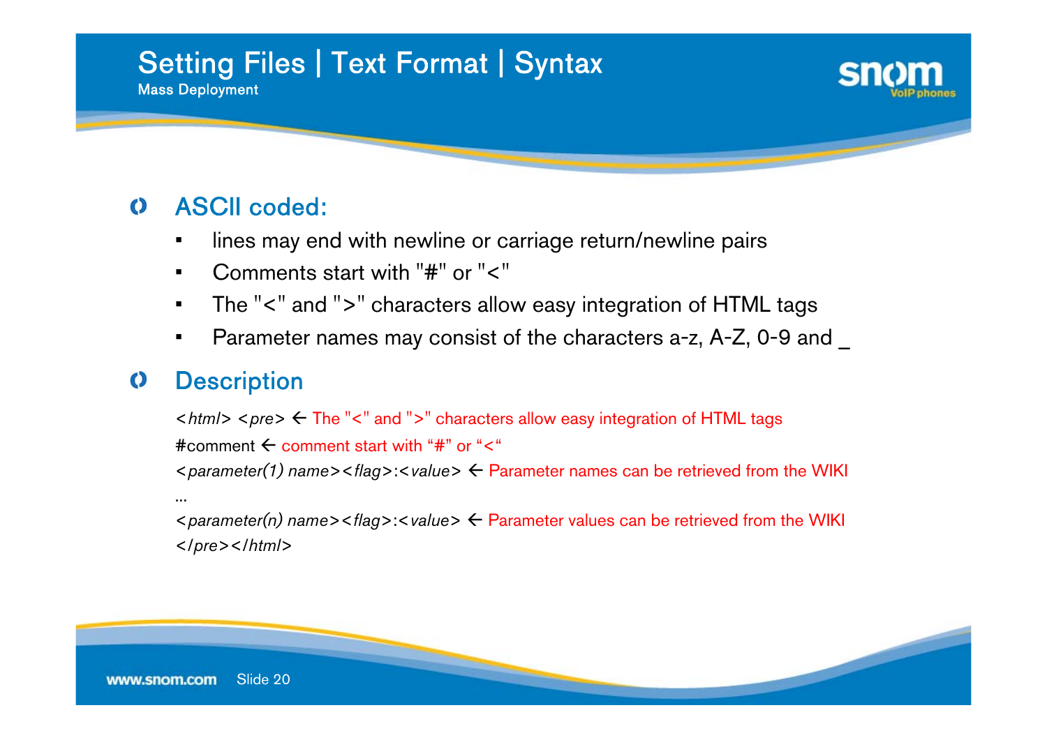# Setting Files | Text Format | Syntax

Mass Deployment

## ASCII coded:

- lines may end with newline or carriage return/newline pairs
- Comments start with "#" or "<"
- The "<" and ">" characters allow easy integration of HTML tags
- Parameter names may consist of the characters a-z, A-Z, 0-9 and _

## Description

<*html*> <*pre*> ← The "<" and ">" characters allow easy integration of HTML tags

#comment ← comment start with "#" or "<"

<*parameter(1) name*><*flag*>:<*value*> ← Parameter names can be retrieved from the WIKI

...

<*parameter(n) name*><*flag*>:<*value*> ← Parameter values can be retrieved from the WIKI

<*/pre*><*/html*>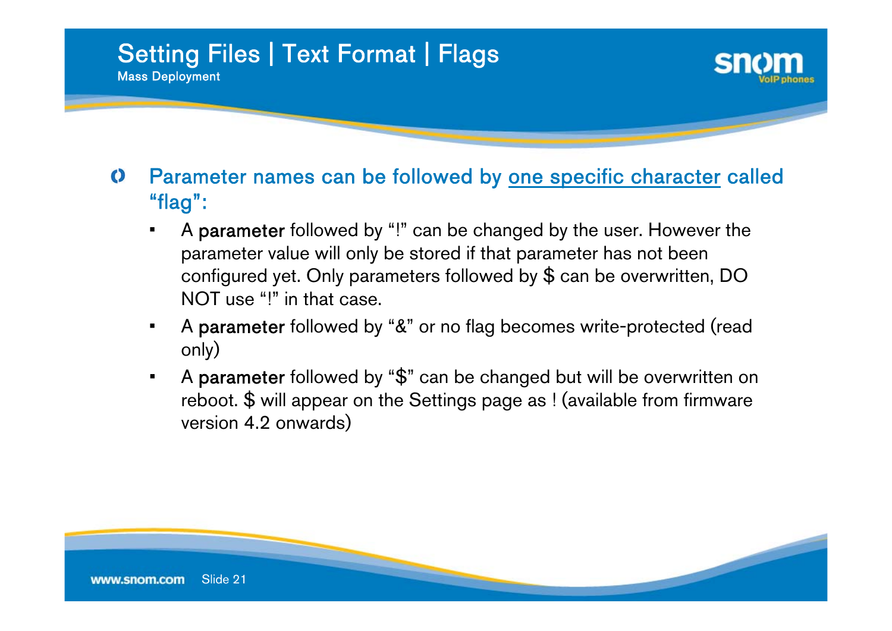# Setting Files | Text Format | Flags

Mass Deployment

- Parameter names can be followed by <u>one specific character</u> called "flag":
  - A **parameter** followed by "!" can be changed by the user. However the parameter value will only be stored if that parameter has not been configured yet. Only parameters followed by $ can be overwritten, DO NOT use "!" in that case.
  - A **parameter** followed by "&" or no flag becomes write-protected (read only)
  - A **parameter** followed by "$" can be changed but will be overwritten on reboot. $ will appear on the Settings page as ! (available from firmware version 4.2 onwards)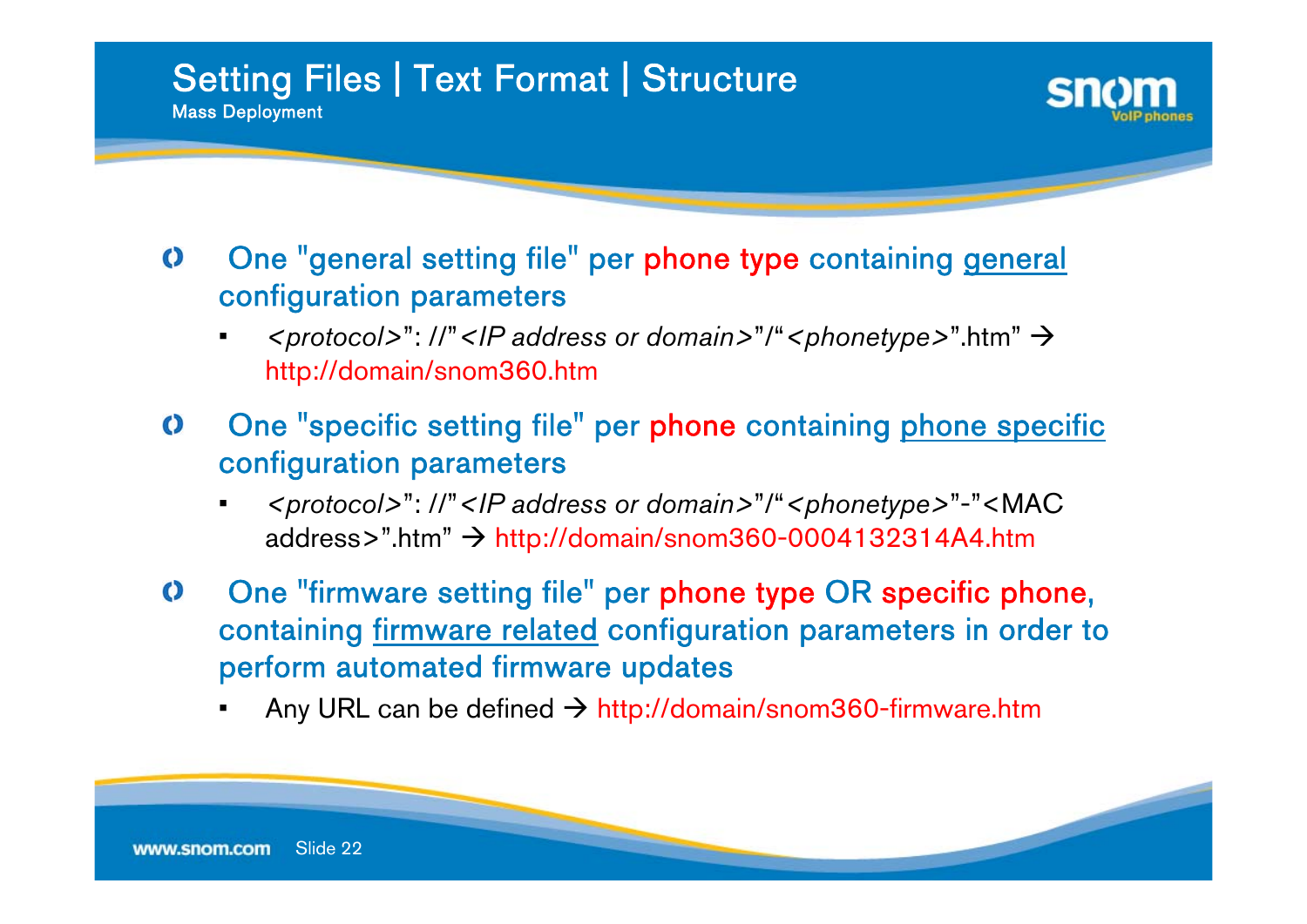# Setting Files | Text Format | Structure

Mass Deployment

- One "general setting file" per phone type containing general configuration parameters
  - *<protocol>*": //"*<IP address or domain>*"/"*<phonetype>*".htm" → http://domain/snom360.htm
- One "specific setting file" per phone containing phone specific configuration parameters
  - *<protocol>*": //"*<IP address or domain>*"/"*<phonetype>*"-"<MAC address>".htm" → http://domain/snom360-0004132314A4.htm
- One "firmware setting file" per phone type OR specific phone, containing firmware related configuration parameters in order to perform automated firmware updates
  - Any URL can be defined → http://domain/snom360-firmware.htm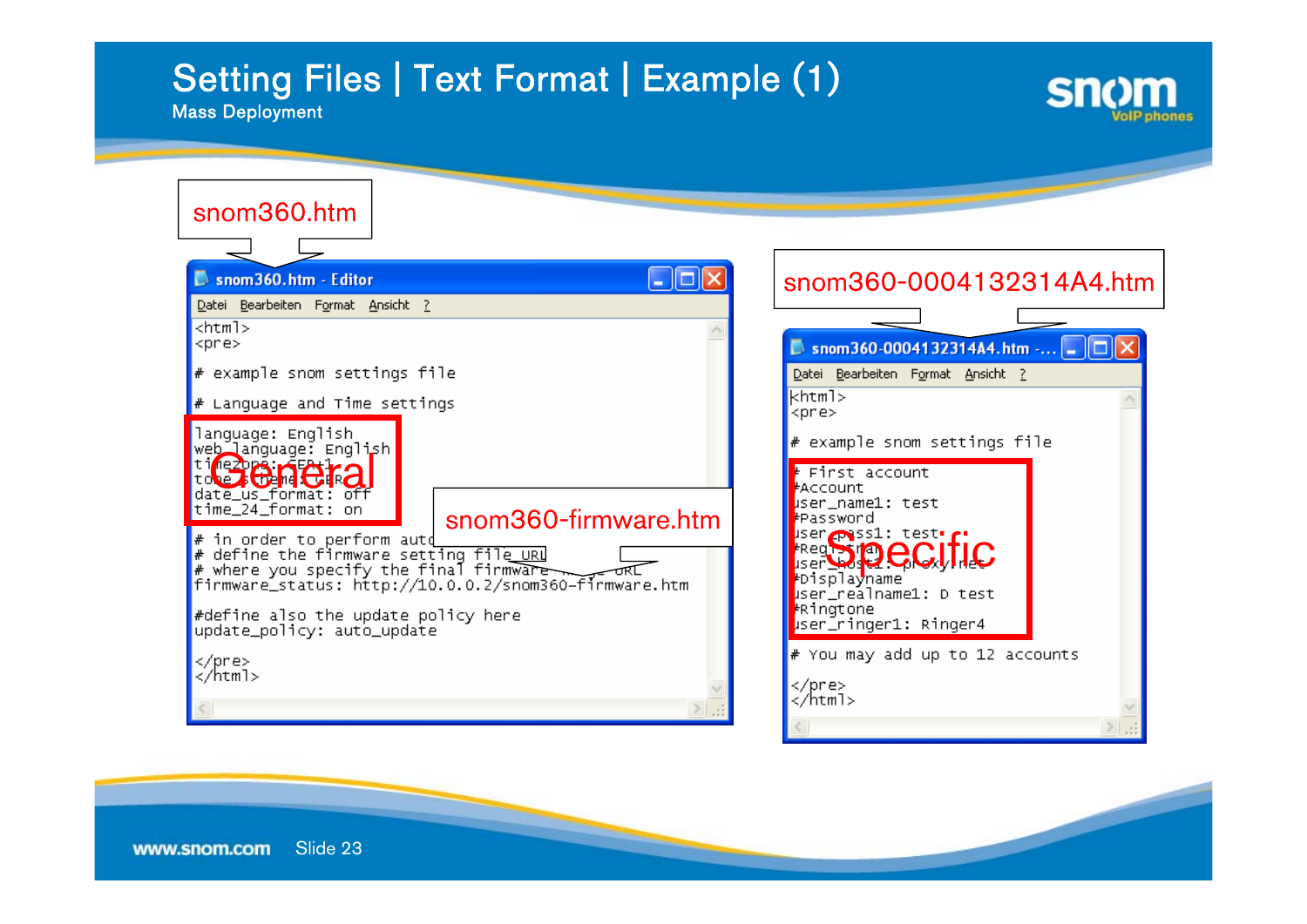# Setting Files | Text Format | Example (1)

Mass Deployment

**snom360.htm**

```
<html>
<pre>

# example snom settings file

# Language and Time settings

language: English
web_language: English
timezone: CET+1
tone_scheme: GER
date_us_format: off
time_24_format: on

# in order to perform auto
# define the firmware setting file_URL
# where you specify the final firmware URL
firmware_status: http://10.0.0.2/snom360-firmware.htm

#define also the update policy here
update_policy: auto_update

</pre>
</html>
```

General

**snom360-firmware.htm**

**snom360-0004132314A4.htm**

```
<html>
<pre>

# example snom settings file

# First account
#Account
user_name1: test
#Password
user_pass1: test
#Registrar
user_host1: proxy.net
#Displayname
user_realname1: D test
#Ringtone
user_ringer1: Ringer4

# You may add up to 12 accounts

</pre>
</html>
```

Specific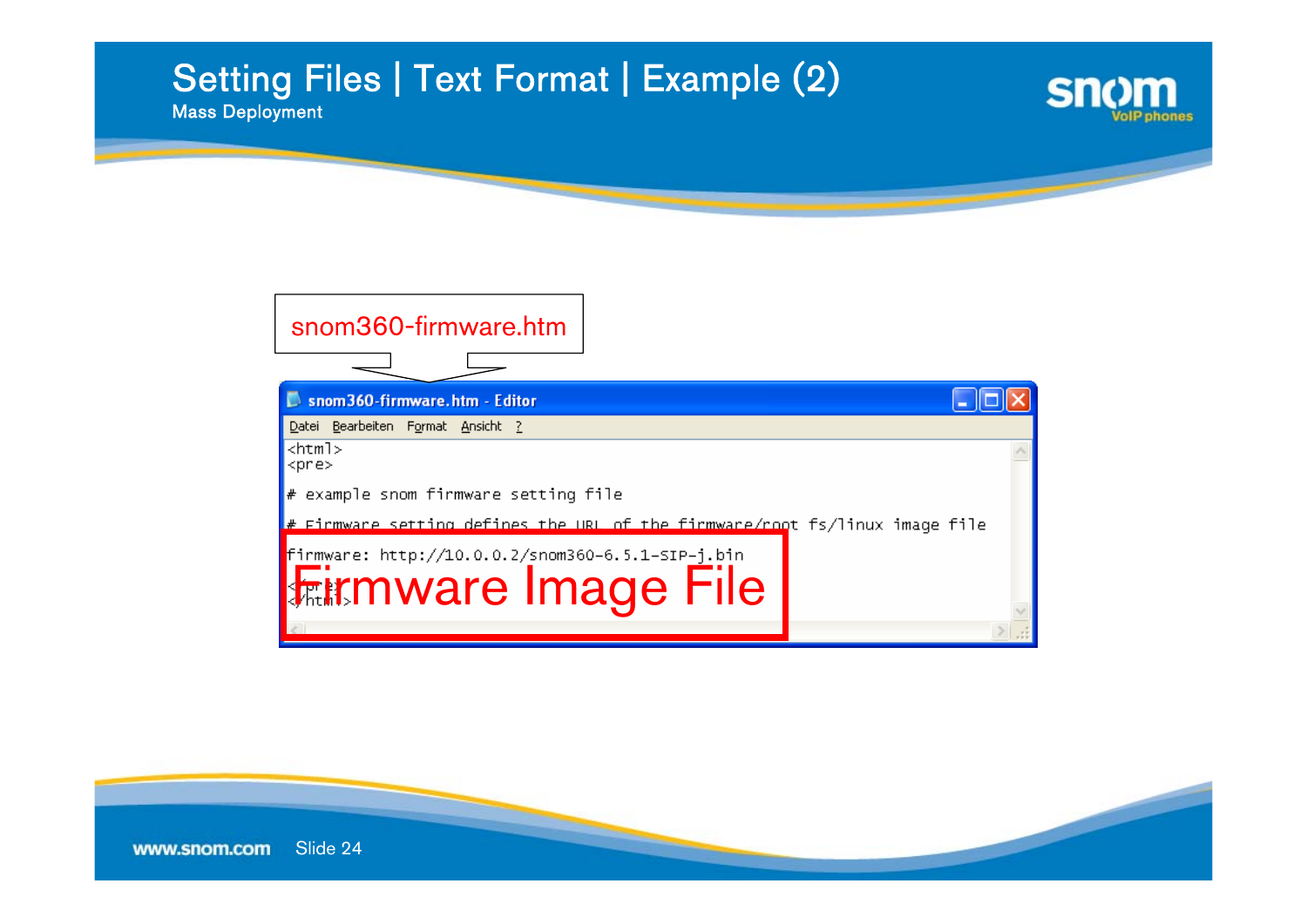# Setting Files | Text Format | Example (2)

Mass Deployment

snom360-firmware.htm

snom360-firmware.htm - Editor

Datei Bearbeiten Format Ansicht ?

```
<html>
<pre>

# example snom firmware setting file

# Firmware setting defines the URL of the firmware/root fs/linux image file

firmware: http://10.0.0.2/snom360-6.5.1-SIP-j.bin

</pre>
</html>
```

Firmware Image File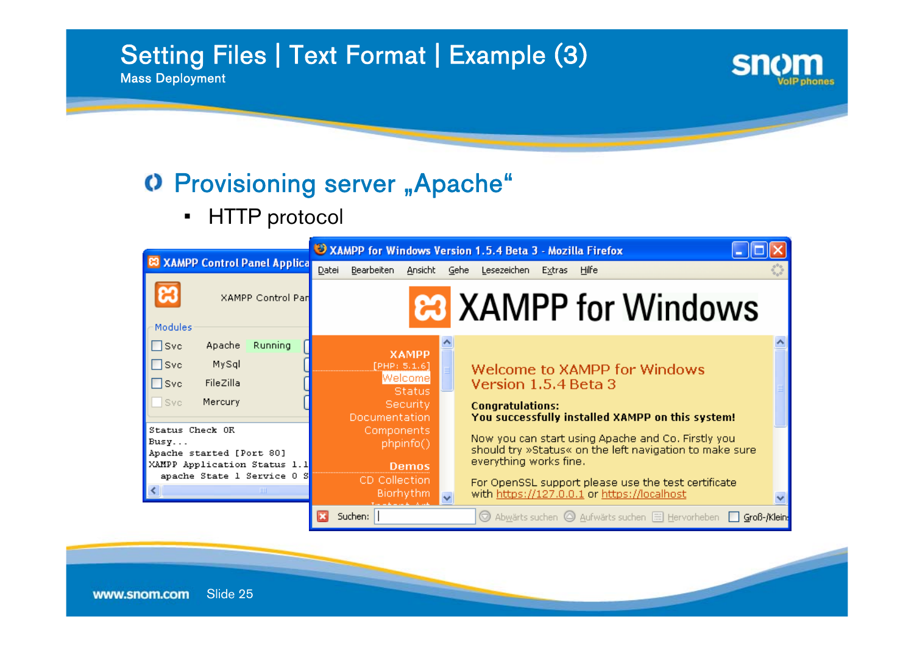# Setting Files | Text Format | Example (3)

Mass Deployment

## Provisioning server „Apache“

- HTTP protocol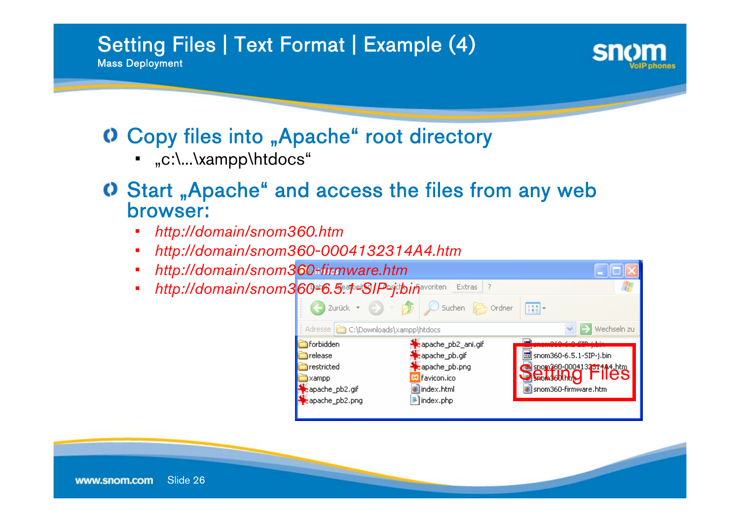# Setting Files | Text Format | Example (4)

## Mass Deployment

- Copy files into „Apache" root directory
  - „c:\...\xampp\htdocs"
- Start „Apache" and access the files from any web browser:
  - *http://domain/snom360.htm*
  - *http://domain/snom360-0004132314A4.htm*
  - *http://domain/snom360-firmware.htm*
  - *http://domain/snom360-6.5.1-SIP-j.bin*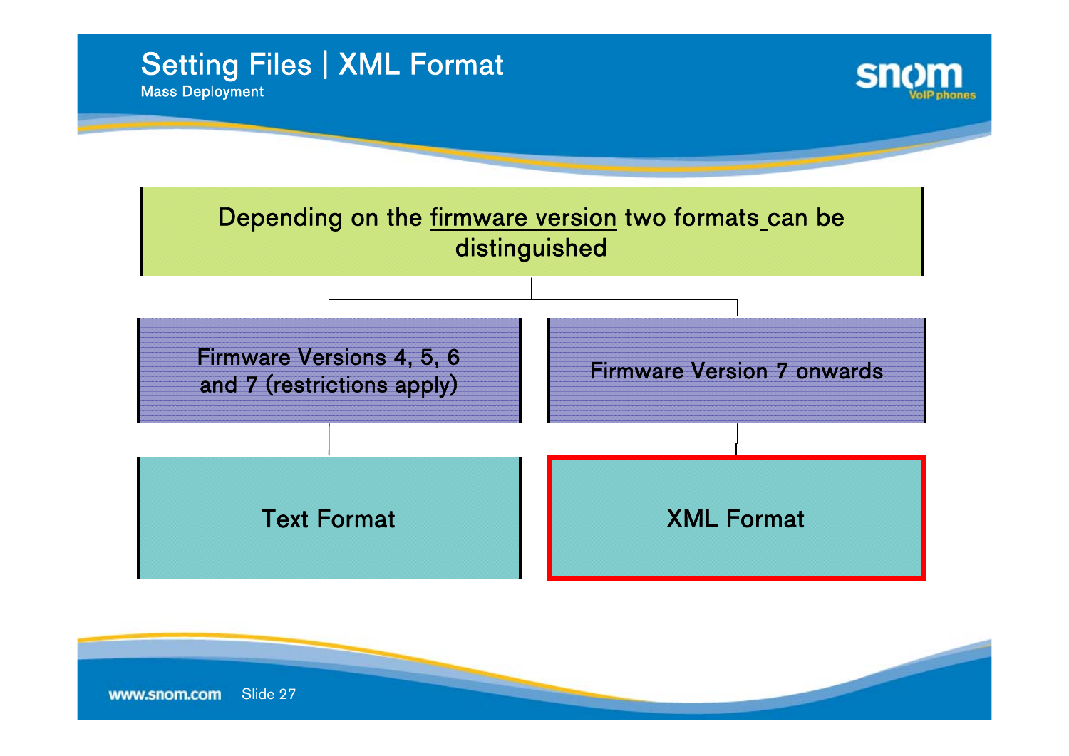# Setting Files | XML Format

## Mass Deployment

Depending on the firmware version two formats can be distinguished

- **Firmware Versions 4, 5, 6 and 7 (restrictions apply)**
  - Text Format
- **Firmware Version 7 onwards**
  - XML Format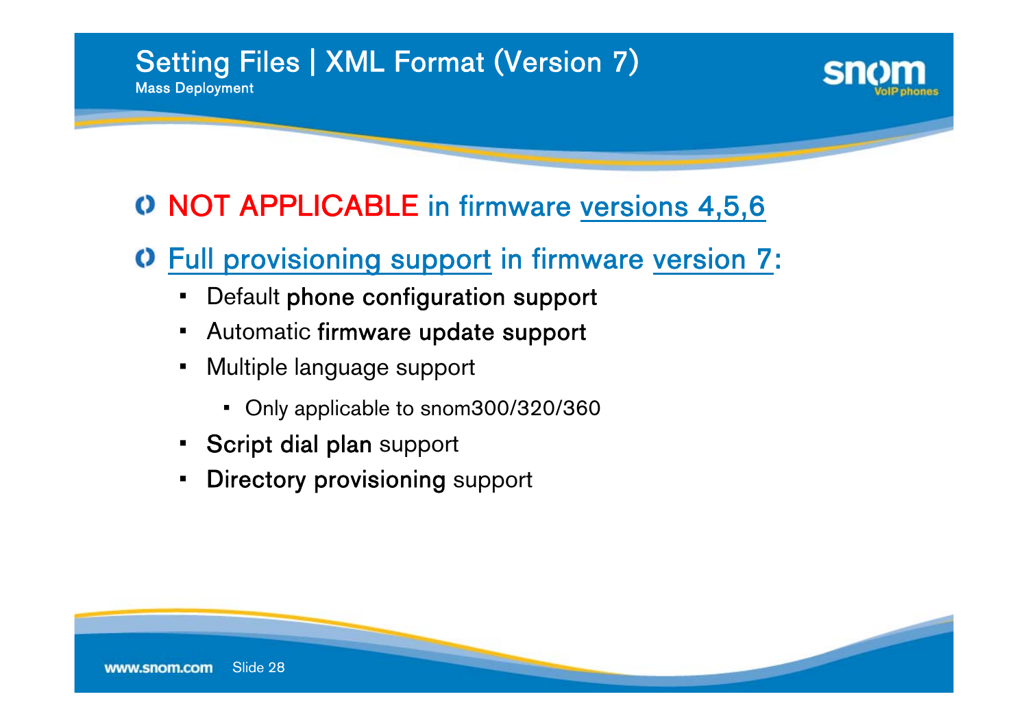# Setting Files | XML Format (Version 7)

## Mass Deployment

- NOT APPLICABLE in firmware versions 4,5,6
- Full provisioning support in firmware version 7:
  - Default **phone configuration support**
  - Automatic **firmware update support**
  - Multiple language support
    - Only applicable to snom300/320/360
  - **Script dial plan** support
  - **Directory provisioning** support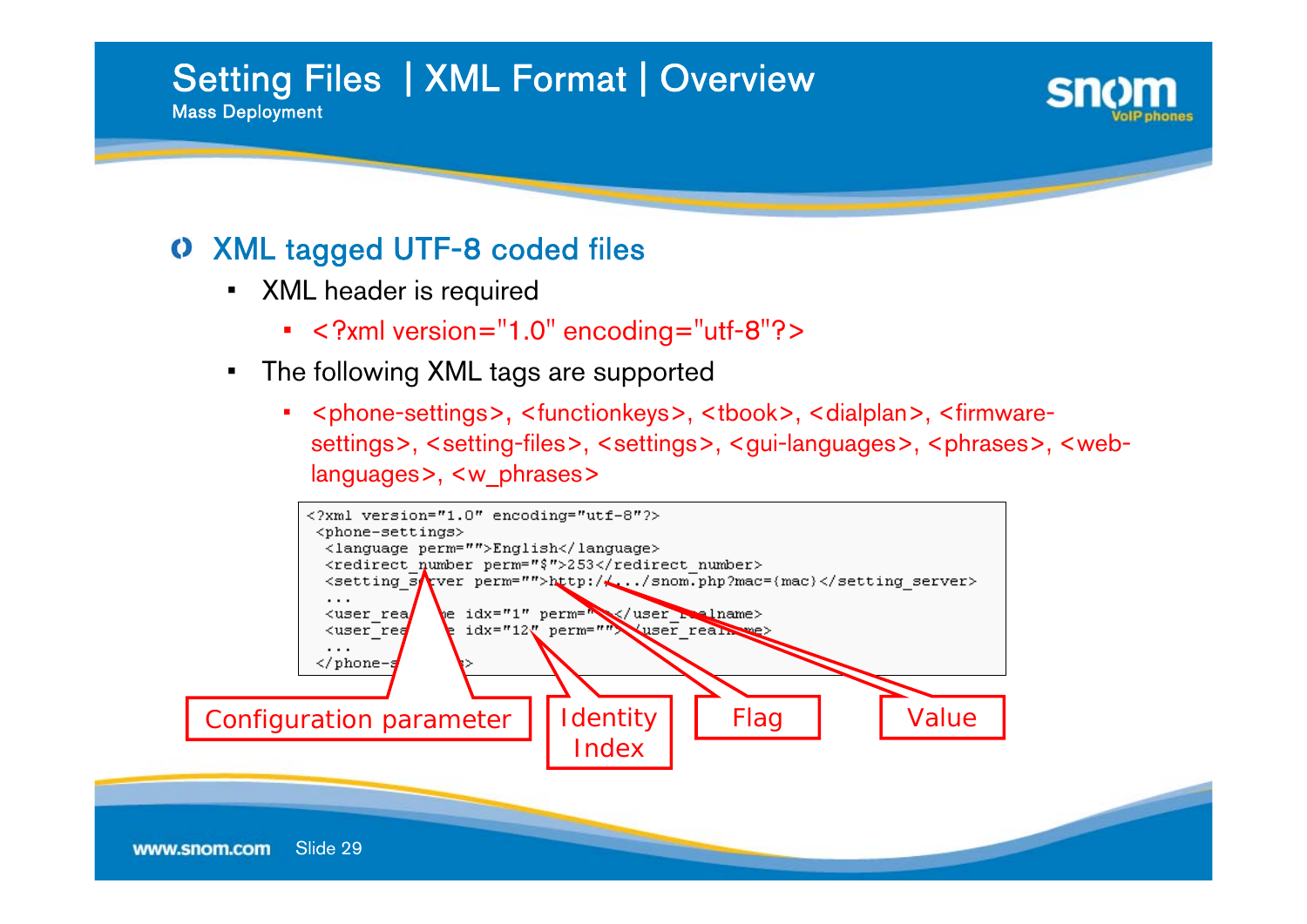# Setting Files | XML Format | Overview

Mass Deployment

## XML tagged UTF-8 coded files

- XML header is required
  - <?xml version="1.0" encoding="utf-8"?>
- The following XML tags are supported
  - <phone-settings>, <functionkeys>, <tbook>, <dialplan>, <firmware-settings>, <setting-files>, <settings>, <gui-languages>, <phrases>, <web-languages>, <w_phrases>

```
<?xml version="1.0" encoding="utf-8"?>
 <phone-settings>
  <language perm="">English</language>
  <redirect_number perm="$">253</redirect_number>
  <setting_server perm="">http://.../snom.php?mac={mac}</setting_server>
  ...
  <user_realname idx="1" perm=""></user_realname>
  <user_realname idx="12" perm=""></user_realname>
  ...
 </phone-settings>
```

Configuration parameter | Identity Index | Flag | Value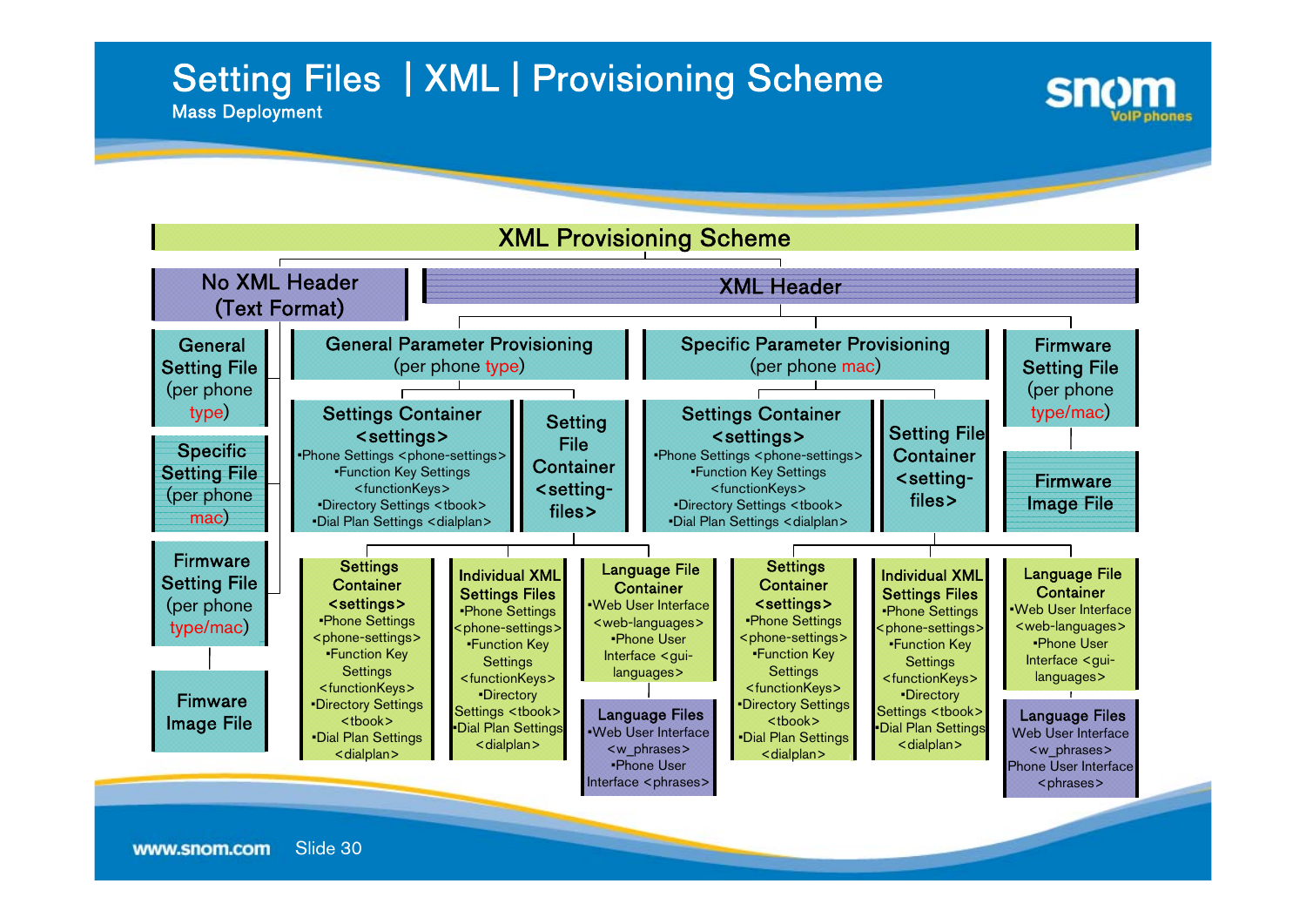# Setting Files | XML | Provisioning Scheme

Mass Deployment

## XML Provisioning Scheme

### No XML Header (Text Format)

- General Setting File (per phone type)
- Specific Setting File (per phone mac)
- Firmware Setting File (per phone type/mac)
  - Fimware Image File

### XML Header

#### General Parameter Provisioning (per phone type)

- Settings Container <settings>
  - Phone Settings <phone-settings>
  - Function Key Settings <functionKeys>
  - Directory Settings <tbook>
  - Dial Plan Settings <dialplan>
- Setting File Container <setting-files>
  - Settings Container <settings>
    - Phone Settings <phone-settings>
    - Function Key Settings <functionKeys>
    - Directory Settings <tbook>
    - Dial Plan Settings <dialplan>
  - Individual XML Settings Files
    - Phone Settings <phone-settings>
    - Function Key Settings <functionKeys>
    - Directory Settings <tbook>
    - Dial Plan Settings <dialplan>
  - Language File Container
    - Web User Interface <web-languages>
    - Phone User Interface <gui-languages>
    - Language Files
      - Web User Interface <w_phrases>
      - Phone User Interface <phrases>

#### Specific Parameter Provisioning (per phone mac)

- Settings Container <settings>
  - Phone Settings <phone-settings>
  - Function Key Settings <functionKeys>
  - Directory Settings <tbook>
  - Dial Plan Settings <dialplan>
- Setting File Container <setting-files>
  - Settings Container <settings>
    - Phone Settings <phone-settings>
    - Function Key Settings <functionKeys>
    - Directory Settings <tbook>
    - Dial Plan Settings <dialplan>
  - Individual XML Settings Files
    - Phone Settings <phone-settings>
    - Function Key Settings <functionKeys>
    - Directory Settings <tbook>
    - Dial Plan Settings <dialplan>
  - Language File Container
    - Web User Interface <web-languages>
    - Phone User Interface <gui-languages>
    - Language Files
      - Web User Interface <w_phrases>
      - Phone User Interface <phrases>

#### Firmware Setting File (per phone type/mac)

- Firmware Image File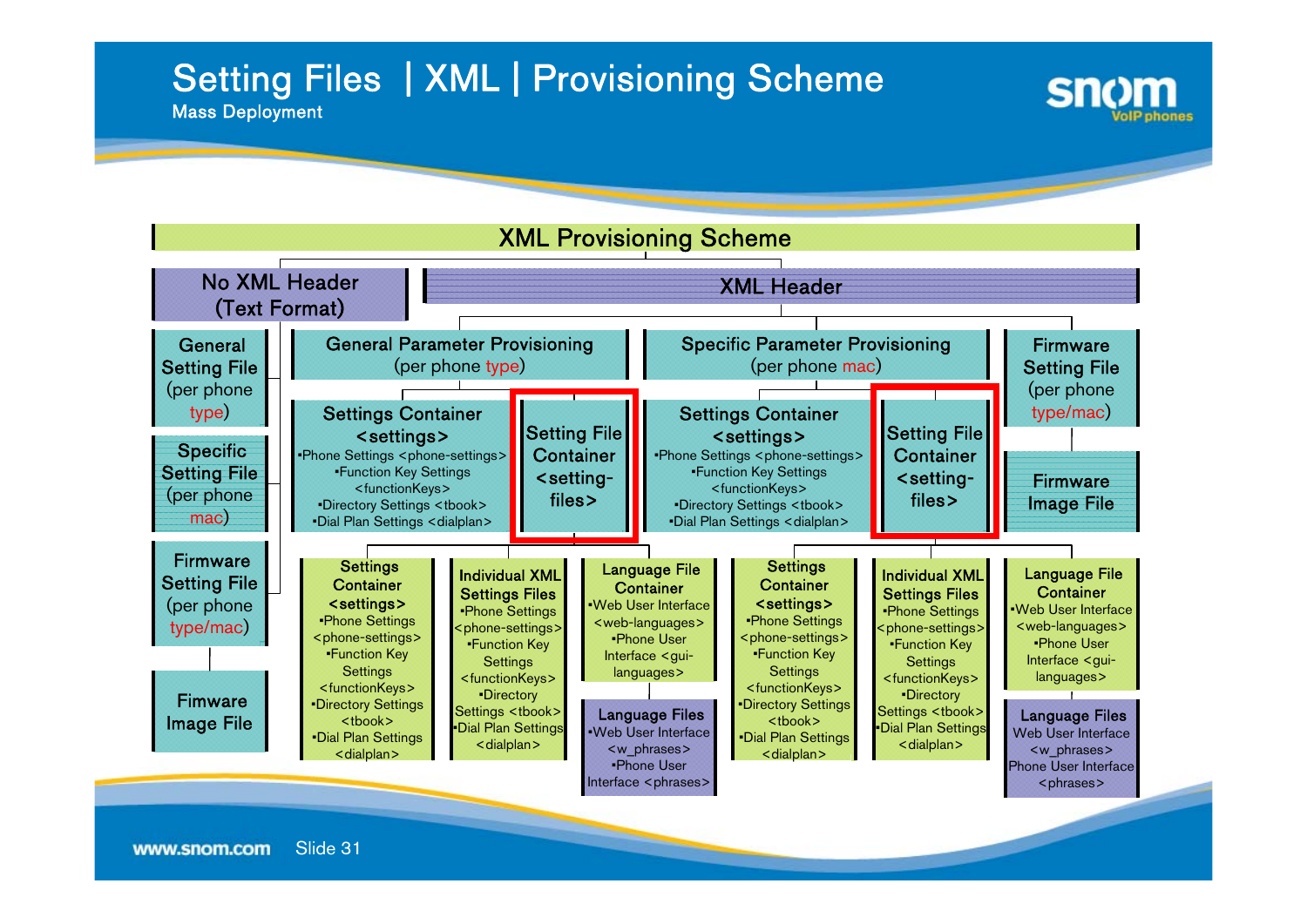# Setting Files | XML | Provisioning Scheme

Mass Deployment

## XML Provisioning Scheme

### No XML Header (Text Format)

- General Setting File (per phone type)
- Specific Setting File (per phone mac)
- Firmware Setting File (per phone type/mac)
  - Fimware Image File

### XML Header

#### General Parameter Provisioning (per phone type)

- Settings Container <settings>
  - •Phone Settings <phone-settings>
  - •Function Key Settings <functionKeys>
  - •Directory Settings <tbook>
  - •Dial Plan Settings <dialplan>
- Setting File Container <setting-files>
  - Settings Container <settings>
    - •Phone Settings <phone-settings>
    - •Function Key Settings <functionKeys>
    - •Directory Settings <tbook>
    - •Dial Plan Settings <dialplan>
  - Individual XML Settings Files
    - •Phone Settings <phone-settings>
    - •Function Key Settings <functionKeys>
    - •Directory Settings <tbook>
    - •Dial Plan Settings <dialplan>
  - Language File Container
    - •Web User Interface <web-languages>
    - •Phone User Interface <gui-languages>
    - Language Files
      - •Web User Interface <w_phrases>
      - •Phone User Interface <phrases>

#### Specific Parameter Provisioning (per phone mac)

- Settings Container <settings>
  - •Phone Settings <phone-settings>
  - •Function Key Settings <functionKeys>
  - •Directory Settings <tbook>
  - •Dial Plan Settings <dialplan>
- Setting File Container <setting-files>
  - Settings Container <settings>
    - •Phone Settings <phone-settings>
    - •Function Key Settings <functionKeys>
    - •Directory Settings <tbook>
    - •Dial Plan Settings <dialplan>
  - Individual XML Settings Files
    - •Phone Settings <phone-settings>
    - •Function Key Settings <functionKeys>
    - •Directory Settings <tbook>
    - •Dial Plan Settings <dialplan>
  - Language File Container
    - •Web User Interface <web-languages>
    - •Phone User Interface <gui-languages>
    - Language Files
      - Web User Interface <w_phrases>
      - Phone User Interface <phrases>

#### Firmware Setting File (per phone type/mac)

- Firmware Image File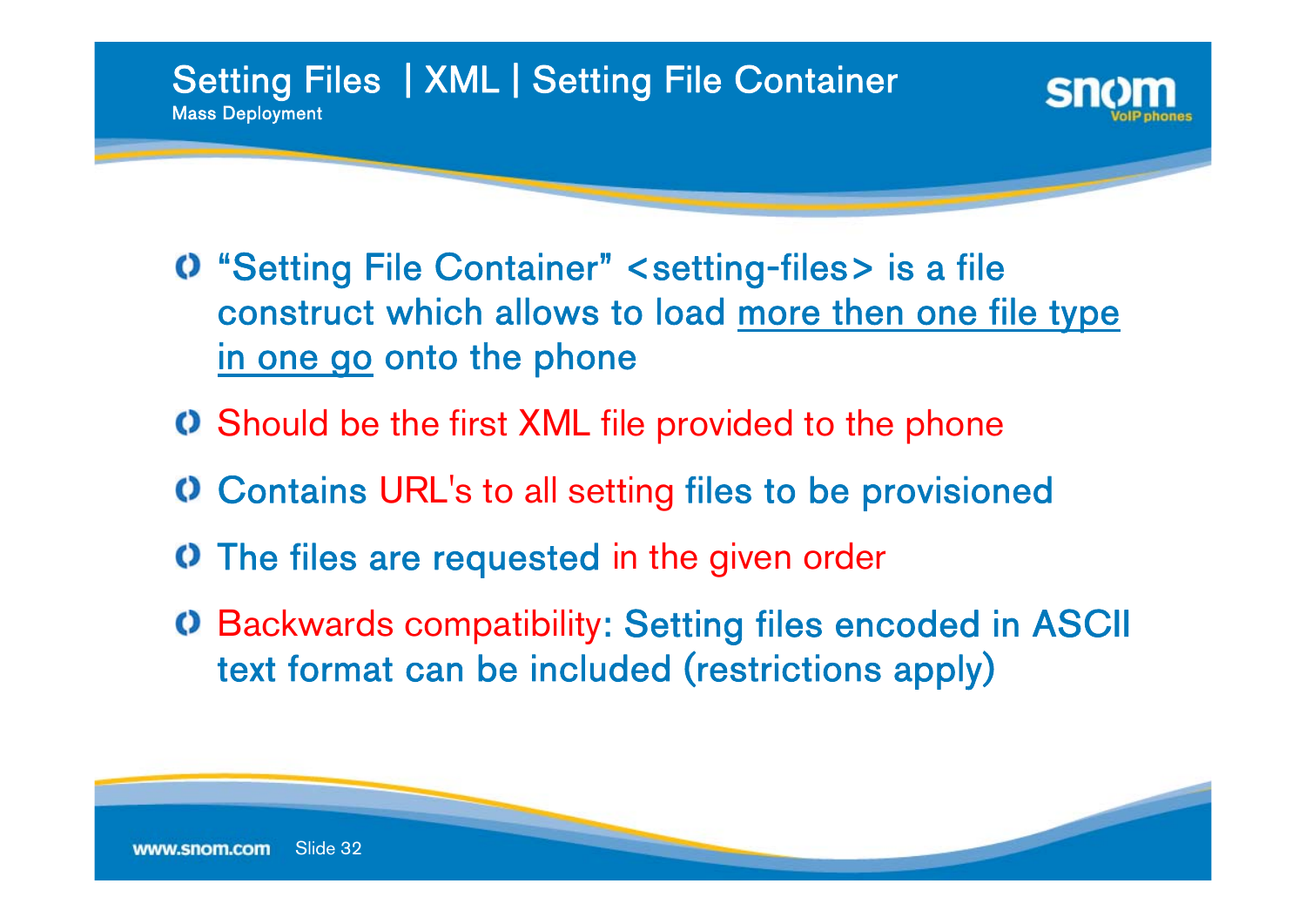# Setting Files | XML | Setting File Container

## Mass Deployment

- "Setting File Container" <setting-files> is a file construct which allows to load <u>more then one file type in one go</u> onto the phone
- Should be the first XML file provided to the phone
- Contains URL's to all setting files to be provisioned
- The files are requested in the given order
- Backwards compatibility: Setting files encoded in ASCII text format can be included (restrictions apply)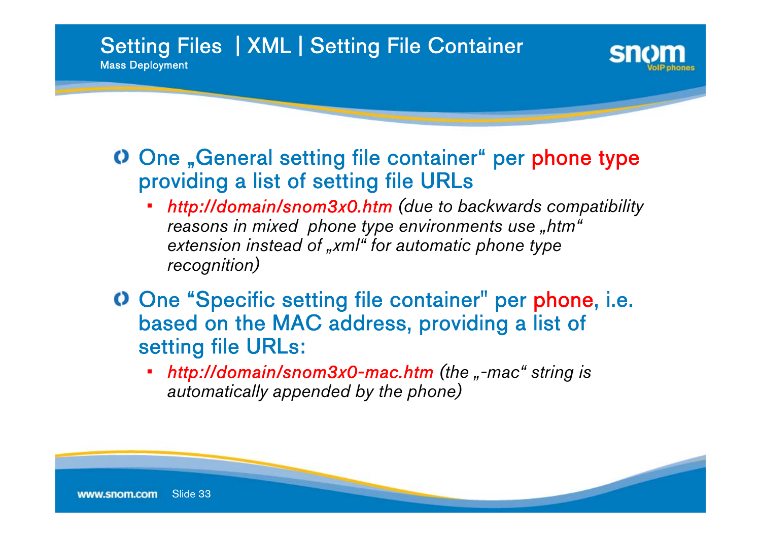# Setting Files | XML | Setting File Container

## Mass Deployment

- One „General setting file container" per phone type providing a list of setting file URLs
  - *http://domain/snom3x0.htm (due to backwards compatibility reasons in mixed phone type environments use „htm" extension instead of „xml" for automatic phone type recognition)*
- One "Specific setting file container" per phone, i.e. based on the MAC address, providing a list of setting file URLs:
  - *http://domain/snom3x0-mac.htm (the „-mac" string is automatically appended by the phone)*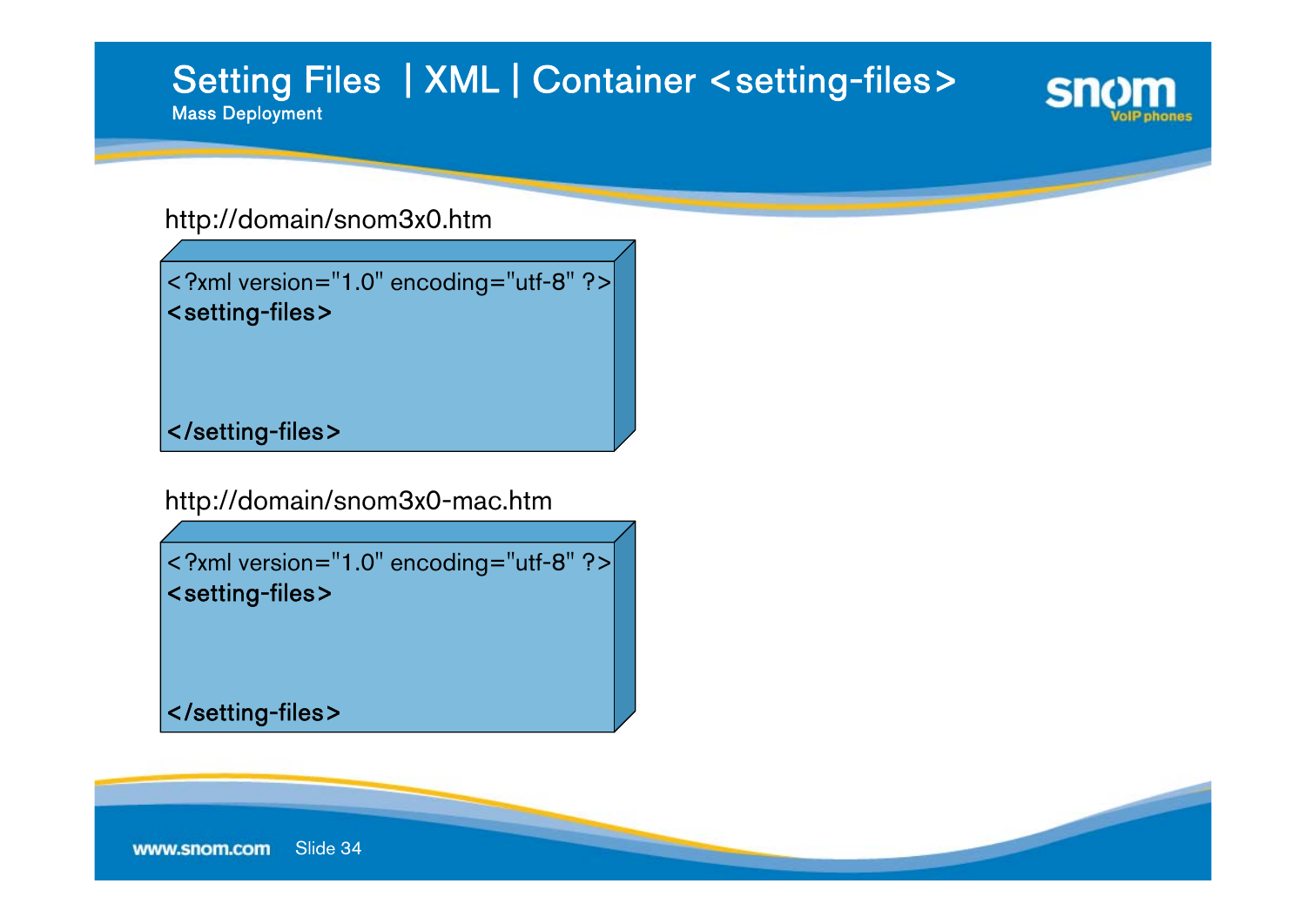# Setting Files | XML | Container <setting-files>

Mass Deployment

http://domain/snom3x0.htm

```
<?xml version="1.0" encoding="utf-8" ?>
<setting-files>


</setting-files>
```

http://domain/snom3x0-mac.htm

```
<?xml version="1.0" encoding="utf-8" ?>
<setting-files>


</setting-files>
```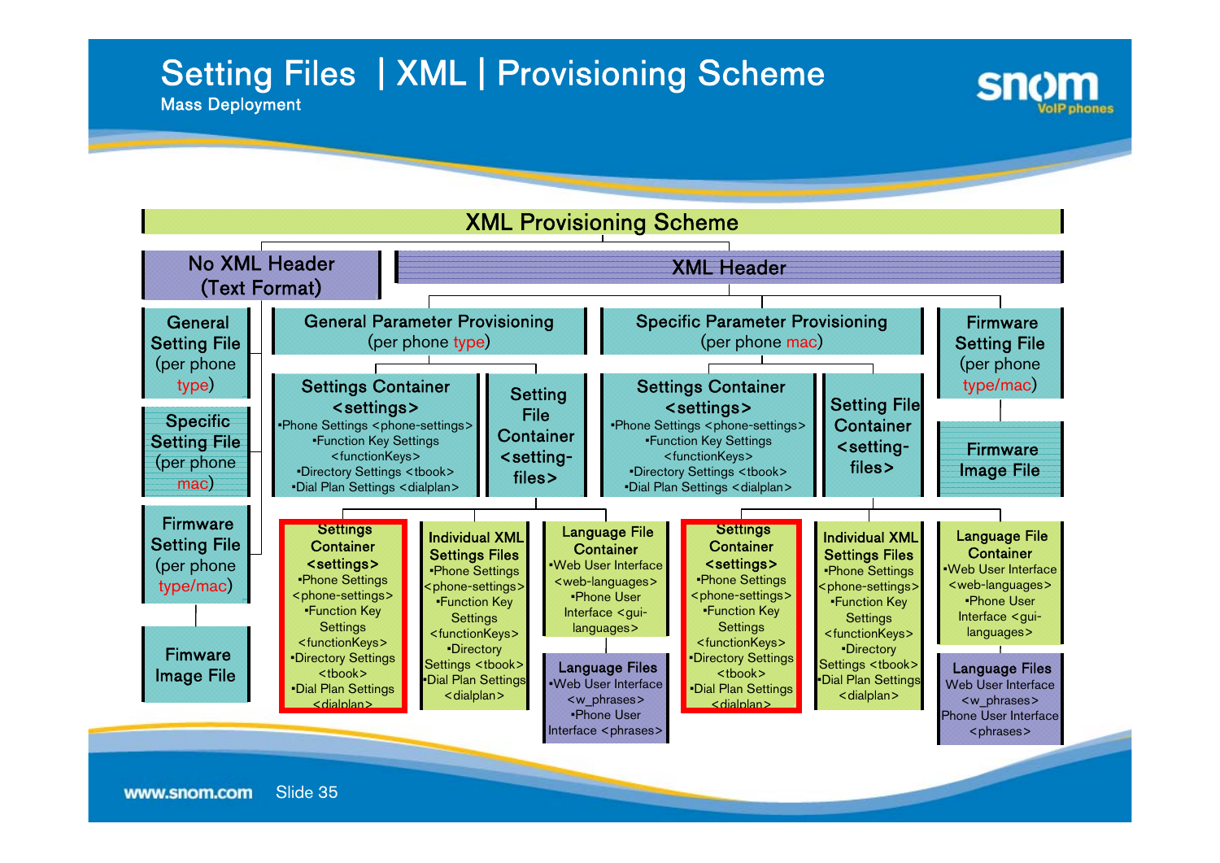# Setting Files | XML | Provisioning Scheme

Mass Deployment

## XML Provisioning Scheme

### No XML Header (Text Format)

- General Setting File (per phone type)
- Specific Setting File (per phone mac)
- Firmware Setting File (per phone type/mac)
  - Fimware Image File

### XML Header

#### General Parameter Provisioning (per phone type)

- Settings Container <settings>
  - Phone Settings <phone-settings>
  - Function Key Settings <functionKeys>
  - Directory Settings <tbook>
  - Dial Plan Settings <dialplan>
- Setting File Container <setting-files>
  - Settings Container <settings>
    - Phone Settings <phone-settings>
    - Function Key Settings <functionKeys>
    - Directory Settings <tbook>
    - Dial Plan Settings <dialplan>
  - Individual XML Settings Files
    - Phone Settings <phone-settings>
    - Function Key Settings <functionKeys>
    - Directory Settings <tbook>
    - Dial Plan Settings <dialplan>
  - Language File Container
    - Web User Interface <web-languages>
    - Phone User Interface <gui-languages>
    - Language Files
      - Web User Interface <w_phrases>
      - Phone User Interface <phrases>

#### Specific Parameter Provisioning (per phone mac)

- Settings Container <settings>
  - Phone Settings <phone-settings>
  - Function Key Settings <functionKeys>
  - Directory Settings <tbook>
  - Dial Plan Settings <dialplan>
- Setting File Container <setting-files>
  - Settings Container <settings>
    - Phone Settings <phone-settings>
    - Function Key Settings <functionKeys>
    - Directory Settings <tbook>
    - Dial Plan Settings <dialplan>
  - Individual XML Settings Files
    - Phone Settings <phone-settings>
    - Function Key Settings <functionKeys>
    - Directory Settings <tbook>
    - Dial Plan Settings <dialplan>
  - Language File Container
    - Web User Interface <web-languages>
    - Phone User Interface <gui-languages>
    - Language Files
      - Web User Interface <w_phrases>
      - Phone User Interface <phrases>

#### Firmware Setting File (per phone type/mac)

- Firmware Image File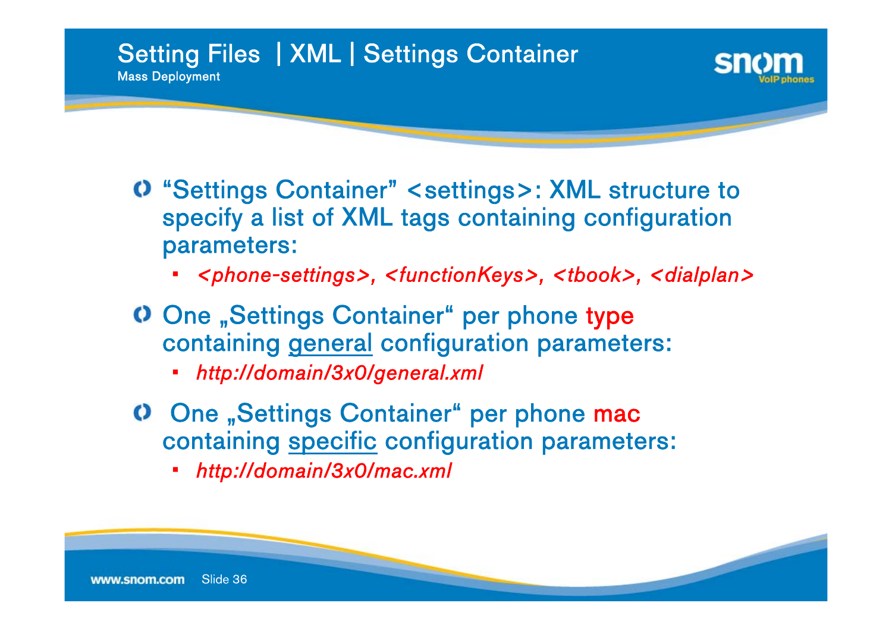# Setting Files | XML | Settings Container

Mass Deployment

- "Settings Container" <settings>: XML structure to specify a list of XML tags containing configuration parameters:
  - *<phone-settings>, <functionKeys>, <tbook>, <dialplan>*
- One „Settings Container" per phone type containing general configuration parameters:
  - *http://domain/3x0/general.xml*
- One „Settings Container" per phone mac containing specific configuration parameters:
  - *http://domain/3x0/mac.xml*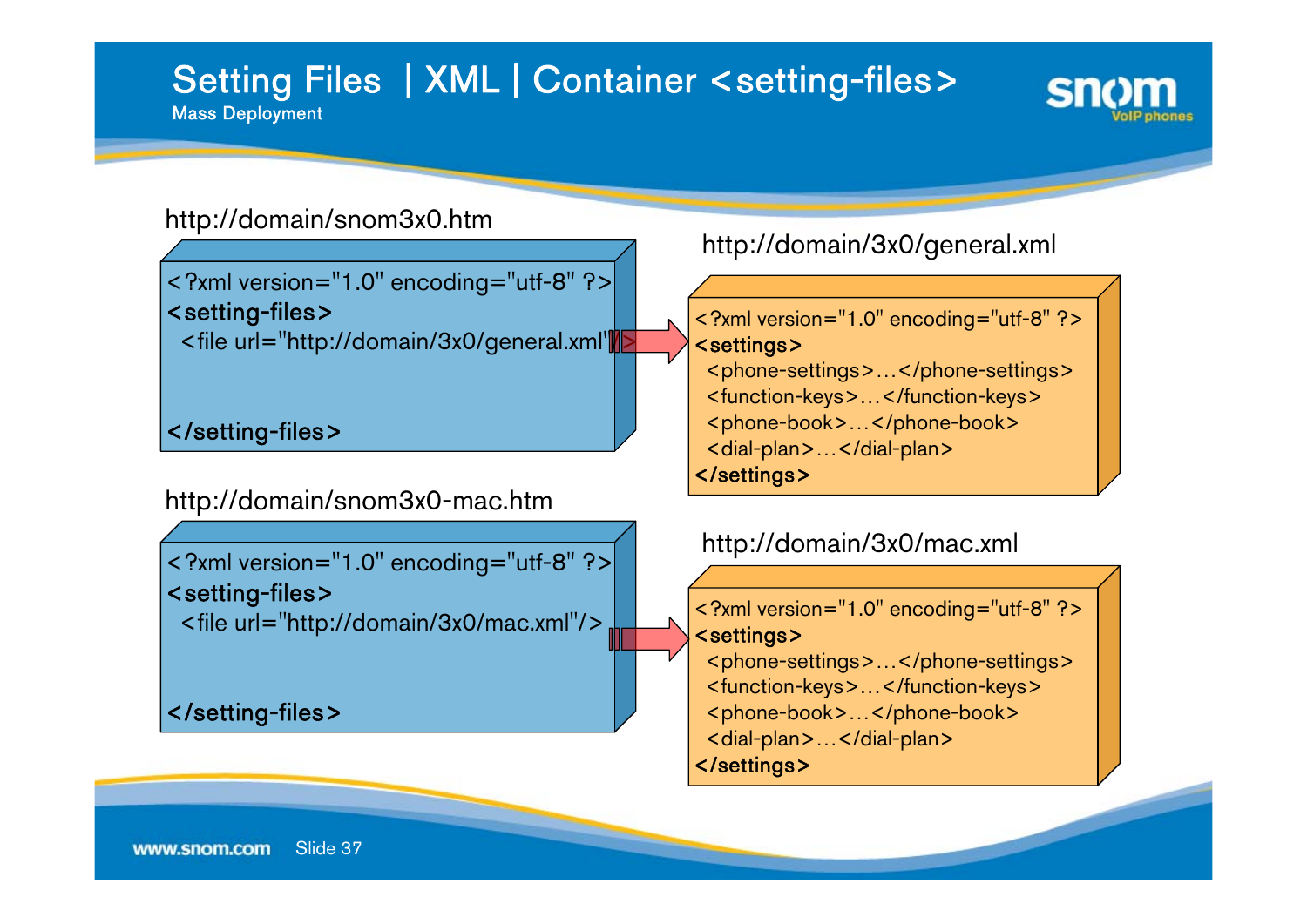# Setting Files | XML | Container <setting-files>

Mass Deployment

http://domain/snom3x0.htm

```
<?xml version="1.0" encoding="utf-8" ?>
<setting-files>
  <file url="http://domain/3x0/general.xml"/>


</setting-files>
```

http://domain/3x0/general.xml

```
<?xml version="1.0" encoding="utf-8" ?>
<settings>
  <phone-settings>…</phone-settings>
  <function-keys>…</function-keys>
  <phone-book>…</phone-book>
  <dial-plan>…</dial-plan>
</settings>
```

http://domain/snom3x0-mac.htm

```
<?xml version="1.0" encoding="utf-8" ?>
<setting-files>
  <file url="http://domain/3x0/mac.xml"/>


</setting-files>
```

http://domain/3x0/mac.xml

```
<?xml version="1.0" encoding="utf-8" ?>
<settings>
  <phone-settings>…</phone-settings>
  <function-keys>…</function-keys>
  <phone-book>…</phone-book>
  <dial-plan>…</dial-plan>
</settings>
```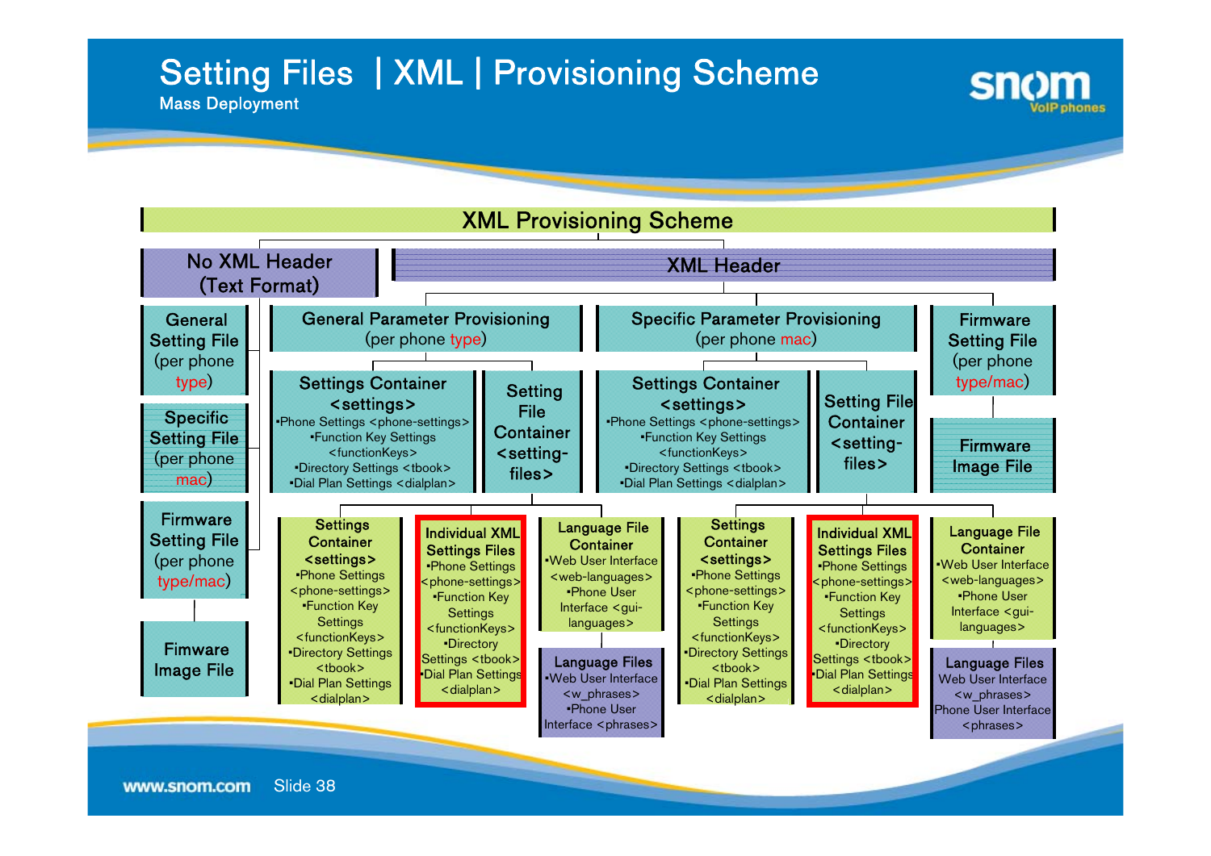# Setting Files | XML | Provisioning Scheme

## Mass Deployment

### XML Provisioning Scheme

**No XML Header (Text Format)**

- General Setting File (per phone type)
- Specific Setting File (per phone mac)
- Firmware Setting File (per phone type/mac)
  - Fimware Image File

**XML Header**

- **General Parameter Provisioning** (per phone type)
  - Settings Container <settings>
    - ▪Phone Settings <phone-settings>
    - ▪Function Key Settings <functionKeys>
    - ▪Directory Settings <tbook>
    - ▪Dial Plan Settings <dialplan>
  - Setting File Container <setting-files>
    - Settings Container <settings>
      - ▪Phone Settings <phone-settings>
      - ▪Function Key Settings <functionKeys>
      - ▪Directory Settings <tbook>
      - ▪Dial Plan Settings <dialplan>
    - Individual XML Settings Files
      - ▪Phone Settings <phone-settings>
      - ▪Function Key Settings <functionKeys>
      - ▪Directory Settings <tbook>
      - ▪Dial Plan Settings <dialplan>
    - Language File Container
      - ▪Web User Interface <web-languages>
      - ▪Phone User Interface <gui-languages>
      - Language Files
        - ▪Web User Interface <w_phrases>
        - ▪Phone User Interface <phrases>
- **Specific Parameter Provisioning** (per phone mac)
  - Settings Container <settings>
    - ▪Phone Settings <phone-settings>
    - ▪Function Key Settings <functionKeys>
    - ▪Directory Settings <tbook>
    - ▪Dial Plan Settings <dialplan>
  - Setting File Container <setting-files>
    - Settings Container <settings>
      - ▪Phone Settings <phone-settings>
      - ▪Function Key Settings <functionKeys>
      - ▪Directory Settings <tbook>
      - ▪Dial Plan Settings <dialplan>
    - Individual XML Settings Files
      - ▪Phone Settings <phone-settings>
      - ▪Function Key Settings <functionKeys>
      - ▪Directory Settings <tbook>
      - ▪Dial Plan Settings <dialplan>
    - Language File Container
      - ▪Web User Interface <web-languages>
      - ▪Phone User Interface <gui-languages>
      - Language Files
        - Web User Interface <w_phrases>
        - Phone User Interface <phrases>
- **Firmware Setting File** (per phone type/mac)
  - Firmware Image File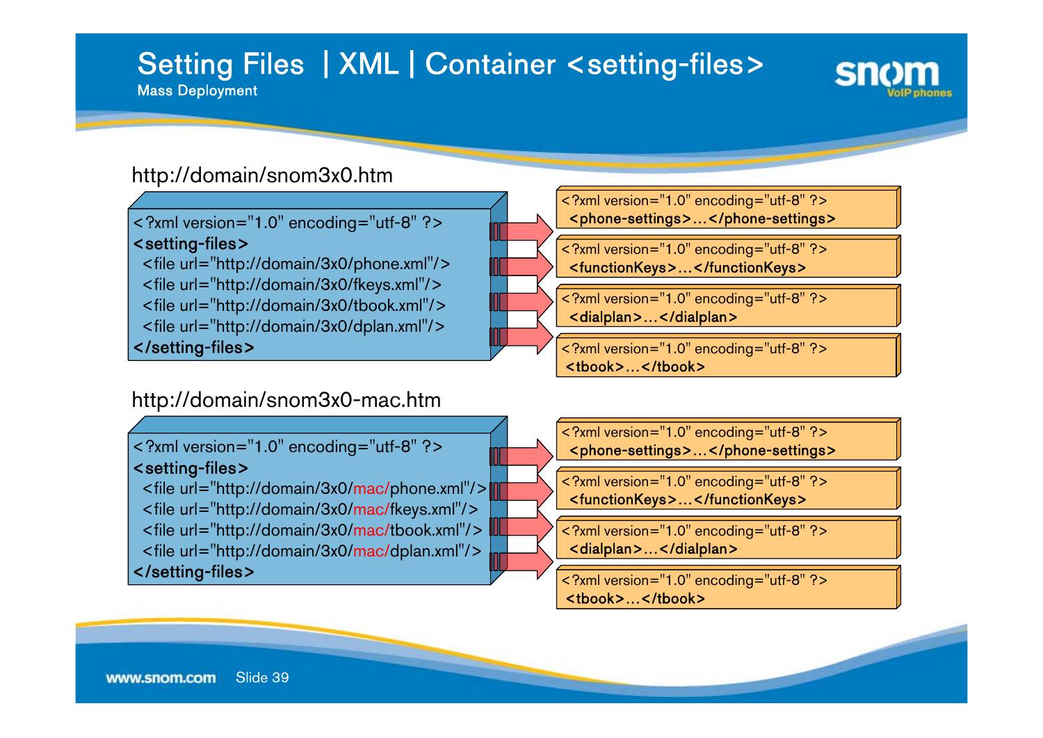# Setting Files | XML | Container <setting-files>

Mass Deployment

http://domain/snom3x0.htm

```
<?xml version="1.0" encoding="utf-8" ?>
<setting-files>
  <file url="http://domain/3x0/phone.xml"/>
  <file url="http://domain/3x0/fkeys.xml"/>
  <file url="http://domain/3x0/tbook.xml"/>
  <file url="http://domain/3x0/dplan.xml"/>
</setting-files>
```

```
<?xml version="1.0" encoding="utf-8" ?>
<phone-settings>...</phone-settings>
```

```
<?xml version="1.0" encoding="utf-8" ?>
<functionKeys>...</functionKeys>
```

```
<?xml version="1.0" encoding="utf-8" ?>
<dialplan>...</dialplan>
```

```
<?xml version="1.0" encoding="utf-8" ?>
<tbook>...</tbook>
```

http://domain/snom3x0-mac.htm

```
<?xml version="1.0" encoding="utf-8" ?>
<setting-files>
  <file url="http://domain/3x0/mac/phone.xml"/>
  <file url="http://domain/3x0/mac/fkeys.xml"/>
  <file url="http://domain/3x0/mac/tbook.xml"/>
  <file url="http://domain/3x0/mac/dplan.xml"/>
</setting-files>
```

```
<?xml version="1.0" encoding="utf-8" ?>
<phone-settings>...</phone-settings>
```

```
<?xml version="1.0" encoding="utf-8" ?>
<functionKeys>...</functionKeys>
```

```
<?xml version="1.0" encoding="utf-8" ?>
<dialplan>...</dialplan>
```

```
<?xml version="1.0" encoding="utf-8" ?>
<tbook>...</tbook>
```

www.snom.com Slide 39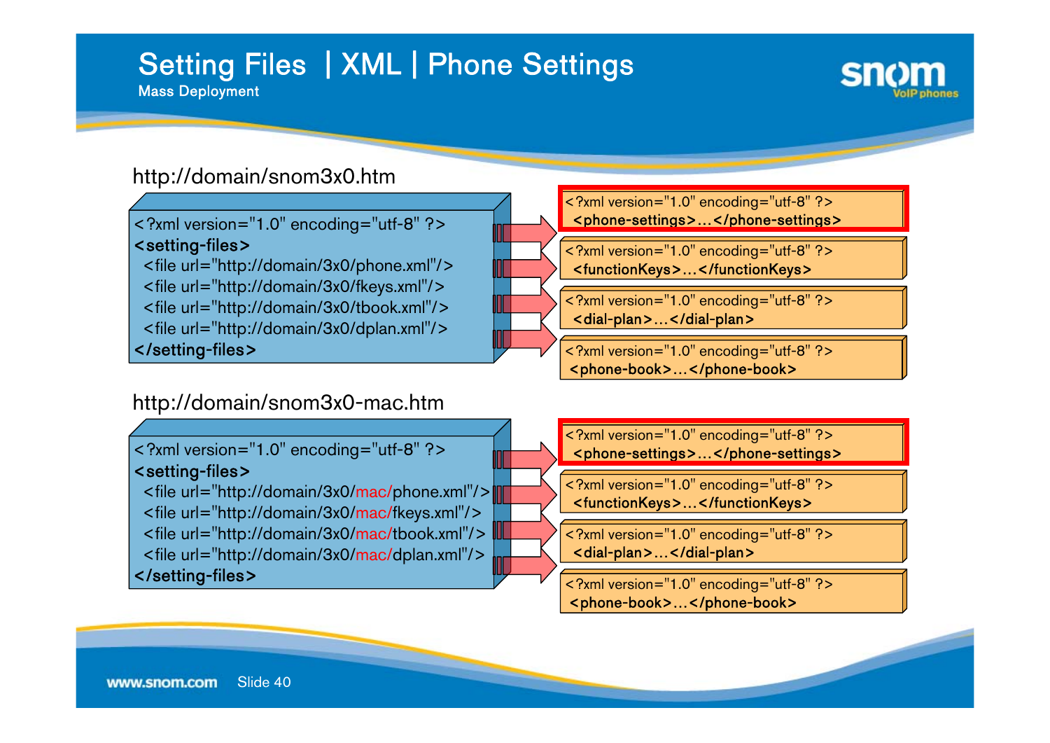# Setting Files | XML | Phone Settings

Mass Deployment

http://domain/snom3x0.htm

```
<?xml version="1.0" encoding="utf-8" ?>
<setting-files>
  <file url="http://domain/3x0/phone.xml"/>
  <file url="http://domain/3x0/fkeys.xml"/>
  <file url="http://domain/3x0/tbook.xml"/>
  <file url="http://domain/3x0/dplan.xml"/>
</setting-files>
```

```
<?xml version="1.0" encoding="utf-8" ?>
<phone-settings>…</phone-settings>
```

```
<?xml version="1.0" encoding="utf-8" ?>
<functionKeys>…</functionKeys>
```

```
<?xml version="1.0" encoding="utf-8" ?>
<dial-plan>…</dial-plan>
```

```
<?xml version="1.0" encoding="utf-8" ?>
<phone-book>…</phone-book>
```

http://domain/snom3x0-mac.htm

```
<?xml version="1.0" encoding="utf-8" ?>
<setting-files>
  <file url="http://domain/3x0/mac/phone.xml"/>
  <file url="http://domain/3x0/mac/fkeys.xml"/>
  <file url="http://domain/3x0/mac/tbook.xml"/>
  <file url="http://domain/3x0/mac/dplan.xml"/>
</setting-files>
```

```
<?xml version="1.0" encoding="utf-8" ?>
<phone-settings>…</phone-settings>
```

```
<?xml version="1.0" encoding="utf-8" ?>
<functionKeys>…</functionKeys>
```

```
<?xml version="1.0" encoding="utf-8" ?>
<dial-plan>…</dial-plan>
```

```
<?xml version="1.0" encoding="utf-8" ?>
<phone-book>…</phone-book>
```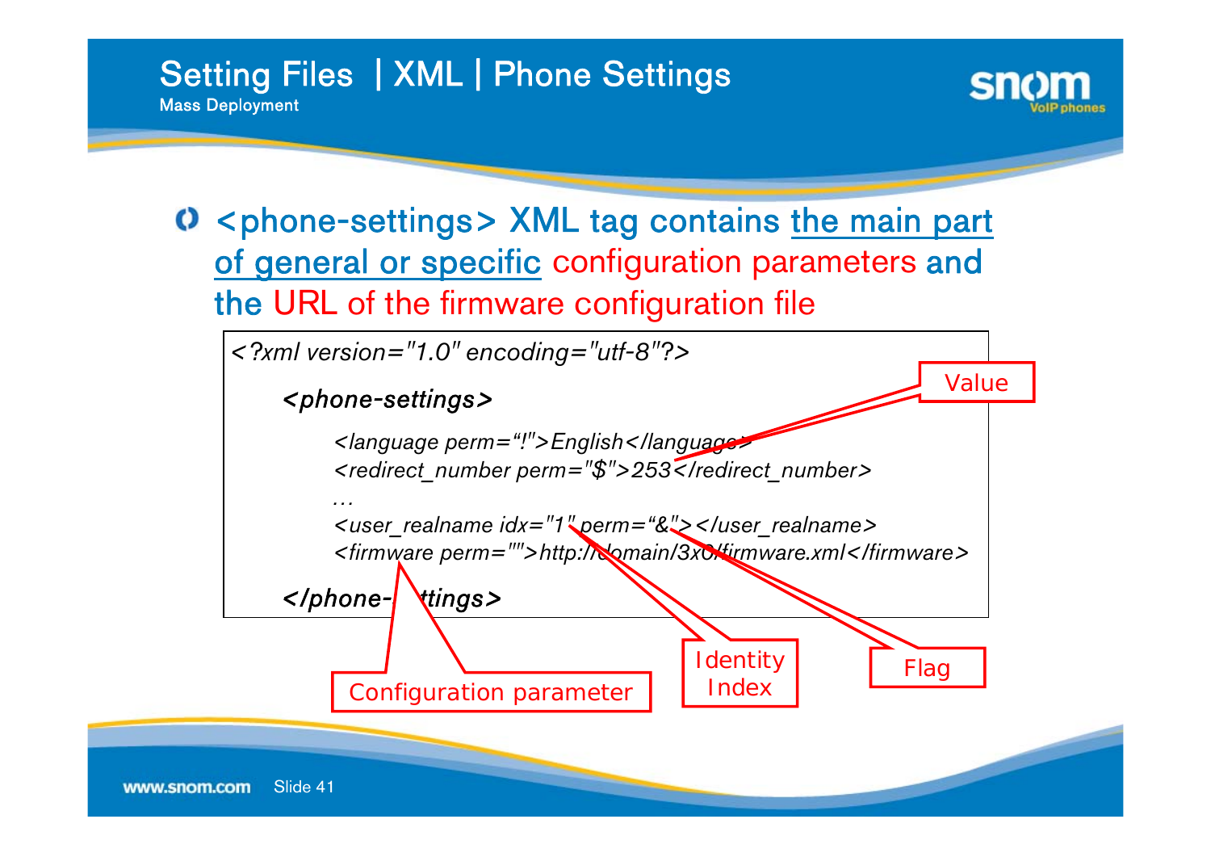# Setting Files | XML | Phone Settings

Mass Deployment

- <phone-settings> XML tag contains the main part of general or specific configuration parameters and the URL of the firmware configuration file

```
<?xml version="1.0" encoding="utf-8"?>
    <phone-settings>
        <language perm="!">English</language>
        <redirect_number perm="$">253</redirect_number>
        …
        <user_realname idx="1" perm="&"></user_realname>
        <firmware perm="">http://domain/3x0/firmware.xml</firmware>
    </phone-settings>
```

Value

Configuration parameter

Identity Index

Flag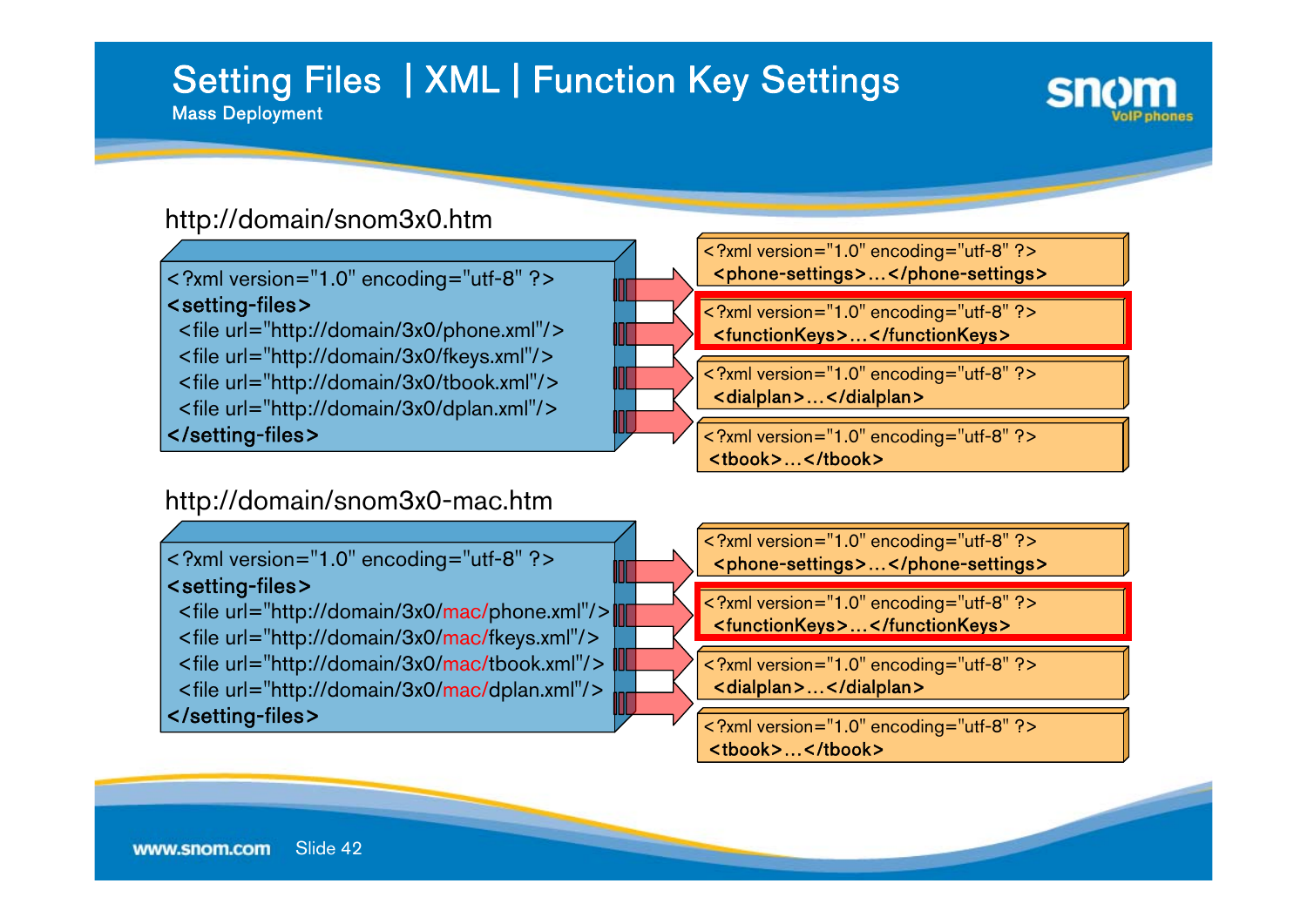# Setting Files | XML | Function Key Settings

Mass Deployment

http://domain/snom3x0.htm

```
<?xml version="1.0" encoding="utf-8" ?>
<setting-files>
  <file url="http://domain/3x0/phone.xml"/>
  <file url="http://domain/3x0/fkeys.xml"/>
  <file url="http://domain/3x0/tbook.xml"/>
  <file url="http://domain/3x0/dplan.xml"/>
</setting-files>
```

```
<?xml version="1.0" encoding="utf-8" ?>
<phone-settings>…</phone-settings>
```

```
<?xml version="1.0" encoding="utf-8" ?>
<functionKeys>…</functionKeys>
```

```
<?xml version="1.0" encoding="utf-8" ?>
<dialplan>…</dialplan>
```

```
<?xml version="1.0" encoding="utf-8" ?>
<tbook>…</tbook>
```

http://domain/snom3x0-mac.htm

```
<?xml version="1.0" encoding="utf-8" ?>
<setting-files>
  <file url="http://domain/3x0/mac/phone.xml"/>
  <file url="http://domain/3x0/mac/fkeys.xml"/>
  <file url="http://domain/3x0/mac/tbook.xml"/>
  <file url="http://domain/3x0/mac/dplan.xml"/>
</setting-files>
```

```
<?xml version="1.0" encoding="utf-8" ?>
<phone-settings>…</phone-settings>
```

```
<?xml version="1.0" encoding="utf-8" ?>
<functionKeys>…</functionKeys>
```

```
<?xml version="1.0" encoding="utf-8" ?>
<dialplan>…</dialplan>
```

```
<?xml version="1.0" encoding="utf-8" ?>
<tbook>…</tbook>
```

www.snom.com Slide 42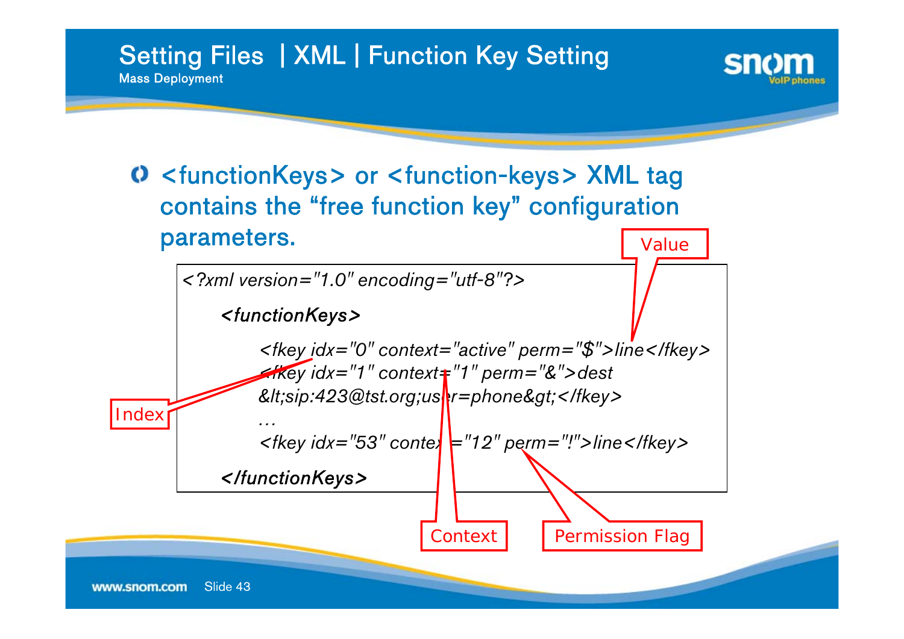# Setting Files | XML | Function Key Setting

Mass Deployment

- <functionKeys> or <function-keys> XML tag contains the “free function key” configuration parameters.

```
<?xml version="1.0" encoding="utf-8"?>
    <functionKeys>
        <fkey idx="0" context="active" perm="$">line</fkey>
        <fkey idx="1" context="1" perm="&">dest
        &lt;sip:423@tst.org;user=phone&gt;</fkey>
        …
        <fkey idx="53" context="12" perm="!">line</fkey>
    </functionKeys>
```

Value

Index

Context

Permission Flag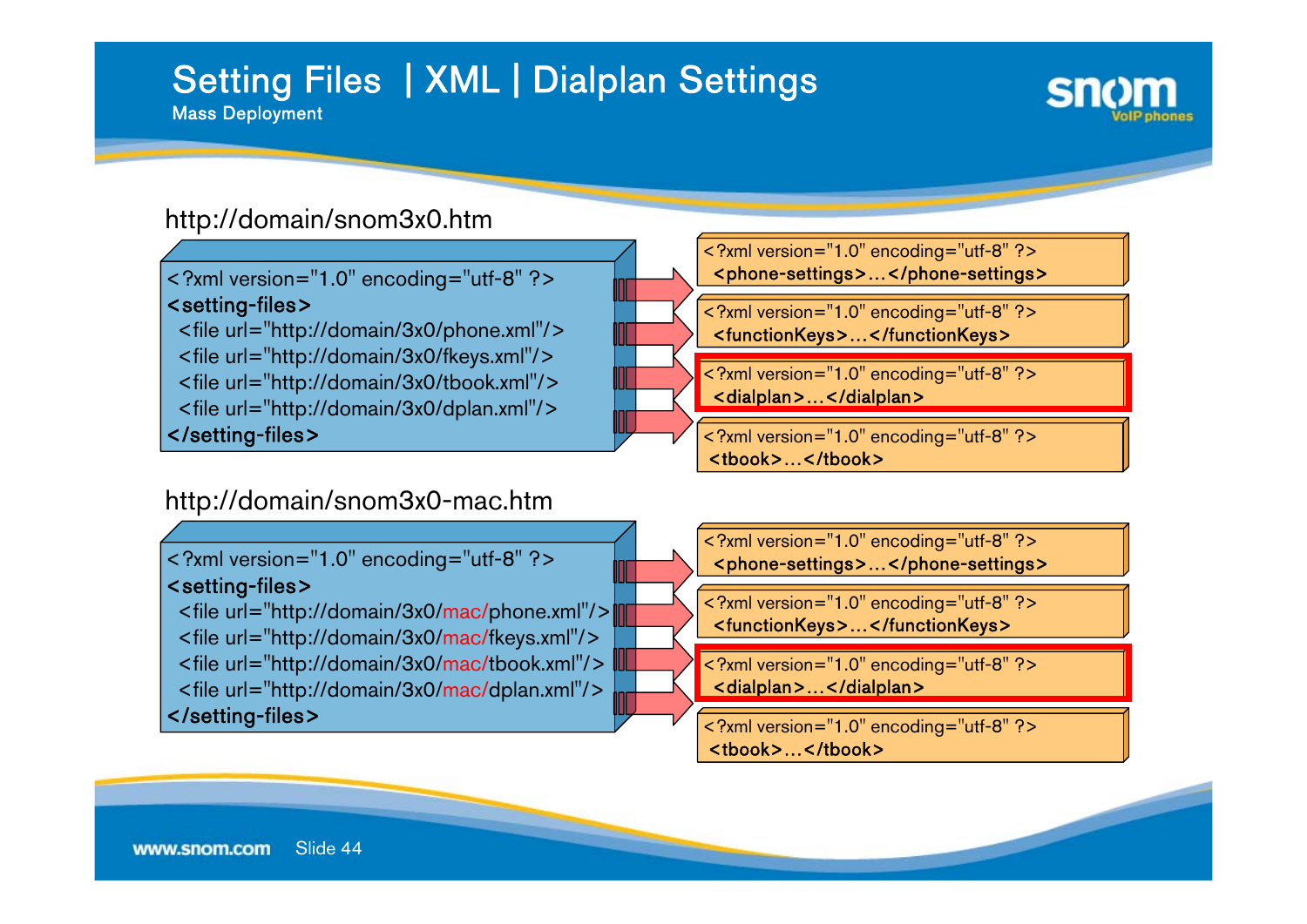# Setting Files | XML | Dialplan Settings

Mass Deployment

http://domain/snom3x0.htm

```
<?xml version="1.0" encoding="utf-8" ?>
<setting-files>
  <file url="http://domain/3x0/phone.xml"/>
  <file url="http://domain/3x0/fkeys.xml"/>
  <file url="http://domain/3x0/tbook.xml"/>
  <file url="http://domain/3x0/dplan.xml"/>
</setting-files>
```

```
<?xml version="1.0" encoding="utf-8" ?>
<phone-settings>…</phone-settings>
```

```
<?xml version="1.0" encoding="utf-8" ?>
<functionKeys>…</functionKeys>
```

```
<?xml version="1.0" encoding="utf-8" ?>
<dialplan>…</dialplan>
```

```
<?xml version="1.0" encoding="utf-8" ?>
<tbook>…</tbook>
```

http://domain/snom3x0-mac.htm

```
<?xml version="1.0" encoding="utf-8" ?>
<setting-files>
  <file url="http://domain/3x0/mac/phone.xml"/>
  <file url="http://domain/3x0/mac/fkeys.xml"/>
  <file url="http://domain/3x0/mac/tbook.xml"/>
  <file url="http://domain/3x0/mac/dplan.xml"/>
</setting-files>
```

```
<?xml version="1.0" encoding="utf-8" ?>
<phone-settings>…</phone-settings>
```

```
<?xml version="1.0" encoding="utf-8" ?>
<functionKeys>…</functionKeys>
```

```
<?xml version="1.0" encoding="utf-8" ?>
<dialplan>…</dialplan>
```

```
<?xml version="1.0" encoding="utf-8" ?>
<tbook>…</tbook>
```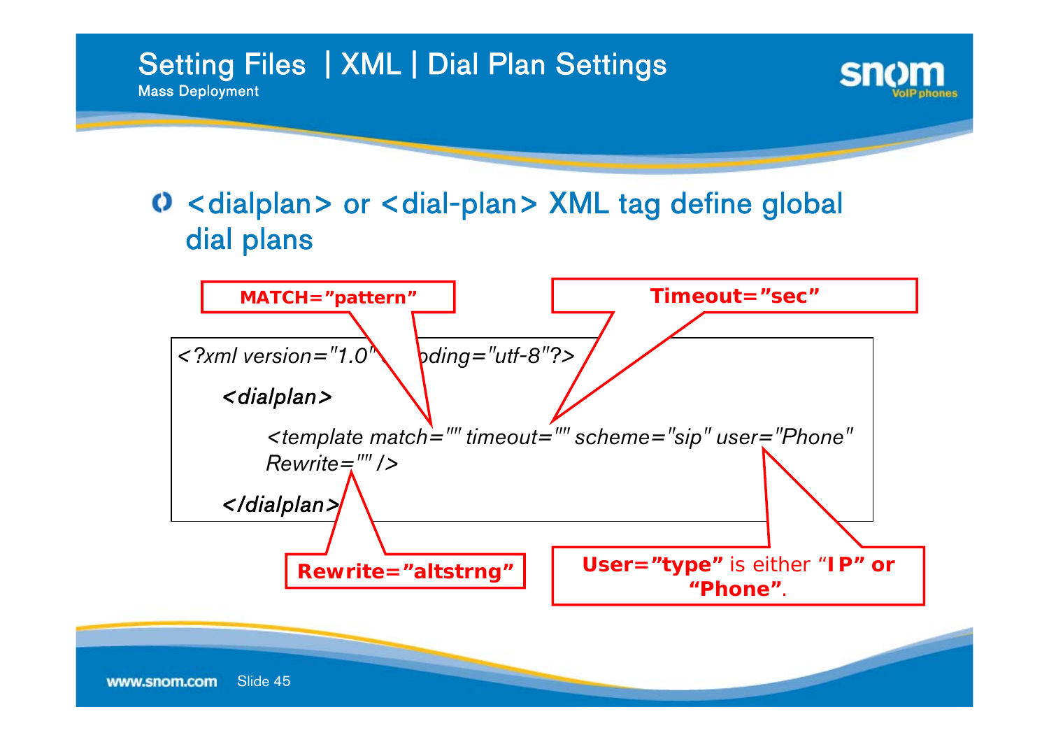# Setting Files | XML | Dial Plan Settings

Mass Deployment

- <dialplan> or <dial-plan> XML tag define global dial plans

**MATCH="pattern"**

**Timeout="sec"**

```
<?xml version="1.0" encoding="utf-8"?>
    <dialplan>
        <template match="" timeout="" scheme="sip" user="Phone"
        Rewrite="" />
    </dialplan>
```

**Rewrite="altstrng"**

**User="type"** is either "**IP" or "Phone"**.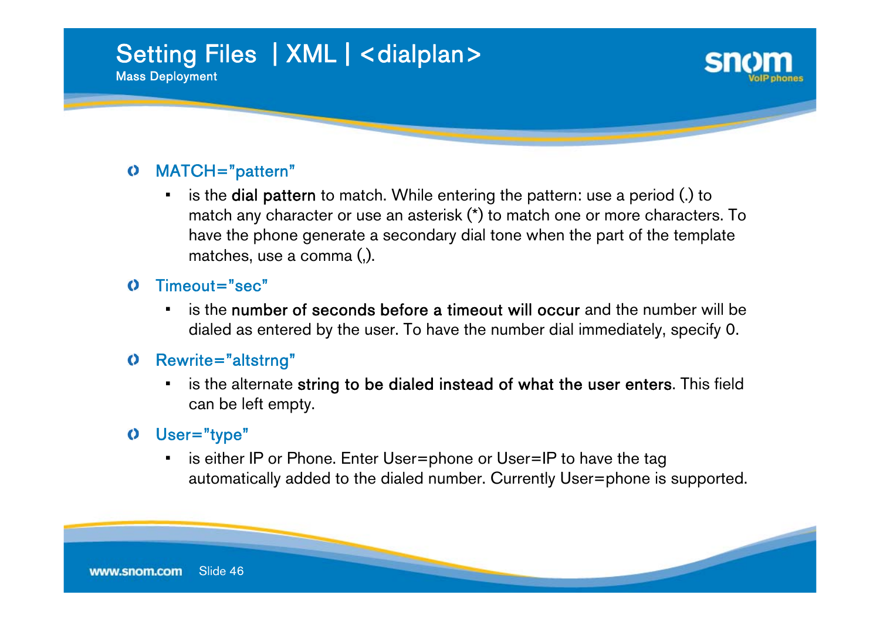# Setting Files | XML | <dialplan>

Mass Deployment

- MATCH="pattern"
  - is the **dial pattern** to match. While entering the pattern: use a period (.) to match any character or use an asterisk (*) to match one or more characters. To have the phone generate a secondary dial tone when the part of the template matches, use a comma (,).
- Timeout="sec"
  - is the **number of seconds before a timeout will occur** and the number will be dialed as entered by the user. To have the number dial immediately, specify 0.
- Rewrite="altstrng"
  - is the alternate **string to be dialed instead of what the user enters**. This field can be left empty.
- User="type"
  - is either IP or Phone. Enter User=phone or User=IP to have the tag automatically added to the dialed number. Currently User=phone is supported.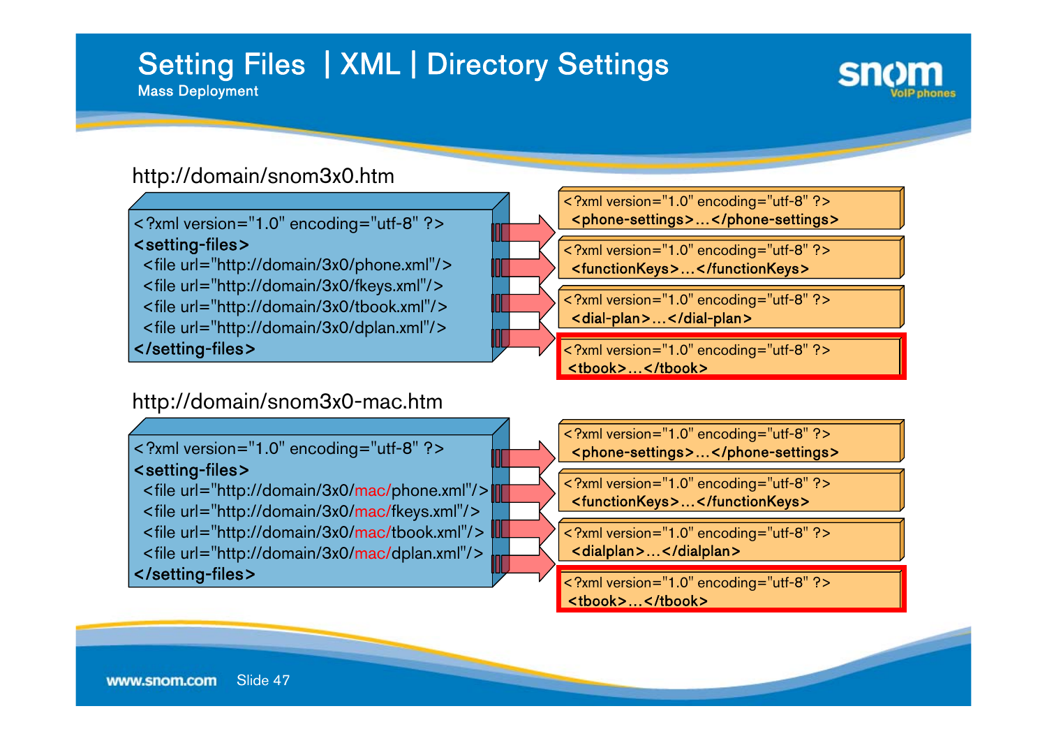# Setting Files | XML | Directory Settings

Mass Deployment

http://domain/snom3x0.htm

```
<?xml version="1.0" encoding="utf-8" ?>
<setting-files>
  <file url="http://domain/3x0/phone.xml"/>
  <file url="http://domain/3x0/fkeys.xml"/>
  <file url="http://domain/3x0/tbook.xml"/>
  <file url="http://domain/3x0/dplan.xml"/>
</setting-files>
```

```
<?xml version="1.0" encoding="utf-8" ?>
<phone-settings>…</phone-settings>
```

```
<?xml version="1.0" encoding="utf-8" ?>
<functionKeys>…</functionKeys>
```

```
<?xml version="1.0" encoding="utf-8" ?>
<dial-plan>…</dial-plan>
```

```
<?xml version="1.0" encoding="utf-8" ?>
<tbook>…</tbook>
```

http://domain/snom3x0-mac.htm

```
<?xml version="1.0" encoding="utf-8" ?>
<setting-files>
  <file url="http://domain/3x0/mac/phone.xml"/>
  <file url="http://domain/3x0/mac/fkeys.xml"/>
  <file url="http://domain/3x0/mac/tbook.xml"/>
  <file url="http://domain/3x0/mac/dplan.xml"/>
</setting-files>
```

```
<?xml version="1.0" encoding="utf-8" ?>
<phone-settings>…</phone-settings>
```

```
<?xml version="1.0" encoding="utf-8" ?>
<functionKeys>…</functionKeys>
```

```
<?xml version="1.0" encoding="utf-8" ?>
<dialplan>…</dialplan>
```

```
<?xml version="1.0" encoding="utf-8" ?>
<tbook>…</tbook>
```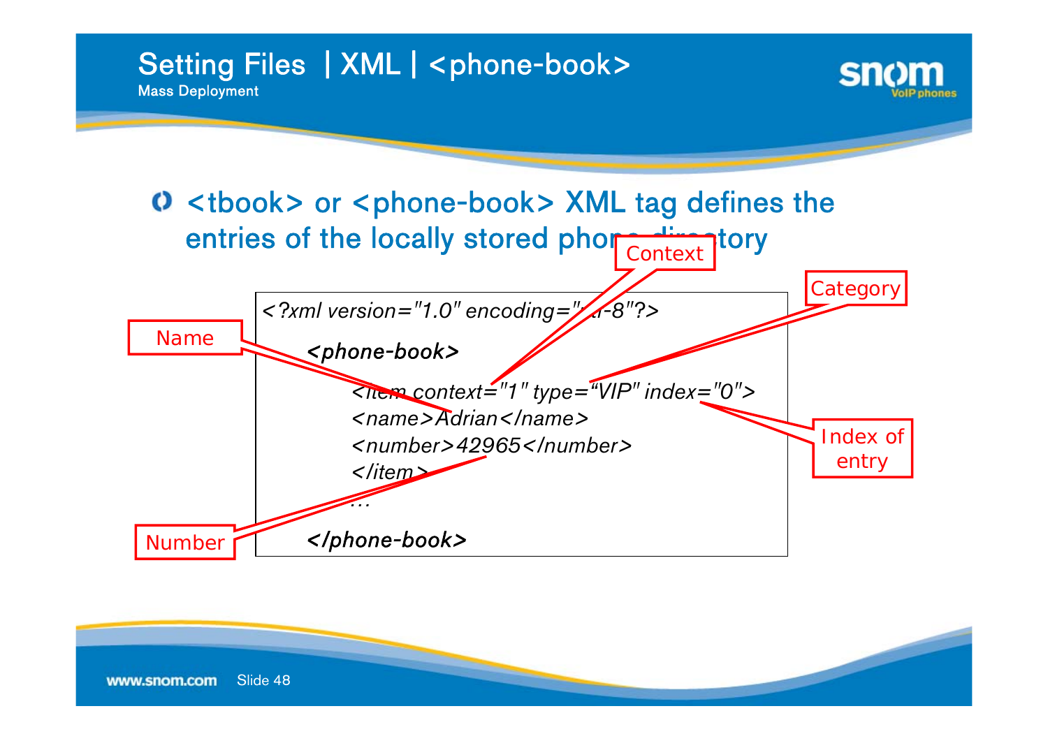# Setting Files | XML | <phone-book>

Mass Deployment

- <tbook> or <phone-book> XML tag defines the entries of the locally stored phone directory

```
<?xml version="1.0" encoding="utf-8"?>
    <phone-book>
        <item context="1" type="VIP" index="0">
        <name>Adrian</name>
        <number>42965</number>
        </item>
        …
    </phone-book>
```

Annotations: Context, Category, Name, Index of entry, Number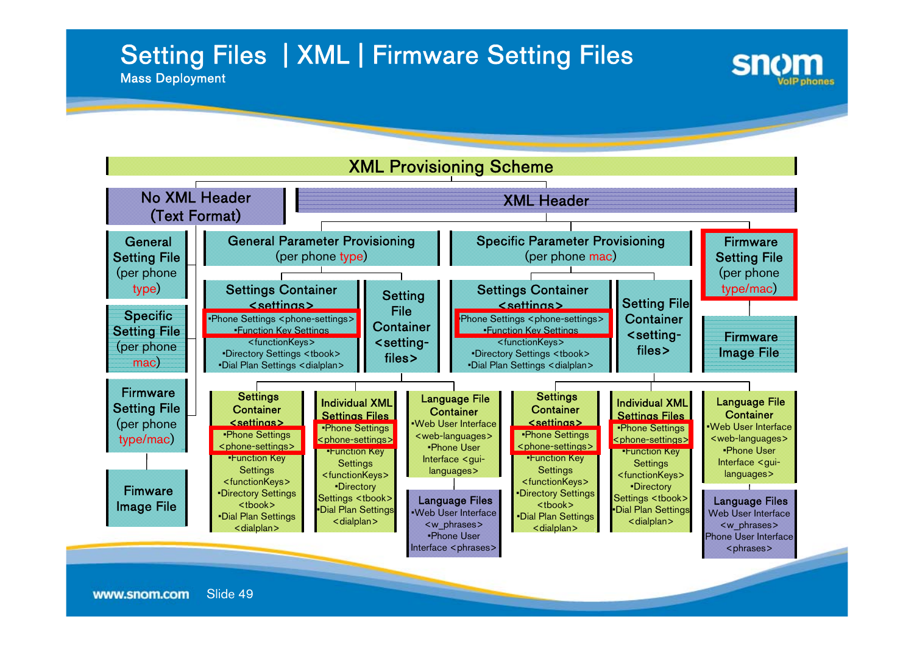# Setting Files | XML | Firmware Setting Files

Mass Deployment

## XML Provisioning Scheme

**No XML Header (Text Format)**

- General Setting File (per phone type)
- Specific Setting File (per phone mac)
- Firmware Setting File (per phone type/mac)
  - Fimware Image File

**XML Header**

- **General Parameter Provisioning** (per phone type)
  - Settings Container <settings>
    - •Phone Settings <phone-settings>
    - •Function Key Settings <functionKeys>
    - •Directory Settings <tbook>
    - •Dial Plan Settings <dialplan>
  - Setting File Container <setting-files>
    - Settings Container <settings>
      - •Phone Settings <phone-settings>
      - •Function Key Settings <functionKeys>
      - •Directory Settings <tbook>
      - •Dial Plan Settings <dialplan>
    - Individual XML Settings Files
      - •Phone Settings <phone-settings>
      - •Function Key Settings <functionKeys>
      - •Directory Settings <tbook>
      - •Dial Plan Settings <dialplan>
    - Language File Container
      - •Web User Interface <web-languages>
      - •Phone User Interface <gui-languages>
      - Language Files
        - •Web User Interface <w_phrases>
        - •Phone User Interface <phrases>
- **Specific Parameter Provisioning** (per phone mac)
  - Settings Container <settings>
    - •Phone Settings <phone-settings>
    - •Function Key Settings <functionKeys>
    - •Directory Settings <tbook>
    - •Dial Plan Settings <dialplan>
  - Setting File Container <setting-files>
    - Settings Container <settings>
      - •Phone Settings <phone-settings>
      - •Function Key Settings <functionKeys>
      - •Directory Settings <tbook>
      - •Dial Plan Settings <dialplan>
    - Individual XML Settings Files
      - •Phone Settings <phone-settings>
      - •Function Key Settings <functionKeys>
      - •Directory Settings <tbook>
      - •Dial Plan Settings <dialplan>
    - Language File Container
      - •Web User Interface <web-languages>
      - •Phone User Interface <gui-languages>
      - Language Files
        - Web User Interface <w_phrases>
        - Phone User Interface <phrases>
- **Firmware Setting File** (per phone type/mac)
  - Firmware Image File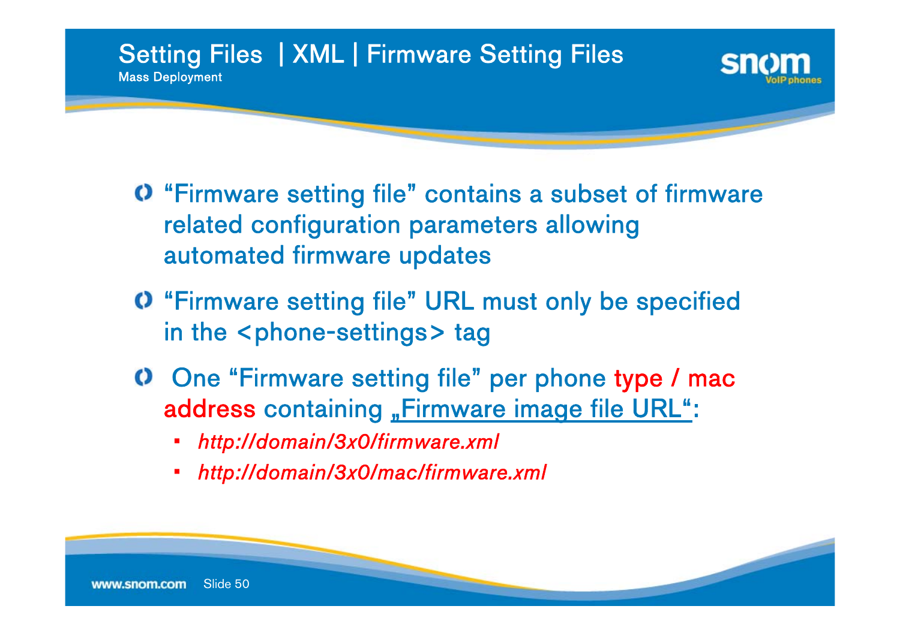# Setting Files | XML | Firmware Setting Files

Mass Deployment

- "Firmware setting file" contains a subset of firmware related configuration parameters allowing automated firmware updates
- "Firmware setting file" URL must only be specified in the <phone-settings> tag
- One "Firmware setting file" per phone type / mac address containing „Firmware image file URL":
  - *http://domain/3x0/firmware.xml*
  - *http://domain/3x0/mac/firmware.xml*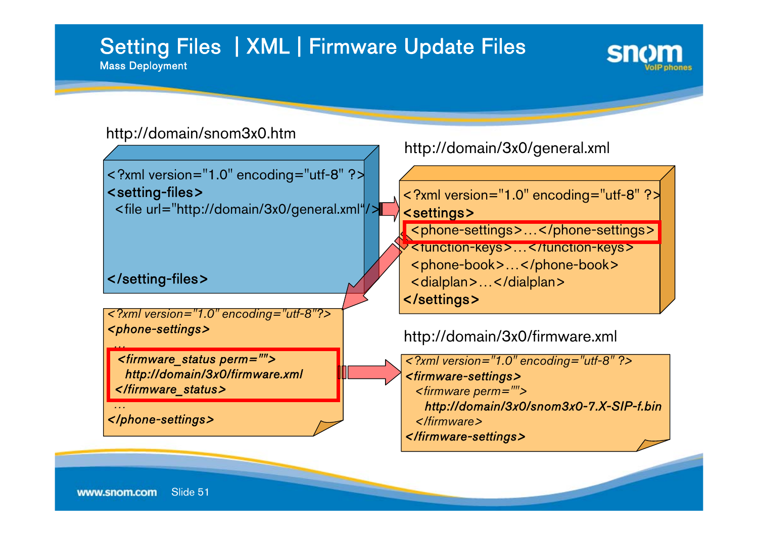# Setting Files | XML | Firmware Update Files

Mass Deployment

http://domain/snom3x0.htm

```
<?xml version="1.0" encoding="utf-8" ?>
<setting-files>
  <file url="http://domain/3x0/general.xml"/>


</setting-files>
```

http://domain/3x0/general.xml

```
<?xml version="1.0" encoding="utf-8" ?>
<settings>
  <phone-settings>…</phone-settings>
  <function-keys>…</function-keys>
  <phone-book>…</phone-book>
  <dialplan>…</dialplan>
</settings>
```

```
<?xml version="1.0" encoding="utf-8"?>
<phone-settings>
…
 <firmware_status perm="">
   http://domain/3x0/firmware.xml
 </firmware_status>
…
</phone-settings>
```

http://domain/3x0/firmware.xml

```
<?xml version="1.0" encoding="utf-8" ?>
<firmware-settings>
  <firmware perm="">
    http://domain/3x0/snom3x0-7.X-SIP-f.bin
  </firmware>
</firmware-settings>
```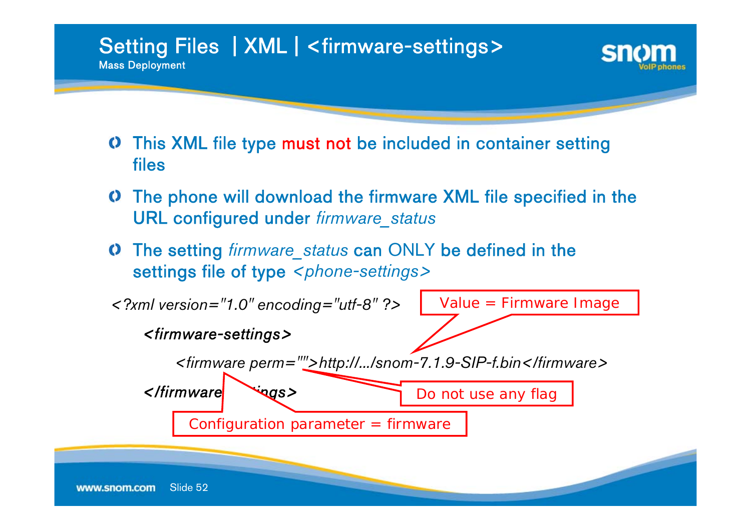# Setting Files | XML | <firmware-settings>

Mass Deployment

- This XML file type **must not** be included in container setting files
- The phone will download the firmware XML file specified in the URL configured under *firmware_status*
- The setting *firmware_status* can ONLY be defined in the settings file of type *<phone-settings>*

```
<?xml version="1.0" encoding="utf-8" ?>
    <firmware-settings>
        <firmware perm="">http://.../snom-7.1.9-SIP-f.bin</firmware>
    </firmware-settings>
```

Value = Firmware Image

Do not use any flag

Configuration parameter = firmware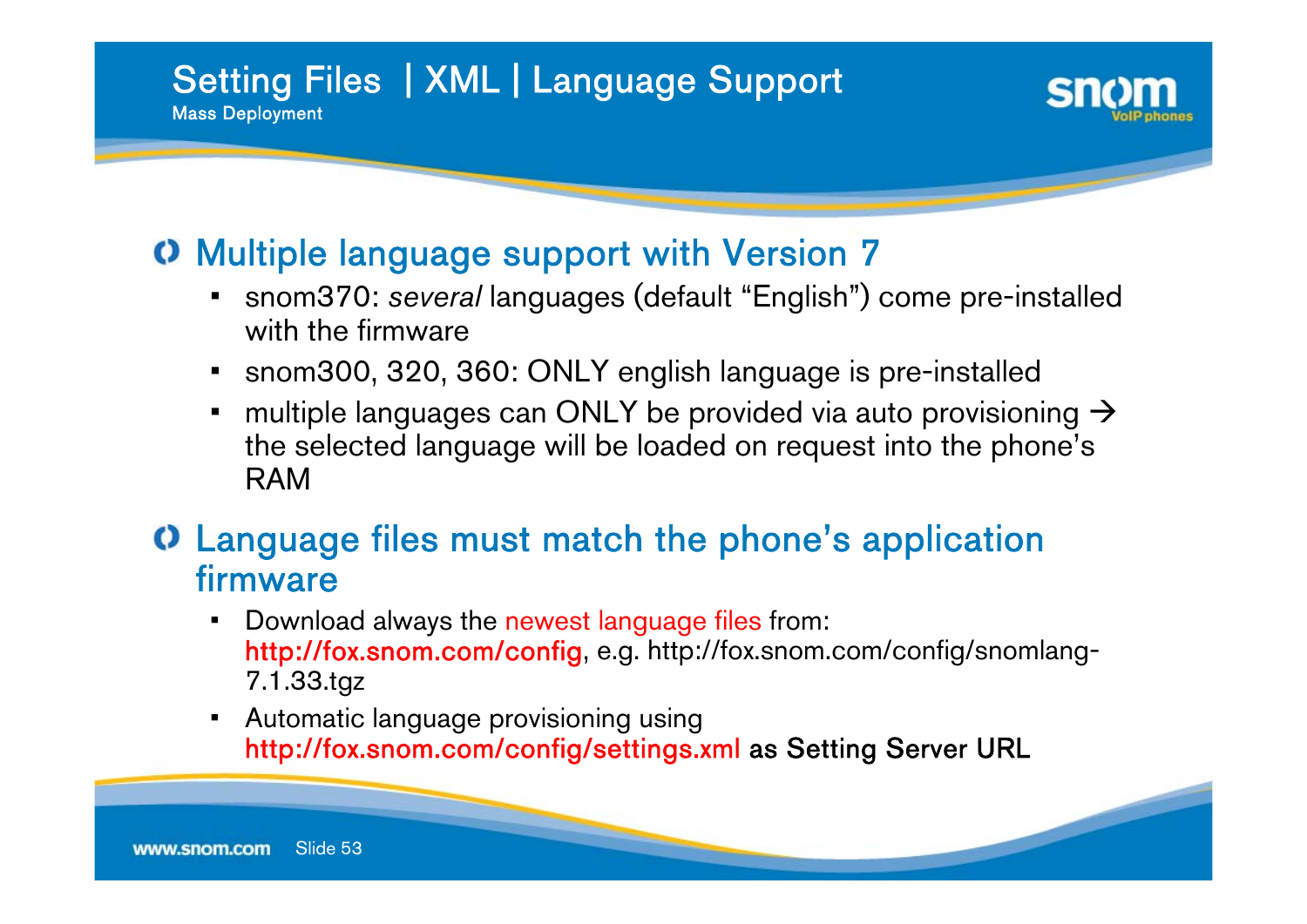# Setting Files | XML | Language Support

Mass Deployment

## Multiple language support with Version 7

- snom370: *several* languages (default "English") come pre-installed with the firmware
- snom300, 320, 360: ONLY english language is pre-installed
- multiple languages can ONLY be provided via auto provisioning → the selected language will be loaded on request into the phone's RAM

## Language files must match the phone's application firmware

- Download always the newest language files from: **http://fox.snom.com/config**, e.g. http://fox.snom.com/config/snomlang-7.1.33.tgz
- Automatic language provisioning using http://fox.snom.com/config/settings.xml as Setting Server URL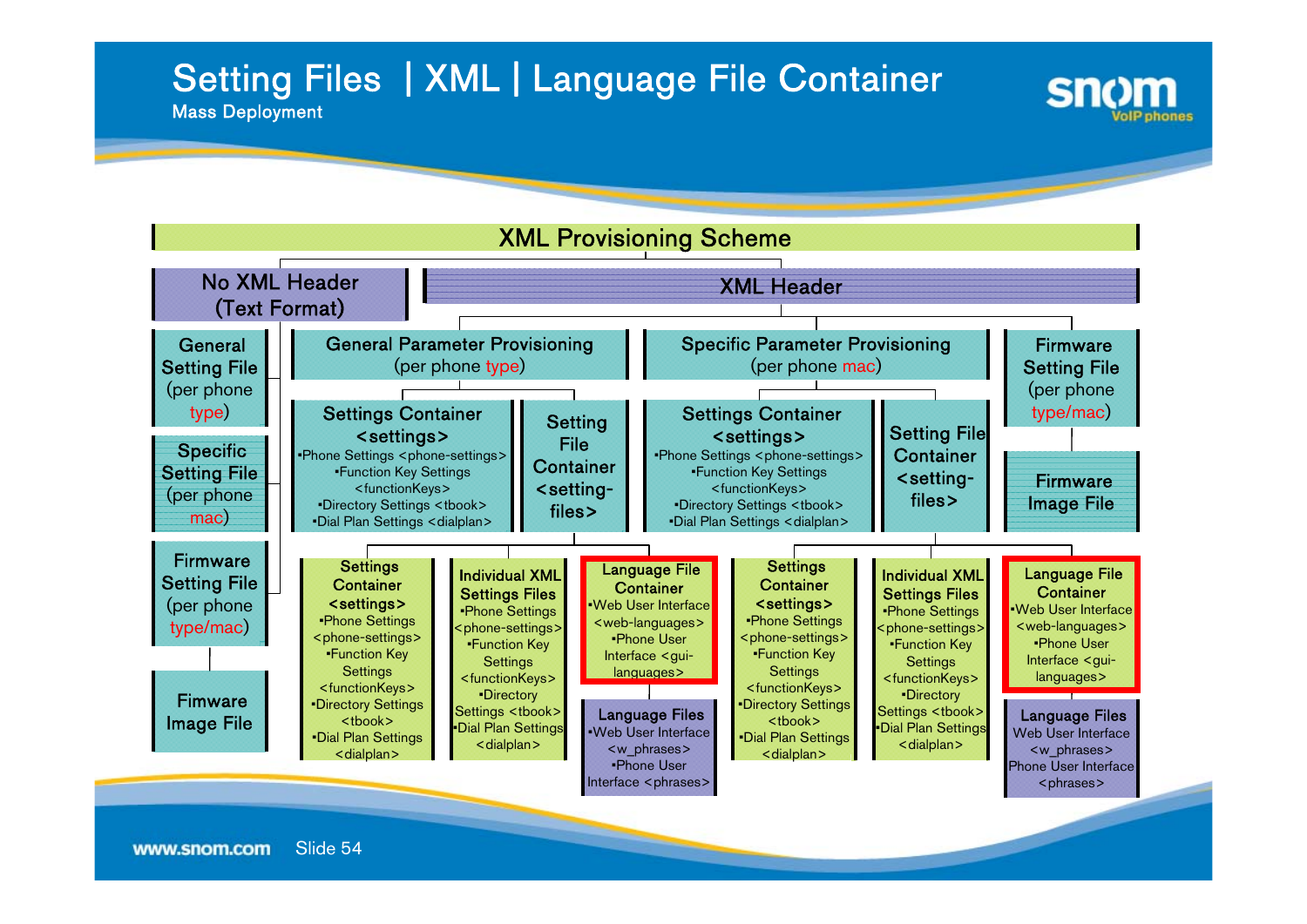# Setting Files | XML | Language File Container

Mass Deployment

## XML Provisioning Scheme

### No XML Header (Text Format)

- General Setting File (per phone type)
- Specific Setting File (per phone mac)
- Firmware Setting File (per phone type/mac)
  - Fimware Image File

### XML Header

#### General Parameter Provisioning (per phone type)

- Settings Container <settings>
  - •Phone Settings <phone-settings>
  - •Function Key Settings <functionKeys>
  - •Directory Settings <tbook>
  - •Dial Plan Settings <dialplan>
- Setting File Container <setting-files>
  - Settings Container <settings>
    - •Phone Settings <phone-settings>
    - •Function Key Settings <functionKeys>
    - •Directory Settings <tbook>
    - •Dial Plan Settings <dialplan>
  - Individual XML Settings Files
    - •Phone Settings <phone-settings>
    - •Function Key Settings <functionKeys>
    - •Directory Settings <tbook>
    - •Dial Plan Settings <dialplan>
  - Language File Container
    - •Web User Interface <web-languages>
    - •Phone User Interface <gui-languages>
    - Language Files
      - •Web User Interface <w_phrases>
      - •Phone User Interface <phrases>

#### Specific Parameter Provisioning (per phone mac)

- Settings Container <settings>
  - •Phone Settings <phone-settings>
  - •Function Key Settings <functionKeys>
  - •Directory Settings <tbook>
  - •Dial Plan Settings <dialplan>
- Setting File Container <setting-files>
  - Settings Container <settings>
    - •Phone Settings <phone-settings>
    - •Function Key Settings <functionKeys>
    - •Directory Settings <tbook>
    - •Dial Plan Settings <dialplan>
  - Individual XML Settings Files
    - •Phone Settings <phone-settings>
    - •Function Key Settings <functionKeys>
    - •Directory Settings <tbook>
    - •Dial Plan Settings <dialplan>
  - Language File Container
    - •Web User Interface <web-languages>
    - •Phone User Interface <gui-languages>
    - Language Files
      - Web User Interface <w_phrases>
      - Phone User Interface <phrases>

#### Firmware Setting File (per phone type/mac)

- Firmware Image File

www.snom.com Slide 54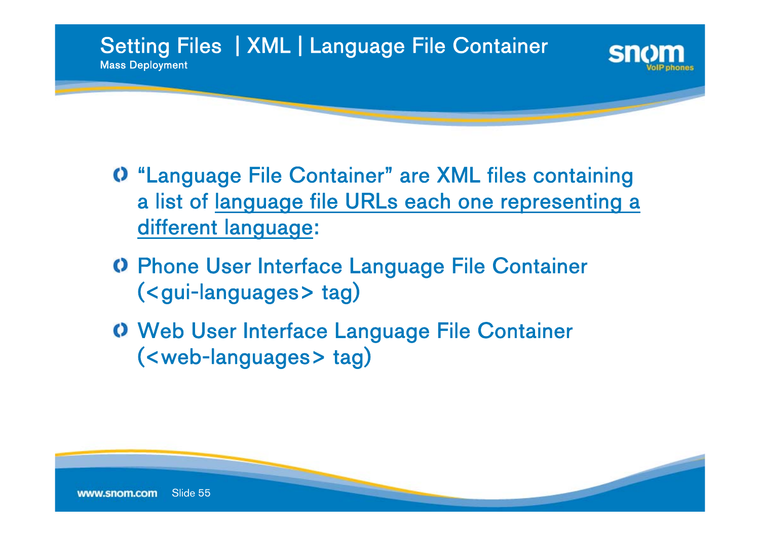# Setting Files | XML | Language File Container

Mass Deployment

- "Language File Container" are XML files containing a list of language file URLs each one representing a different language:
- Phone User Interface Language File Container (<gui-languages> tag)
- Web User Interface Language File Container (<web-languages> tag)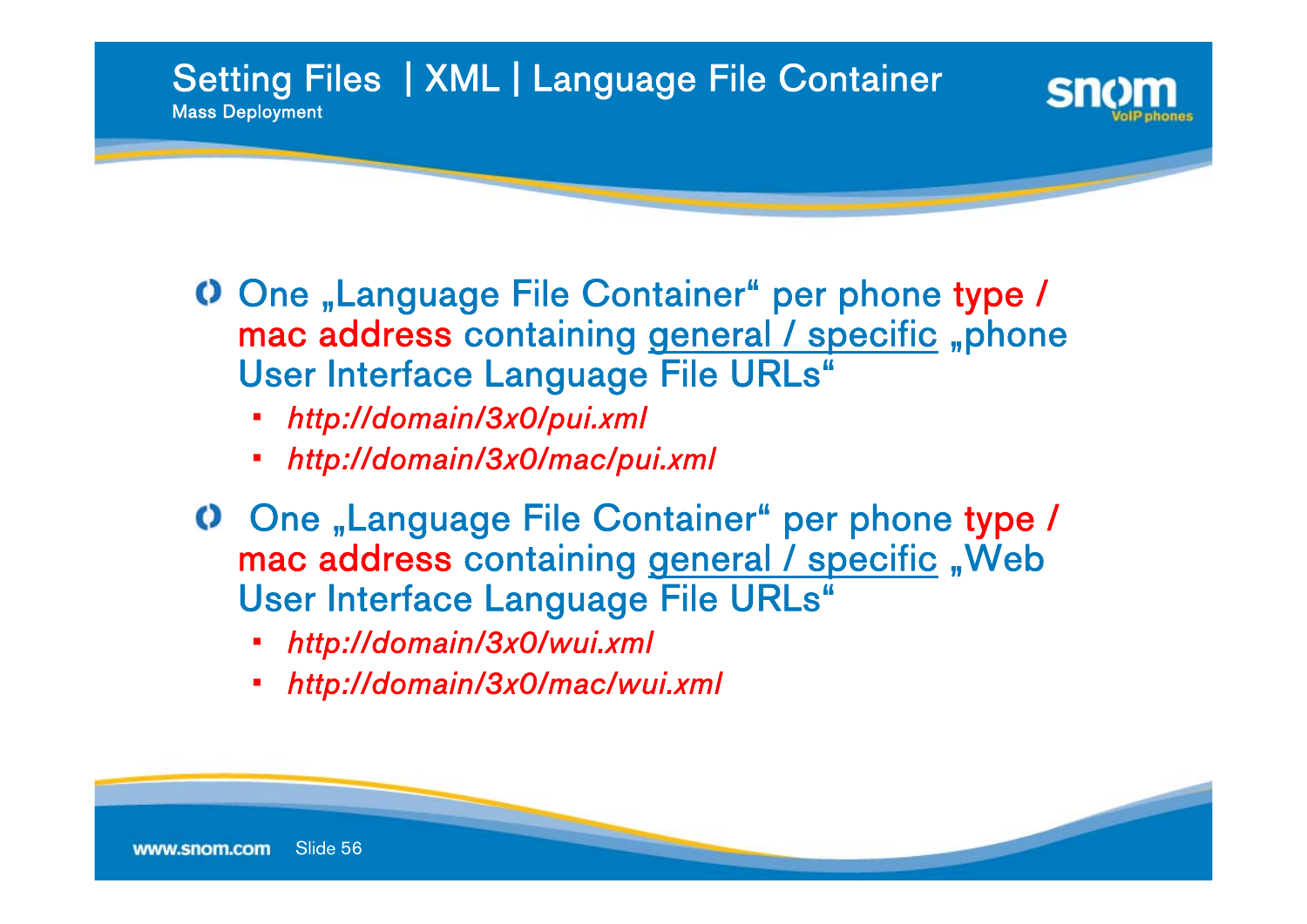# Setting Files | XML | Language File Container

## Mass Deployment

- One „Language File Container" per phone type / mac address containing general / specific „phone User Interface Language File URLs"
  - *http://domain/3x0/pui.xml*
  - *http://domain/3x0/mac/pui.xml*
- One „Language File Container" per phone type / mac address containing general / specific „Web User Interface Language File URLs"
  - *http://domain/3x0/wui.xml*
  - *http://domain/3x0/mac/wui.xml*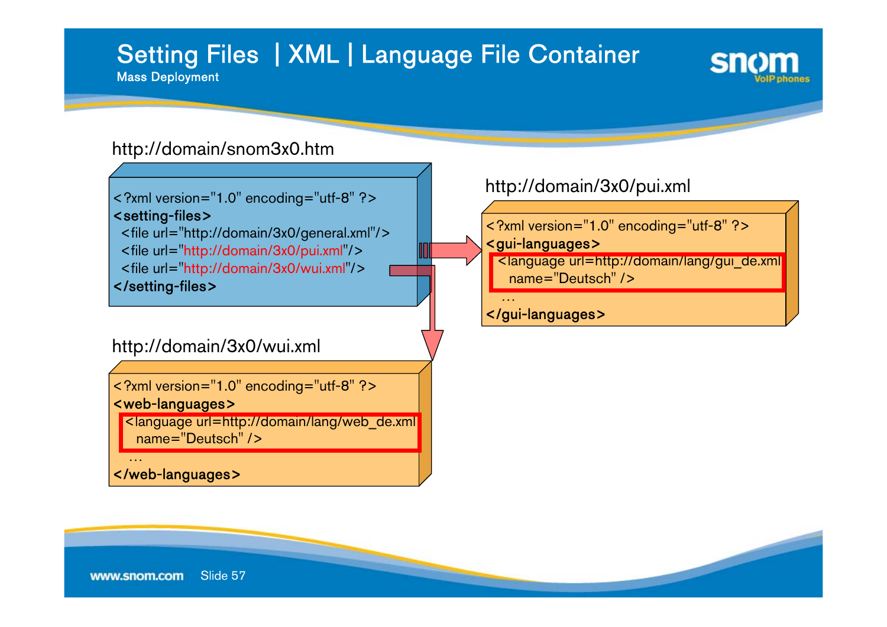# Setting Files | XML | Language File Container

Mass Deployment

http://domain/snom3x0.htm

```
<?xml version="1.0" encoding="utf-8" ?>
<setting-files>
  <file url="http://domain/3x0/general.xml"/>
  <file url="http://domain/3x0/pui.xml"/>
  <file url="http://domain/3x0/wui.xml"/>
</setting-files>
```

http://domain/3x0/pui.xml

```
<?xml version="1.0" encoding="utf-8" ?>
<gui-languages>
  <language url=http://domain/lang/gui_de.xml
    name="Deutsch" />
  …
</gui-languages>
```

http://domain/3x0/wui.xml

```
<?xml version="1.0" encoding="utf-8" ?>
<web-languages>
  <language url=http://domain/lang/web_de.xml
    name="Deutsch" />
  …
</web-languages>
```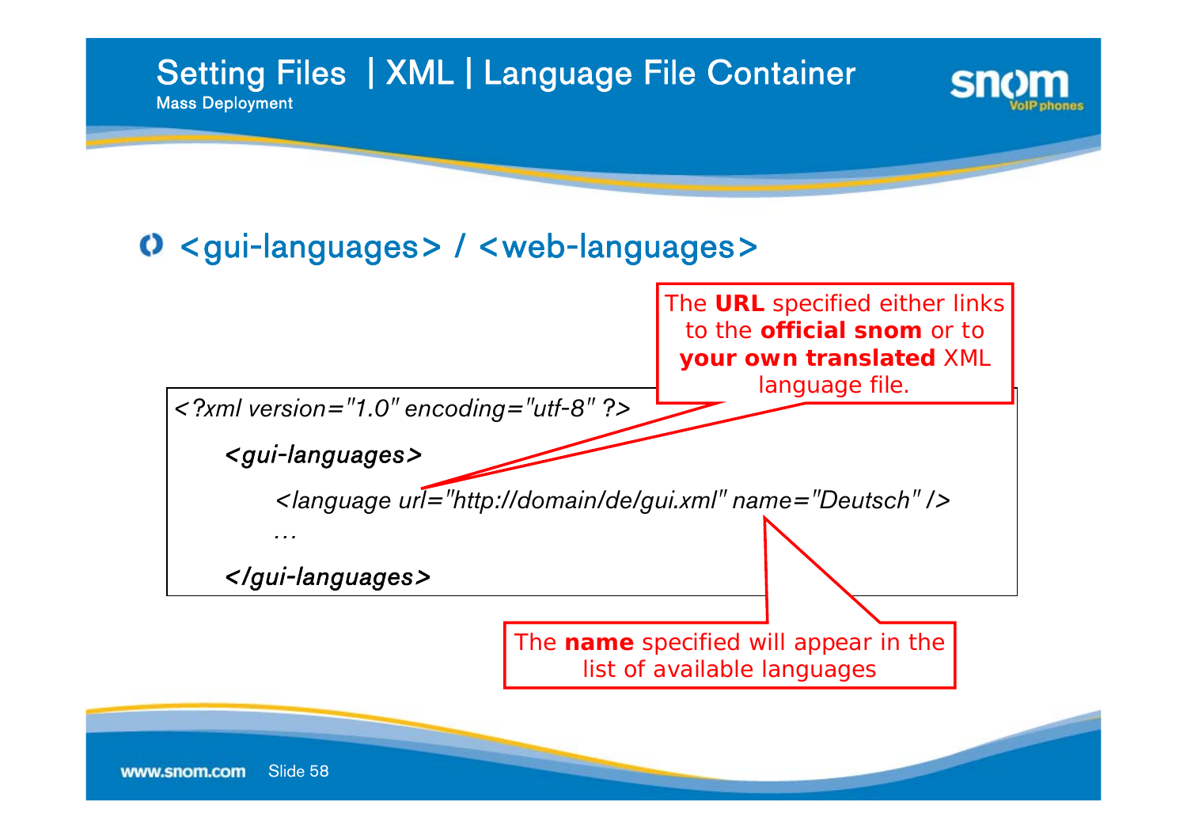# Setting Files | XML | Language File Container

Mass Deployment

## <gui-languages> / <web-languages>

```
<?xml version="1.0" encoding="utf-8" ?>
    <gui-languages>
        <language url="http://domain/de/gui.xml" name="Deutsch" />
        …
    </gui-languages>
```

The **URL** specified either links to the **official snom** or to **your own translated** XML language file.

The **name** specified will appear in the list of available languages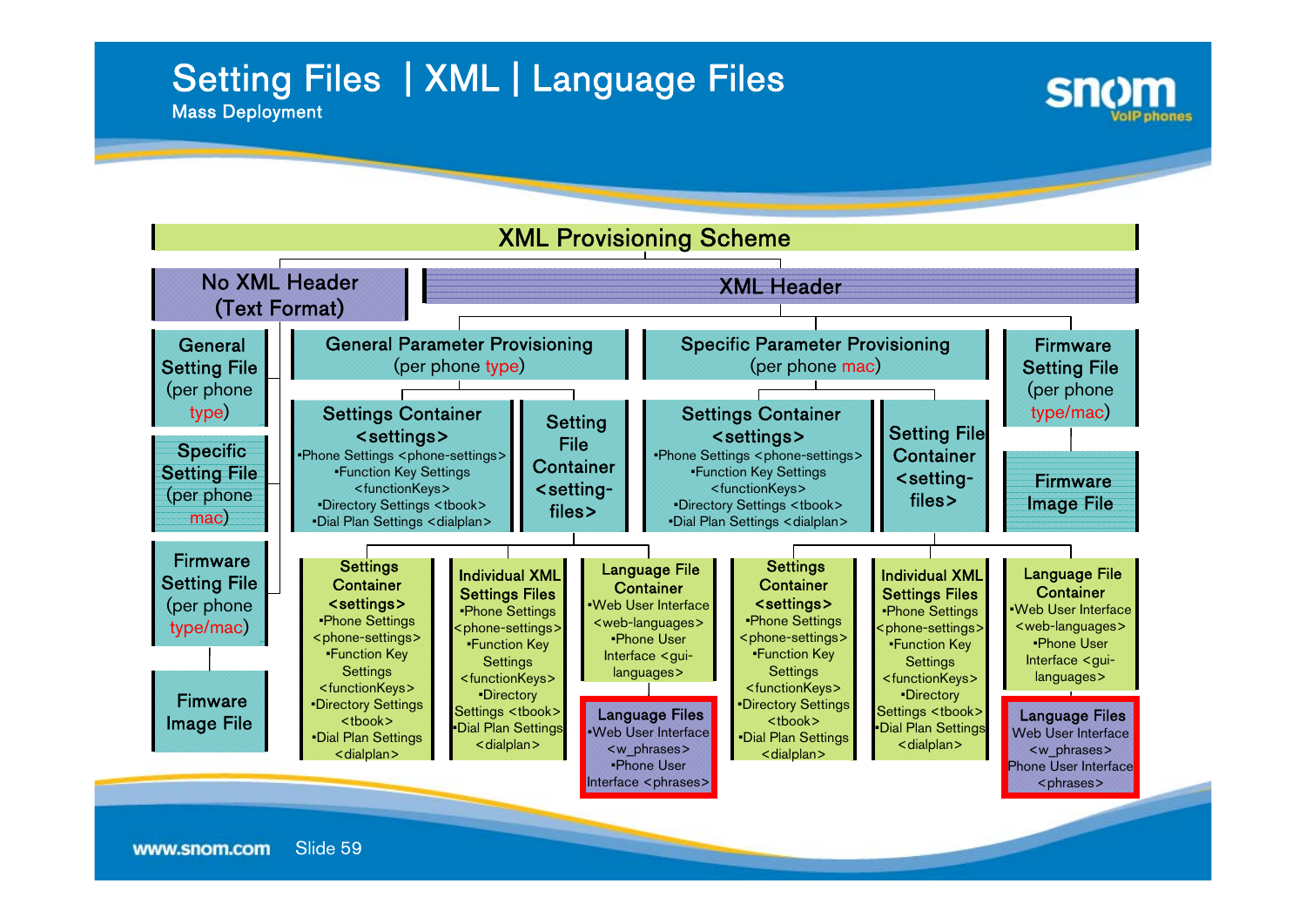# Setting Files | XML | Language Files

Mass Deployment

## XML Provisioning Scheme

- **No XML Header (Text Format)**
  - General Setting File (per phone type)
  - Specific Setting File (per phone mac)
  - Firmware Setting File (per phone type/mac)
    - Fimware Image File
- **XML Header**
  - **General Parameter Provisioning** (per phone type)
    - Settings Container <settings>
      - •Phone Settings <phone-settings>
      - •Function Key Settings <functionKeys>
      - •Directory Settings <tbook>
      - •Dial Plan Settings <dialplan>
    - Setting File Container <setting-files>
      - Settings Container <settings>
        - •Phone Settings <phone-settings>
        - •Function Key Settings <functionKeys>
        - •Directory Settings <tbook>
        - •Dial Plan Settings <dialplan>
      - Individual XML Settings Files
        - •Phone Settings <phone-settings>
        - •Function Key Settings <functionKeys>
        - •Directory Settings <tbook>
        - •Dial Plan Settings <dialplan>
      - Language File Container
        - •Web User Interface <web-languages>
        - •Phone User Interface <gui-languages>
        - **Language Files**
          - •Web User Interface <w_phrases>
          - •Phone User Interface <phrases>
  - **Specific Parameter Provisioning** (per phone mac)
    - Settings Container <settings>
      - •Phone Settings <phone-settings>
      - •Function Key Settings <functionKeys>
      - •Directory Settings <tbook>
      - •Dial Plan Settings <dialplan>
    - Setting File Container <setting-files>
      - Settings Container <settings>
        - •Phone Settings <phone-settings>
        - •Function Key Settings <functionKeys>
        - •Directory Settings <tbook>
        - •Dial Plan Settings <dialplan>
      - Individual XML Settings Files
        - •Phone Settings <phone-settings>
        - •Function Key Settings <functionKeys>
        - •Directory Settings <tbook>
        - •Dial Plan Settings <dialplan>
      - Language File Container
        - •Web User Interface <web-languages>
        - •Phone User Interface <gui-languages>
        - **Language Files**
          - Web User Interface <w_phrases>
          - Phone User Interface <phrases>
  - **Firmware Setting File** (per phone type/mac)
    - Firmware Image File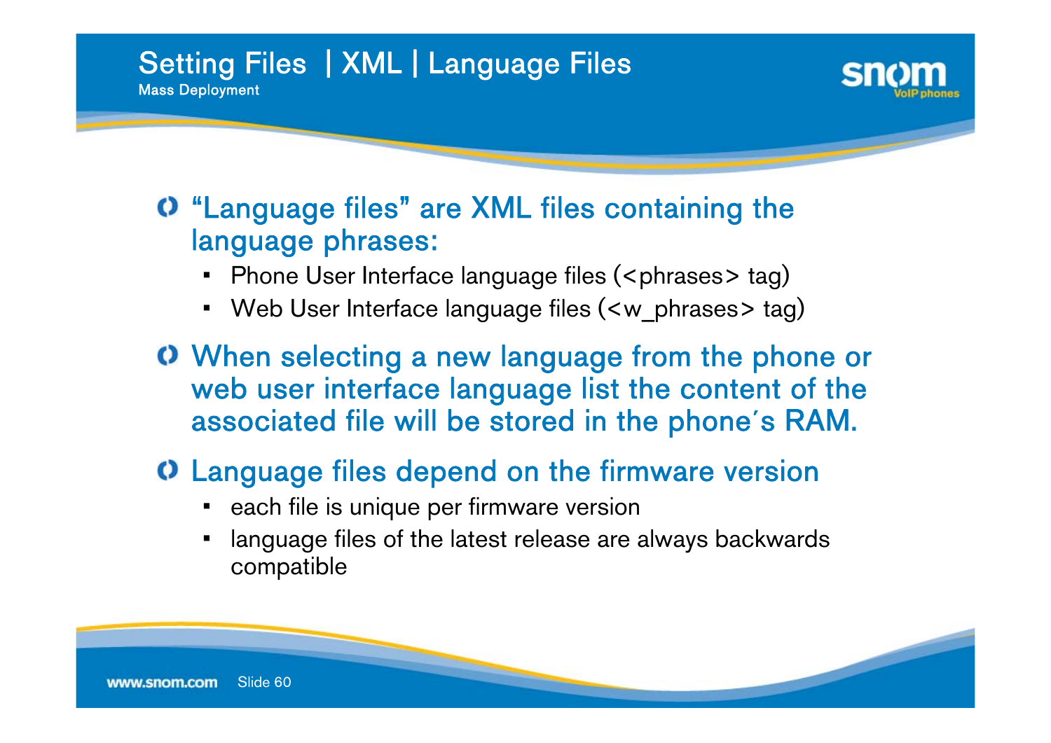# Setting Files | XML | Language Files

Mass Deployment

- "Language files" are XML files containing the language phrases:
  - Phone User Interface language files (<phrases> tag)
  - Web User Interface language files (<w_phrases> tag)
- When selecting a new language from the phone or web user interface language list the content of the associated file will be stored in the phone's RAM.
- Language files depend on the firmware version
  - each file is unique per firmware version
  - language files of the latest release are always backwards compatible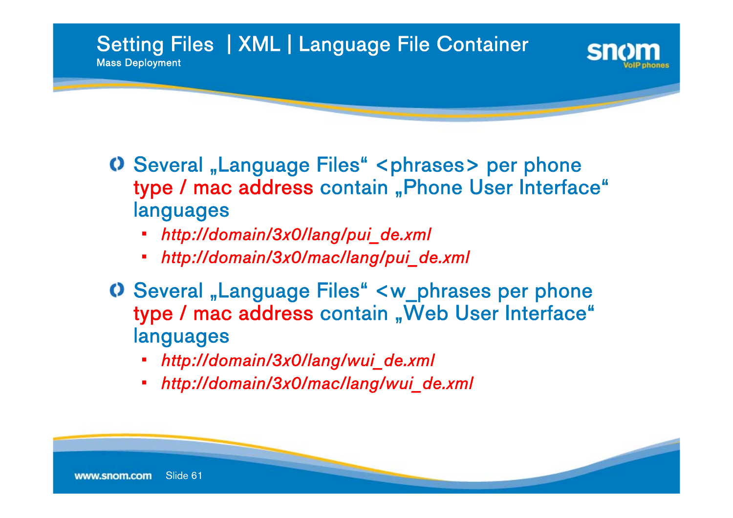# Setting Files | XML | Language File Container

## Mass Deployment

- Several „Language Files" <phrases> per phone type / mac address contain „Phone User Interface" languages
  - *http://domain/3x0/lang/pui_de.xml*
  - *http://domain/3x0/mac/lang/pui_de.xml*
- Several „Language Files" <w_phrases per phone type / mac address contain „Web User Interface" languages
  - *http://domain/3x0/lang/wui_de.xml*
  - *http://domain/3x0/mac/lang/wui_de.xml*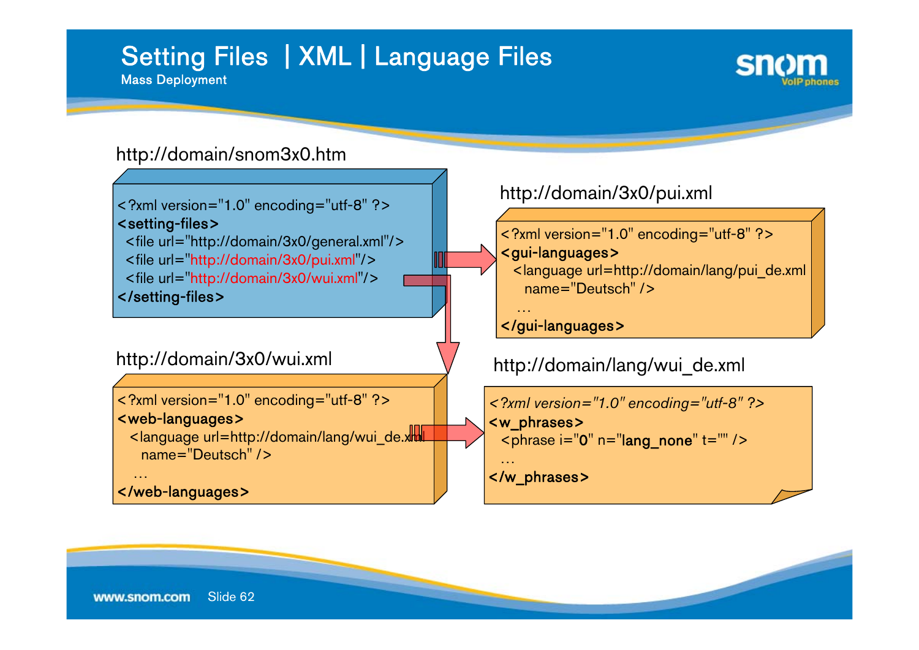# Setting Files | XML | Language Files

Mass Deployment

http://domain/snom3x0.htm

```
<?xml version="1.0" encoding="utf-8" ?>
<setting-files>
  <file url="http://domain/3x0/general.xml"/>
  <file url="http://domain/3x0/pui.xml"/>
  <file url="http://domain/3x0/wui.xml"/>
</setting-files>
```

http://domain/3x0/pui.xml

```
<?xml version="1.0" encoding="utf-8" ?>
<gui-languages>
  <language url=http://domain/lang/pui_de.xml
    name="Deutsch" />
  …
</gui-languages>
```

http://domain/3x0/wui.xml

```
<?xml version="1.0" encoding="utf-8" ?>
<web-languages>
  <language url=http://domain/lang/wui_de.xml
    name="Deutsch" />
  …
</web-languages>
```

http://domain/lang/wui_de.xml

```
<?xml version="1.0" encoding="utf-8" ?>
<w_phrases>
  <phrase i="0" n="lang_none" t="" />
  …
</w_phrases>
```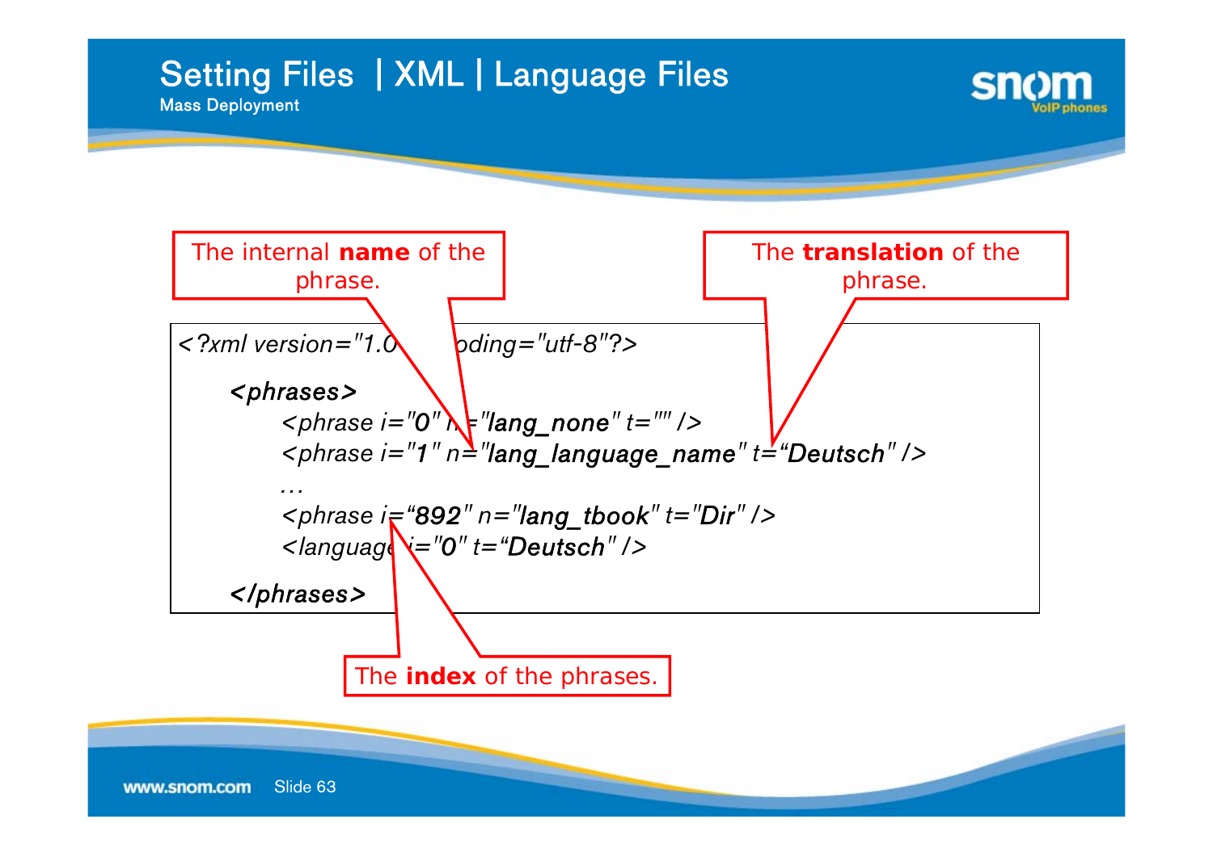# Setting Files | XML | Language Files

Mass Deployment

The internal **name** of the phrase.

The **translation** of the phrase.

```
<?xml version="1.0" encoding="utf-8"?>
    <phrases>
        <phrase i="0" n="lang_none" t="" />
        <phrase i="1" n="lang_language_name" t="Deutsch" />
        …
        <phrase i="892" n="lang_tbook" t="Dir" />
        <language i="0" t="Deutsch" />
    </phrases>
```

The **index** of the phrases.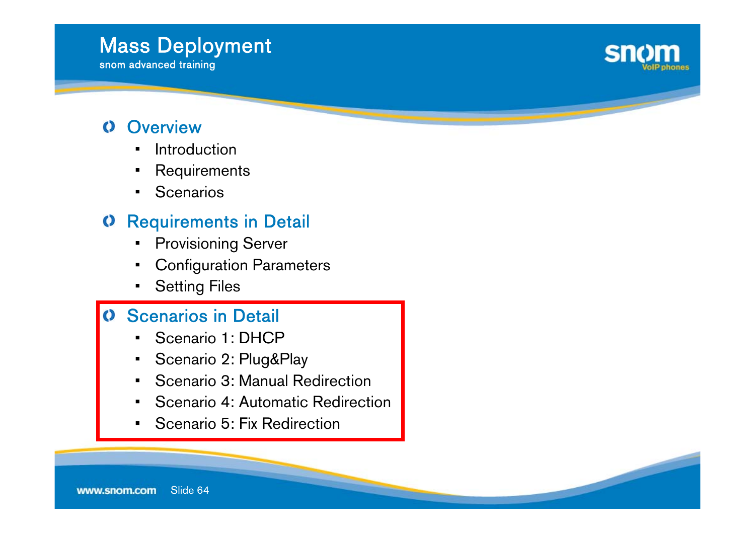# Mass Deployment

snom advanced training

## Overview

- Introduction
- Requirements
- Scenarios

## Requirements in Detail

- Provisioning Server
- Configuration Parameters
- Setting Files

## Scenarios in Detail

- Scenario 1: DHCP
- Scenario 2: Plug&Play
- Scenario 3: Manual Redirection
- Scenario 4: Automatic Redirection
- Scenario 5: Fix Redirection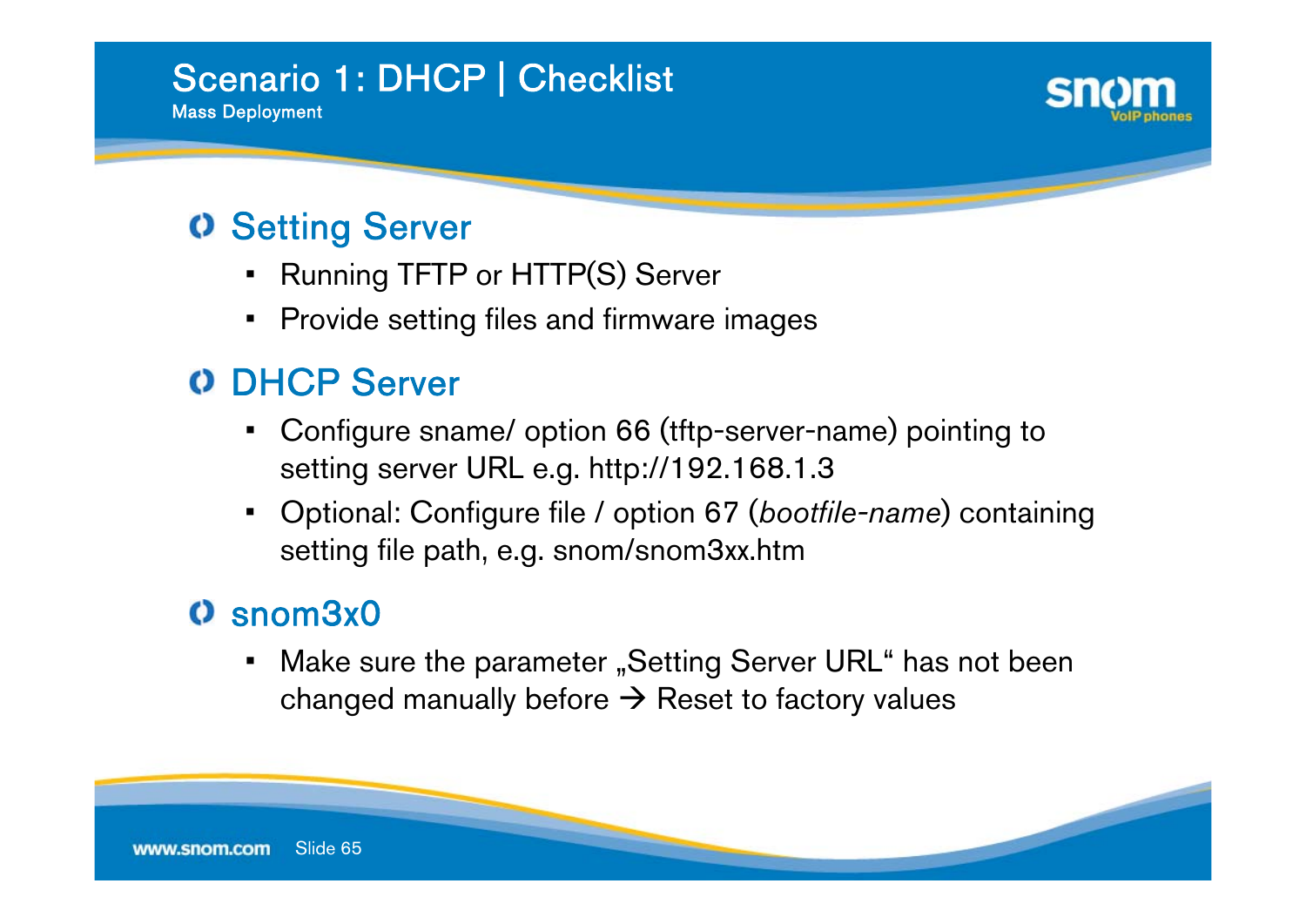# Scenario 1: DHCP | Checklist

Mass Deployment

## Setting Server

- Running TFTP or HTTP(S) Server
- Provide setting files and firmware images

## DHCP Server

- Configure sname/ option 66 (tftp-server-name) pointing to setting server URL e.g. http://192.168.1.3
- Optional: Configure file / option 67 (*bootfile-name*) containing setting file path, e.g. snom/snom3xx.htm

## snom3x0

- Make sure the parameter „Setting Server URL“ has not been changed manually before → Reset to factory values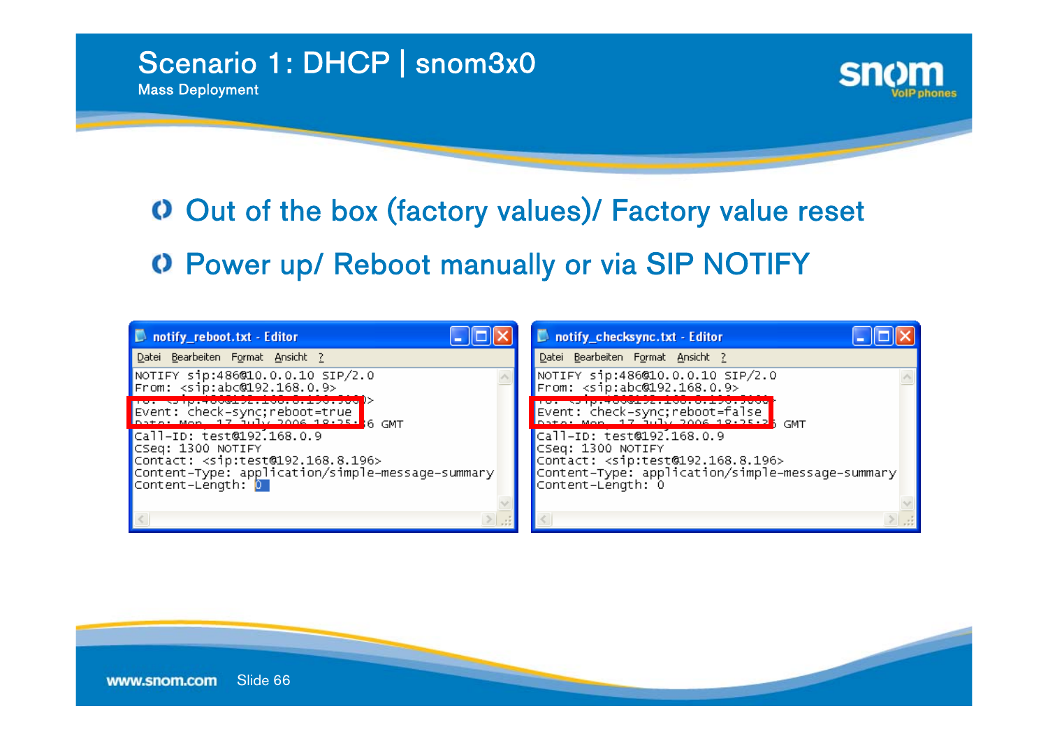# Scenario 1: DHCP | snom3x0

Mass Deployment

- Out of the box (factory values)/ Factory value reset
- Power up/ Reboot manually or via SIP NOTIFY

**notify_reboot.txt - Editor**

```
NOTIFY sip:486@10.0.0.10 SIP/2.0
From: <sip:abc@192.168.0.9>
To: <sip:486@192.168.0.190:5060>
Event: check-sync;reboot=true
Date: Mon, 17 July 2006 18:25:26 GMT
Call-ID: test@192.168.0.9
CSeq: 1300 NOTIFY
Contact: <sip:test@192.168.8.196>
Content-Type: application/simple-message-summary
Content-Length: 0
```

**notify_checksync.txt - Editor**

```
NOTIFY sip:486@10.0.0.10 SIP/2.0
From: <sip:abc@192.168.0.9>
To: <sip:486@192.168.0.190:5060>
Event: check-sync;reboot=false
Date: Mon, 17 July 2006 18:25:26 GMT
Call-ID: test@192.168.0.9
CSeq: 1300 NOTIFY
Contact: <sip:test@192.168.8.196>
Content-Type: application/simple-message-summary
Content-Length: 0
```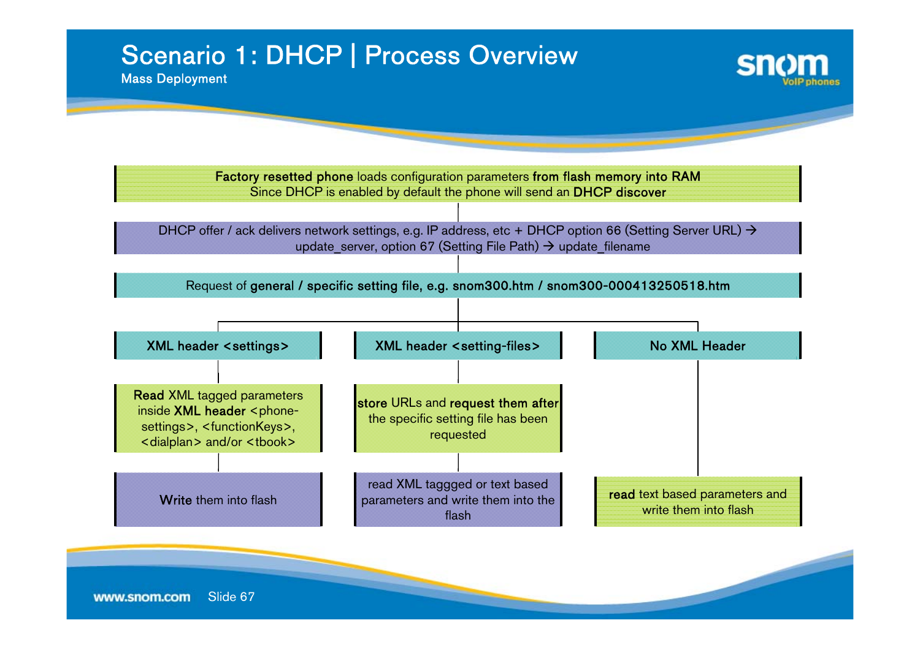# Scenario 1: DHCP | Process Overview

Mass Deployment

**Factory resetted phone** loads configuration parameters **from flash memory into RAM**
Since DHCP is enabled by default the phone will send an **DHCP discover**

DHCP offer / ack delivers network settings, e.g. IP address, etc + DHCP option 66 (Setting Server URL) → update_server, option 67 (Setting File Path) → update_filename

Request of **general / specific setting file, e.g. snom300.htm / snom300-000413250518.htm**

**XML header <settings>**

- **Read** XML tagged parameters inside **XML header** <phone-settings>, <functionKeys>, <dialplan> and/or <tbook>
- **Write** them into flash

**XML header <setting-files>**

- **store** URLs and **request them after** the specific setting file has been requested
- read XML taggged or text based parameters and write them into the flash

**No XML Header**

- **read** text based parameters and write them into flash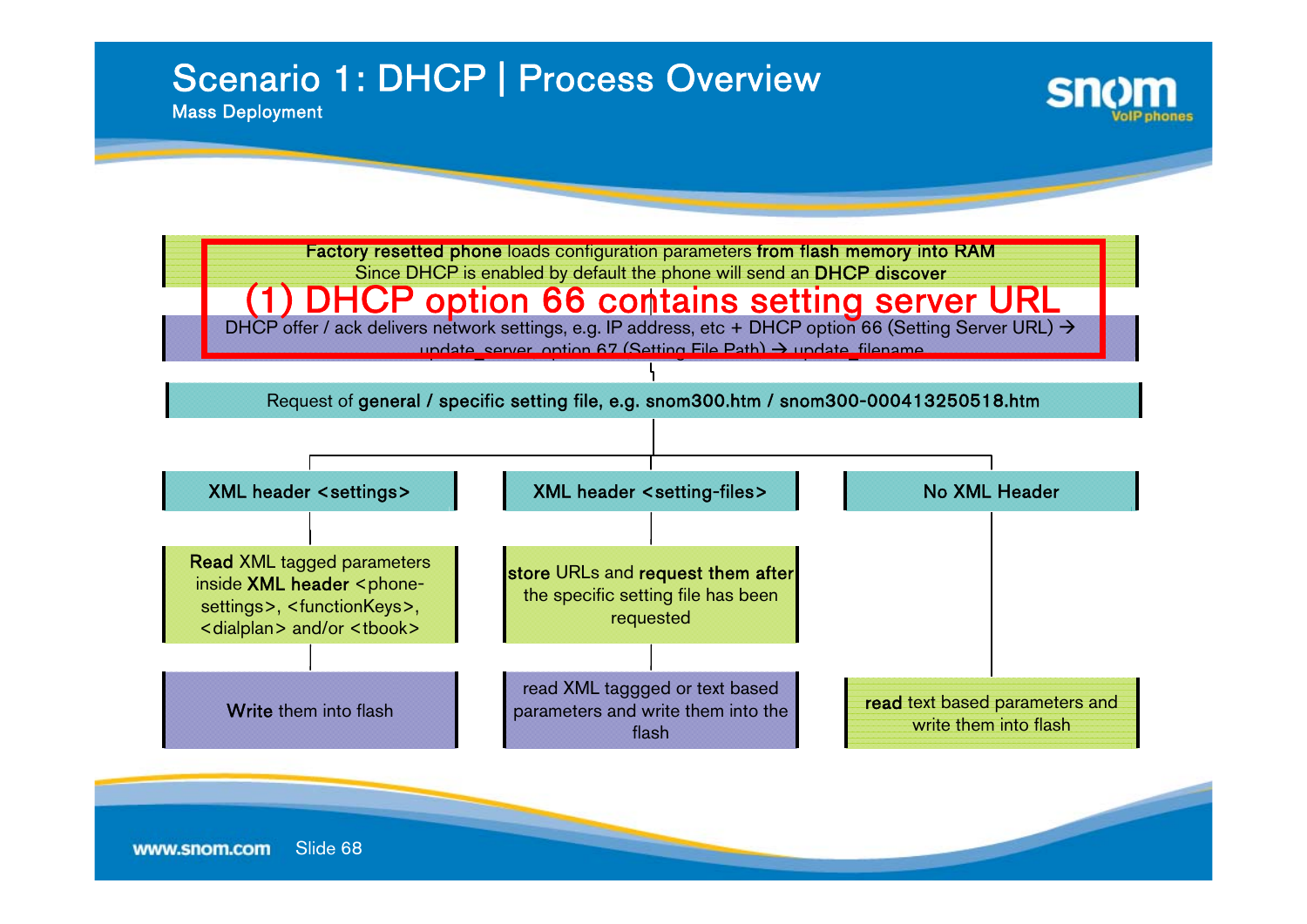# Scenario 1: DHCP | Process Overview

Mass Deployment

**Factory resetted phone** loads configuration parameters **from flash memory into RAM**
Since DHCP is enabled by default the phone will send an **DHCP discover**

**(1) DHCP option 66 contains setting server URL**

DHCP offer / ack delivers network settings, e.g. IP address, etc + DHCP option 66 (Setting Server URL) → update_server, option 67 (Setting File Path) → update_filename

Request of **general / specific setting file, e.g. snom300.htm / snom300-000413250518.htm**

| XML header <settings> | XML header <setting-files> | No XML Header |
|---|---|---|
| **Read** XML tagged parameters inside **XML header** <phone-settings>, <functionKeys>, <dialplan> and/or <tbook> | **store** URLs and **request them after** the specific setting file has been requested | |
| **Write** them into flash | read XML taggged or text based parameters and write them into the flash | **read** text based parameters and write them into flash |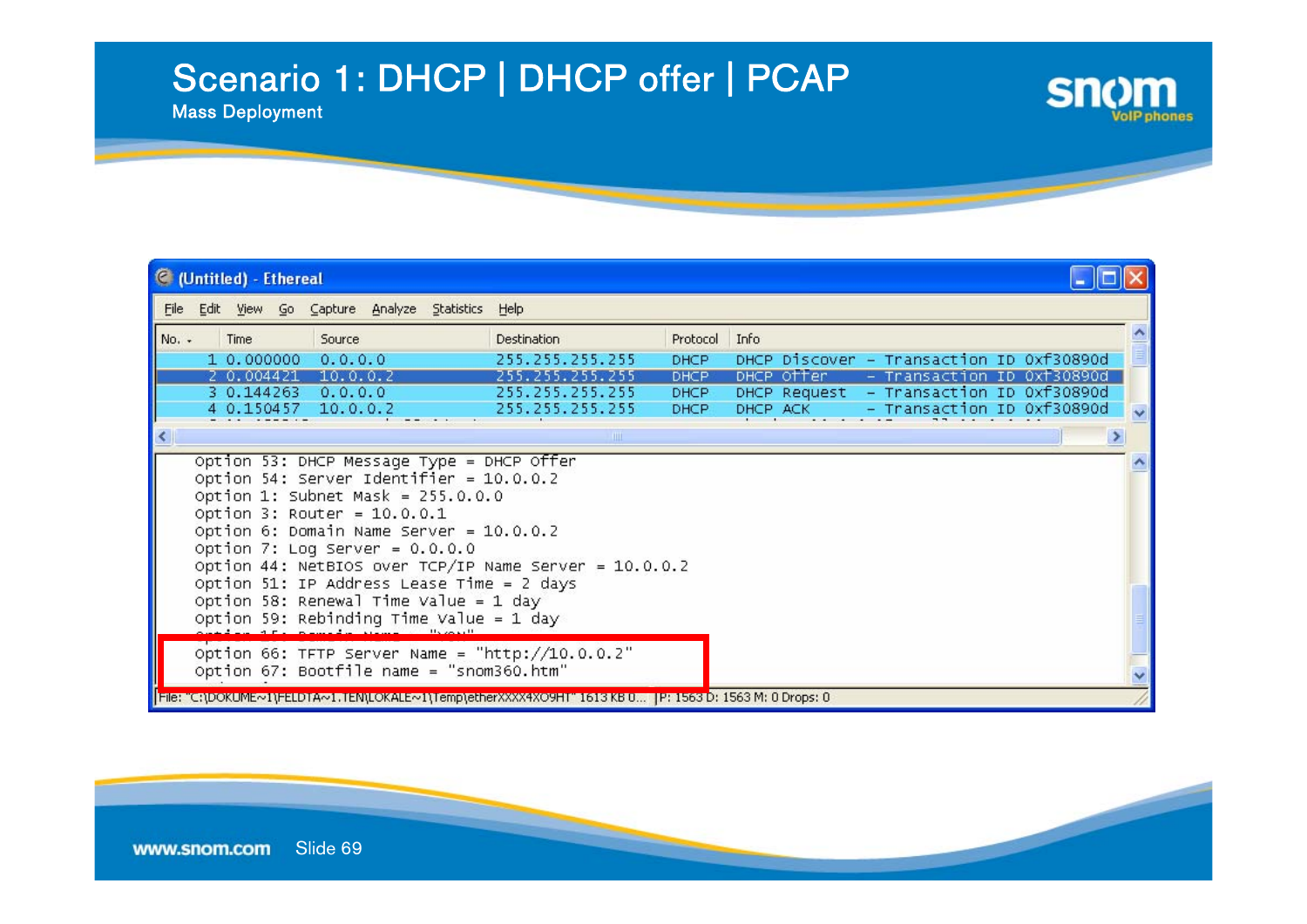# Scenario 1: DHCP | DHCP offer | PCAP

Mass Deployment

(Untitled) - Ethereal

File Edit View Go Capture Analyze Statistics Help

| No. | Time | Source | Destination | Protocol | Info |
|---|---|---|---|---|---|
| 1 | 0.000000 | 0.0.0.0 | 255.255.255.255 | DHCP | DHCP Discover - Transaction ID 0xf30890d |
| 2 | 0.004421 | 10.0.0.2 | 255.255.255.255 | DHCP | DHCP Offer - Transaction ID 0xf30890d |
| 3 | 0.144263 | 0.0.0.0 | 255.255.255.255 | DHCP | DHCP Request - Transaction ID 0xf30890d |
| 4 | 0.150457 | 10.0.0.2 | 255.255.255.255 | DHCP | DHCP ACK - Transaction ID 0xf30890d |

```
Option 53: DHCP Message Type = DHCP Offer
Option 54: Server Identifier = 10.0.0.2
Option 1: Subnet Mask = 255.0.0.0
Option 3: Router = 10.0.0.1
Option 6: Domain Name Server = 10.0.0.2
Option 7: Log Server = 0.0.0.0
Option 44: NetBIOS over TCP/IP Name Server = 10.0.0.2
Option 51: IP Address Lease Time = 2 days
Option 58: Renewal Time Value = 1 day
Option 59: Rebinding Time Value = 1 day
Option 15: Domain Name = "XON"
Option 66: TFTP Server Name = "http://10.0.0.2"
Option 67: Bootfile name = "snom360.htm"
```

File: "C:\DOKUME~1\FELDTA~1.TEN\LOKALE~1\Temp\etherXXXX4XO9HT" 1613 KB 0... | P: 1563 D: 1563 M: 0 Drops: 0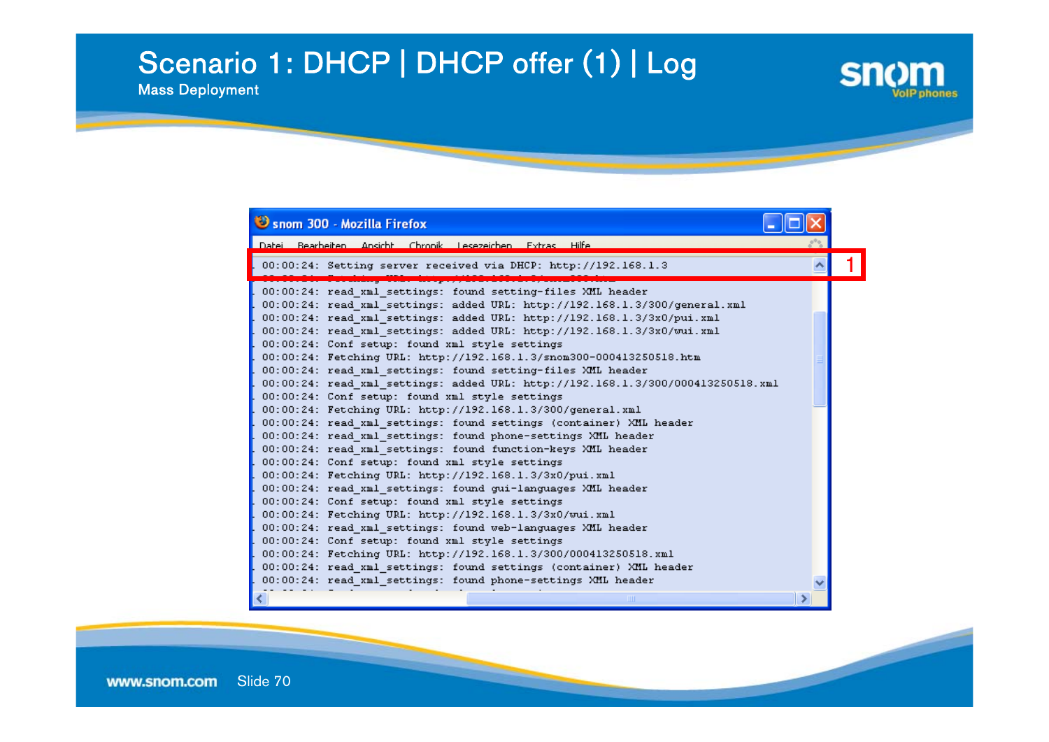# Scenario 1: DHCP | DHCP offer (1) | Log

Mass Deployment

```
00:00:24: Setting server received via DHCP: http://192.168.1.3
00:00:24: Fetching URL: http://192.168.1.3/snom300.htm
00:00:24: read_xml_settings: found setting-files XML header
00:00:24: read_xml_settings: added URL: http://192.168.1.3/300/general.xml
00:00:24: read_xml_settings: added URL: http://192.168.1.3/3x0/pui.xml
00:00:24: read_xml_settings: added URL: http://192.168.1.3/3x0/wui.xml
00:00:24: Conf setup: found xml style settings
00:00:24: Fetching URL: http://192.168.1.3/snom300-000413250518.htm
00:00:24: read_xml_settings: found setting-files XML header
00:00:24: read_xml_settings: added URL: http://192.168.1.3/300/000413250518.xml
00:00:24: Conf setup: found xml style settings
00:00:24: Fetching URL: http://192.168.1.3/300/general.xml
00:00:24: read_xml_settings: found settings (container) XML header
00:00:24: read_xml_settings: found phone-settings XML header
00:00:24: read_xml_settings: found function-keys XML header
00:00:24: Conf setup: found xml style settings
00:00:24: Fetching URL: http://192.168.1.3/3x0/pui.xml
00:00:24: read_xml_settings: found gui-languages XML header
00:00:24: Conf setup: found xml style settings
00:00:24: Fetching URL: http://192.168.1.3/3x0/wui.xml
00:00:24: read_xml_settings: found web-languages XML header
00:00:24: Conf setup: found xml style settings
00:00:24: Fetching URL: http://192.168.1.3/300/000413250518.xml
00:00:24: read_xml_settings: found settings (container) XML header
00:00:24: read_xml_settings: found phone-settings XML header
```

1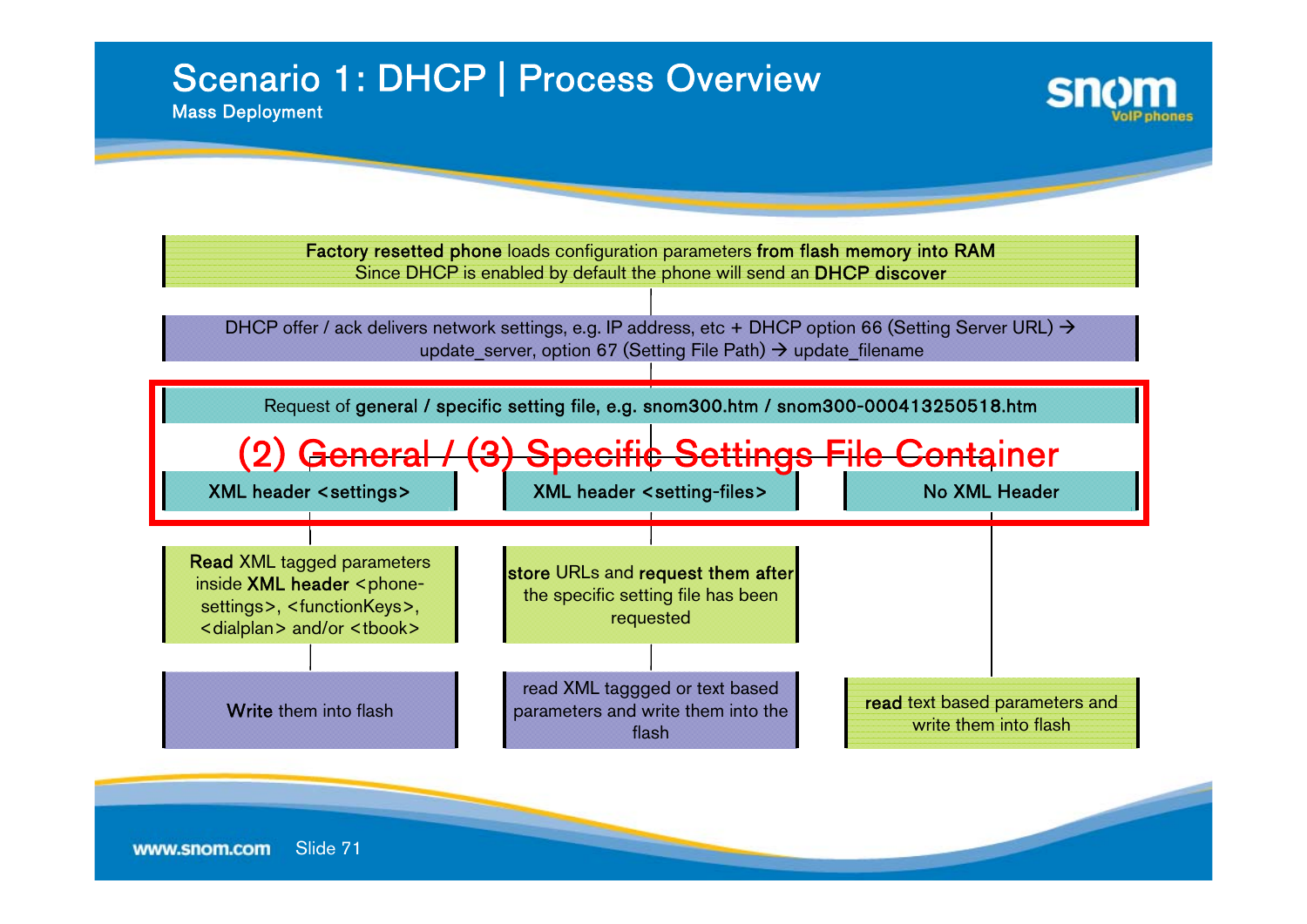# Scenario 1: DHCP | Process Overview

Mass Deployment

**Factory resetted phone** loads configuration parameters **from flash memory into RAM**
Since DHCP is enabled by default the phone will send an **DHCP discover**

DHCP offer / ack delivers network settings, e.g. IP address, etc + DHCP option 66 (Setting Server URL) → update_server, option 67 (Setting File Path) → update_filename

Request of **general / specific setting file, e.g. snom300.htm / snom300-000413250518.htm**

**(2) General / (3) Specific Settings File Container**

| XML header <settings> | XML header <setting-files> | No XML Header |
| --- | --- | --- |
| **Read** XML tagged parameters inside **XML header** <phone-settings>, <functionKeys>, <dialplan> and/or <tbook> | **store** URLs and **request them after** the specific setting file has been requested | |
| **Write** them into flash | read XML taggged or text based parameters and write them into the flash | **read** text based parameters and write them into flash |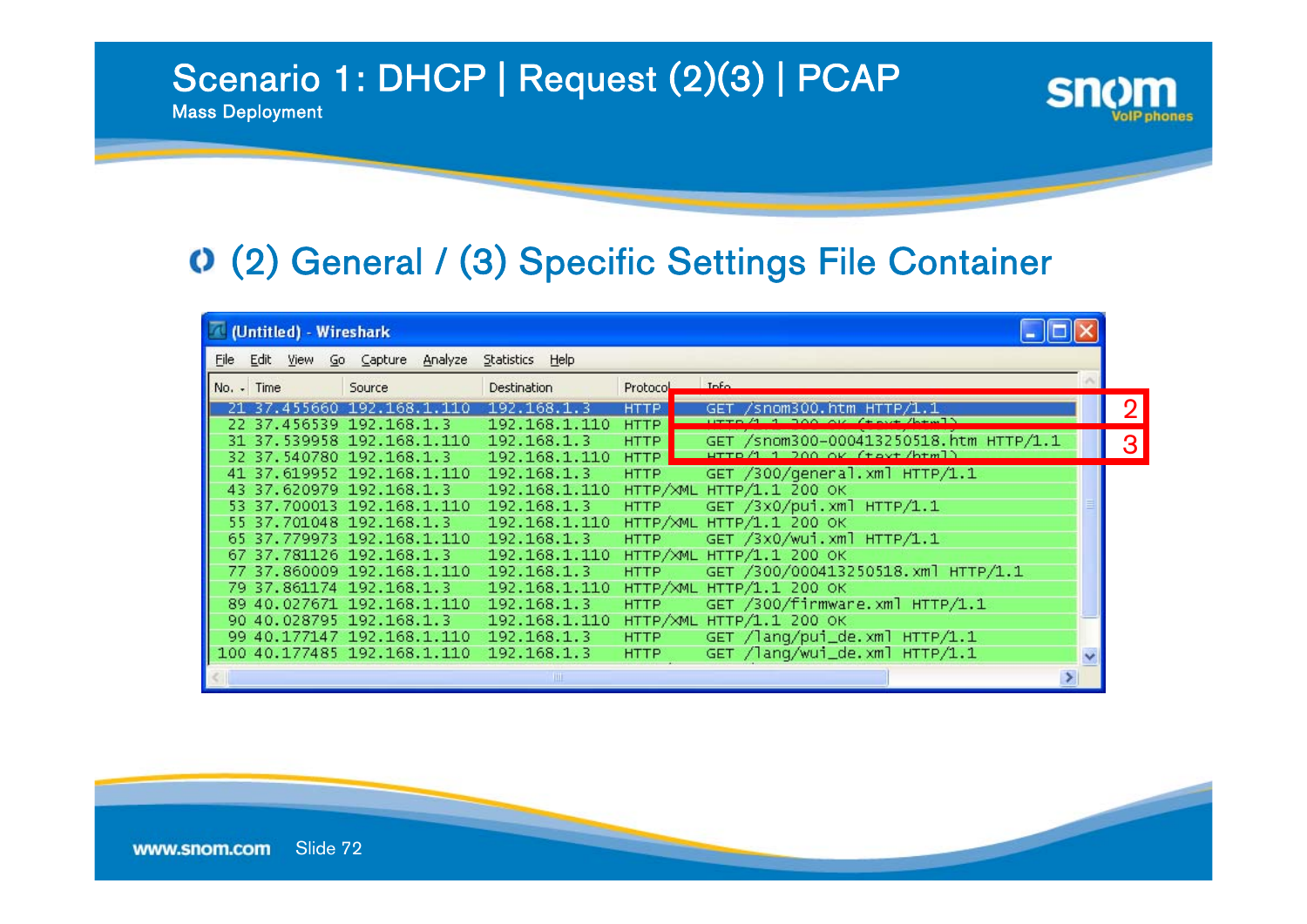# Scenario 1: DHCP | Request (2)(3) | PCAP

Mass Deployment

## (2) General / (3) Specific Settings File Container

(Untitled) - Wireshark

File Edit View Go Capture Analyze Statistics Help

| No. | Time | Source | Destination | Protocol | Info |
|---|---|---|---|---|---|
| 21 | 37.455660 | 192.168.1.110 | 192.168.1.3 | HTTP | GET /snom300.htm HTTP/1.1 |
| 22 | 37.456539 | 192.168.1.3 | 192.168.1.110 | HTTP | HTTP/1.1 200 OK (text/html) |
| 31 | 37.539958 | 192.168.1.110 | 192.168.1.3 | HTTP | GET /snom300-000413250518.htm HTTP/1.1 |
| 32 | 37.540780 | 192.168.1.3 | 192.168.1.110 | HTTP | HTTP/1.1 200 OK (text/html) |
| 41 | 37.619952 | 192.168.1.110 | 192.168.1.3 | HTTP | GET /300/general.xml HTTP/1.1 |
| 43 | 37.620979 | 192.168.1.3 | 192.168.1.110 | HTTP/XML | HTTP/1.1 200 OK |
| 53 | 37.700013 | 192.168.1.110 | 192.168.1.3 | HTTP | GET /3x0/pui.xml HTTP/1.1 |
| 55 | 37.701048 | 192.168.1.3 | 192.168.1.110 | HTTP/XML | HTTP/1.1 200 OK |
| 65 | 37.779973 | 192.168.1.110 | 192.168.1.3 | HTTP | GET /3x0/wui.xml HTTP/1.1 |
| 67 | 37.781126 | 192.168.1.3 | 192.168.1.110 | HTTP/XML | HTTP/1.1 200 OK |
| 77 | 37.860009 | 192.168.1.110 | 192.168.1.3 | HTTP | GET /300/000413250518.xml HTTP/1.1 |
| 79 | 37.861174 | 192.168.1.3 | 192.168.1.110 | HTTP/XML | HTTP/1.1 200 OK |
| 89 | 40.027671 | 192.168.1.110 | 192.168.1.3 | HTTP | GET /300/firmware.xml HTTP/1.1 |
| 90 | 40.028795 | 192.168.1.3 | 192.168.1.110 | HTTP/XML | HTTP/1.1 200 OK |
| 99 | 40.177147 | 192.168.1.110 | 192.168.1.3 | HTTP | GET /lang/pui_de.xml HTTP/1.1 |
| 100 | 40.177485 | 192.168.1.110 | 192.168.1.3 | HTTP | GET /lang/wui_de.xml HTTP/1.1 |

2: GET /snom300.htm HTTP/1.1

3: GET /snom300-000413250518.htm HTTP/1.1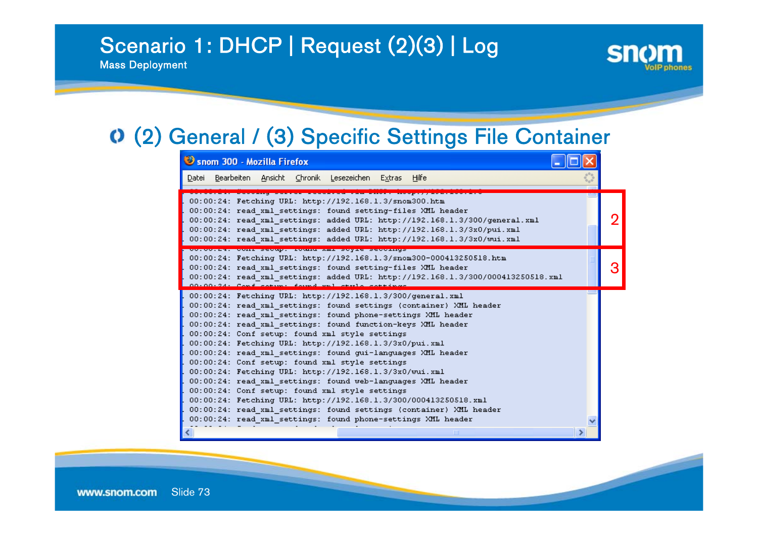# Scenario 1: DHCP | Request (2)(3) | Log

Mass Deployment

## (2) General / (3) Specific Settings File Container

snom 300 - Mozilla Firefox

Datei Bearbeiten Ansicht Chronik Lesezeichen Extras Hilfe

```
00:00:24: Fetching URL: http://192.168.1.3/snom300.htm
00:00:24: read_xml_settings: found setting-files XML header
00:00:24: read_xml_settings: added URL: http://192.168.1.3/300/general.xml
00:00:24: read_xml_settings: added URL: http://192.168.1.3/3x0/pui.xml
00:00:24: read_xml_settings: added URL: http://192.168.1.3/3x0/wui.xml
```

2

```
00:00:24: Fetching URL: http://192.168.1.3/snom300-000413250518.htm
00:00:24: read_xml_settings: found setting-files XML header
00:00:24: read_xml_settings: added URL: http://192.168.1.3/300/000413250518.xml
```

3

```
00:00:24: Fetching URL: http://192.168.1.3/300/general.xml
00:00:24: read_xml_settings: found settings (container) XML header
00:00:24: read_xml_settings: found phone-settings XML header
00:00:24: read_xml_settings: found function-keys XML header
00:00:24: Conf setup: found xml style settings
00:00:24: Fetching URL: http://192.168.1.3/3x0/pui.xml
00:00:24: read_xml_settings: found gui-languages XML header
00:00:24: Conf setup: found xml style settings
00:00:24: Fetching URL: http://192.168.1.3/3x0/wui.xml
00:00:24: read_xml_settings: found web-languages XML header
00:00:24: Conf setup: found xml style settings
00:00:24: Fetching URL: http://192.168.1.3/300/000413250518.xml
00:00:24: read_xml_settings: found settings (container) XML header
00:00:24: read_xml_settings: found phone-settings XML header
```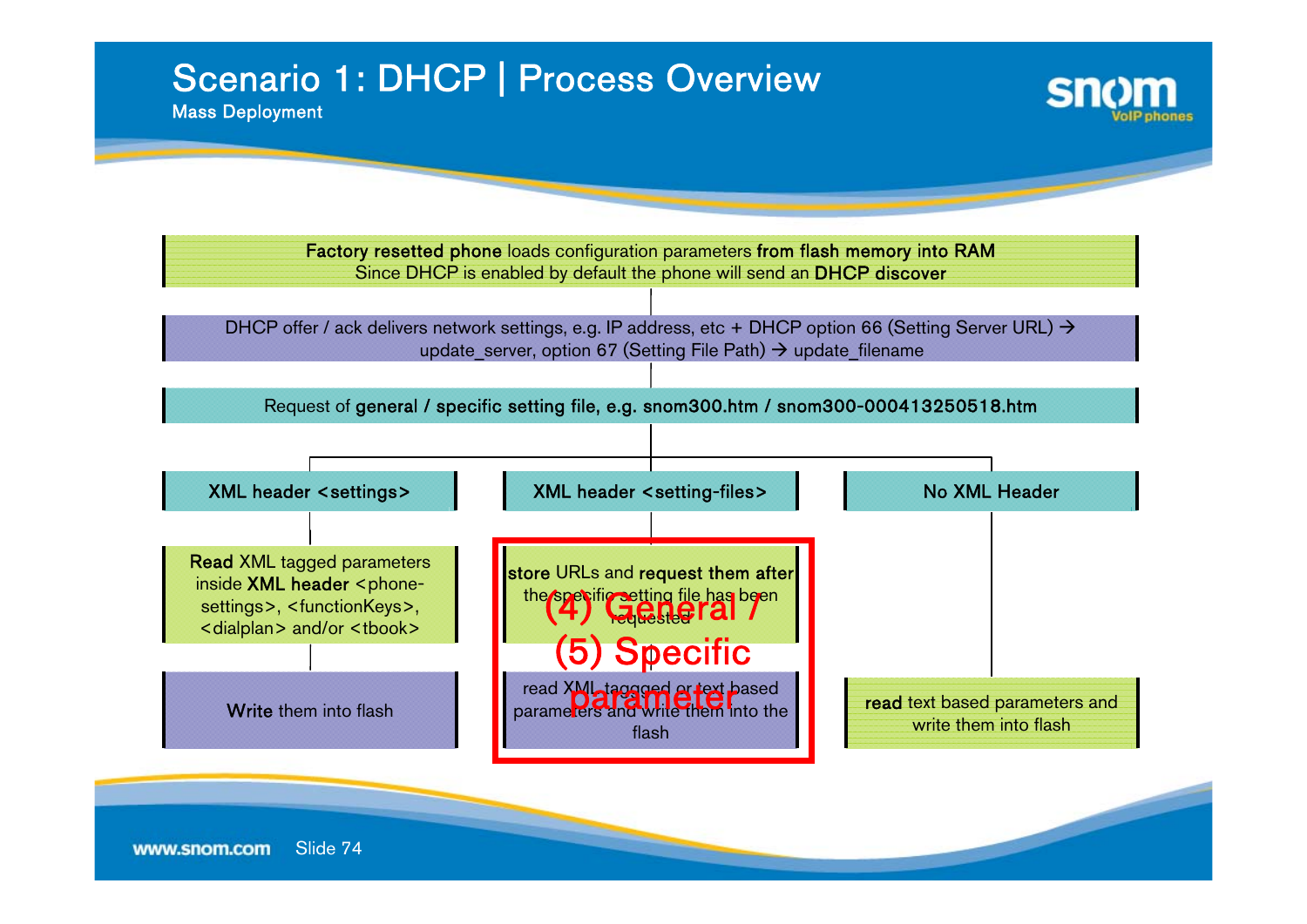# Scenario 1: DHCP | Process Overview

## Mass Deployment

**Factory resetted phone** loads configuration parameters **from flash memory into RAM**
Since DHCP is enabled by default the phone will send an **DHCP discover**

DHCP offer / ack delivers network settings, e.g. IP address, etc + DHCP option 66 (Setting Server URL) → update_server, option 67 (Setting File Path) → update_filename

Request of **general / specific setting file, e.g. snom300.htm / snom300-000413250518.htm**

| XML header <settings> | XML header <setting-files> | No XML Header |
|---|---|---|
| **Read** XML tagged parameters inside **XML header** <phone-settings>, <functionKeys>, <dialplan> and/or <tbook> | **store** URLs and **request them after** the specific setting file has been requested | |
| Write them into flash | read XML tagged or text based parameters and write them into the flash | **read** text based parameters and write them into flash |

(4) General / (5) Specific parameter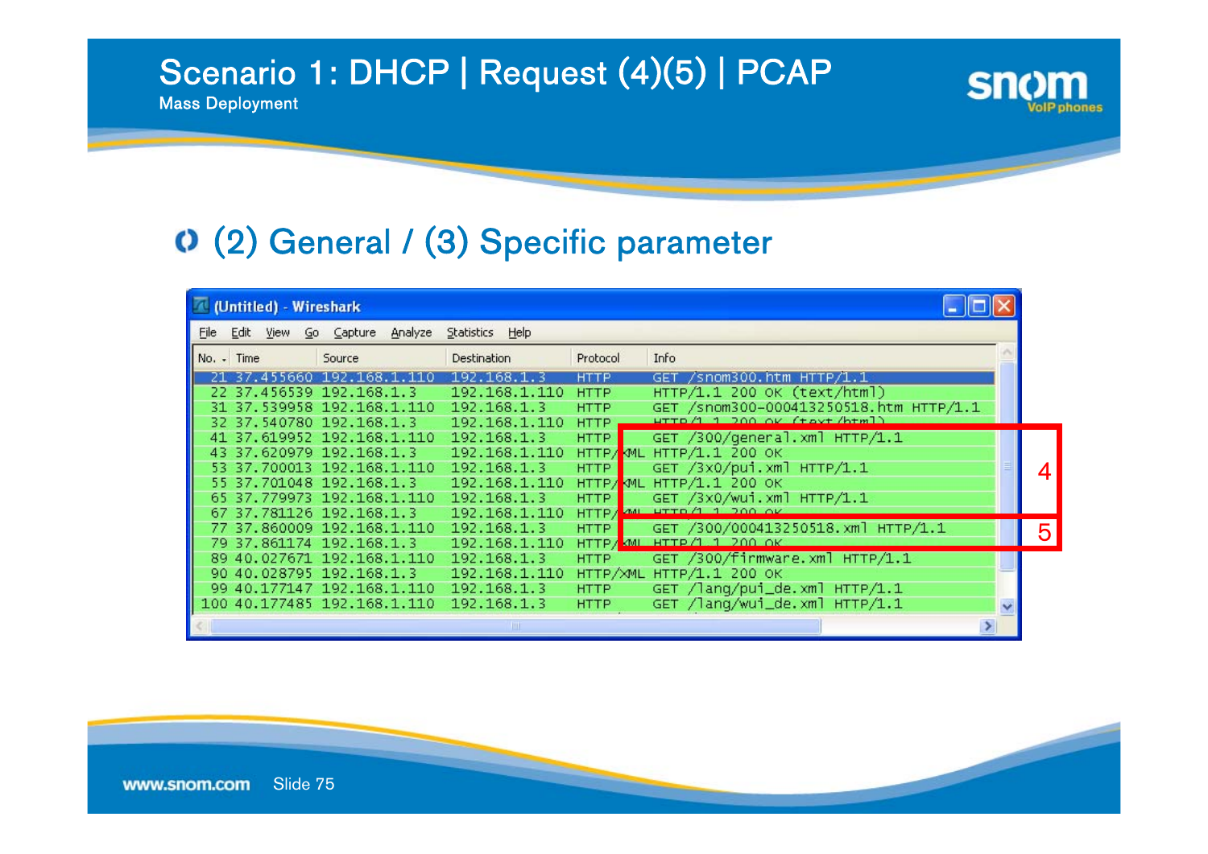# Scenario 1: DHCP | Request (4)(5) | PCAP

Mass Deployment

## (2) General / (3) Specific parameter

(Untitled) - Wireshark

File Edit View Go Capture Analyze Statistics Help

| No. | Time | Source | Destination | Protocol | Info |
|---|---|---|---|---|---|
| 21 | 37.455660 | 192.168.1.110 | 192.168.1.3 | HTTP | GET /snom300.htm HTTP/1.1 |
| 22 | 37.456539 | 192.168.1.3 | 192.168.1.110 | HTTP | HTTP/1.1 200 OK (text/html) |
| 31 | 37.539958 | 192.168.1.110 | 192.168.1.3 | HTTP | GET /snom300-000413250518.htm HTTP/1.1 |
| 32 | 37.540780 | 192.168.1.3 | 192.168.1.110 | HTTP | HTTP/1.1 200 OK (text/html) |
| 41 | 37.619952 | 192.168.1.110 | 192.168.1.3 | HTTP | GET /300/general.xml HTTP/1.1 |
| 43 | 37.620979 | 192.168.1.3 | 192.168.1.110 | HTTP/XML | HTTP/1.1 200 OK |
| 53 | 37.700013 | 192.168.1.110 | 192.168.1.3 | HTTP | GET /3x0/pui.xml HTTP/1.1 |
| 55 | 37.701048 | 192.168.1.3 | 192.168.1.110 | HTTP/XML | HTTP/1.1 200 OK |
| 65 | 37.779973 | 192.168.1.110 | 192.168.1.3 | HTTP | GET /3x0/wui.xml HTTP/1.1 |
| 67 | 37.781126 | 192.168.1.3 | 192.168.1.110 | HTTP/XML | HTTP/1.1 200 OK |
| 77 | 37.860009 | 192.168.1.110 | 192.168.1.3 | HTTP | GET /300/000413250518.xml HTTP/1.1 |
| 79 | 37.861174 | 192.168.1.3 | 192.168.1.110 | HTTP/XML | HTTP/1.1 200 OK |
| 89 | 40.027671 | 192.168.1.110 | 192.168.1.3 | HTTP | GET /300/firmware.xml HTTP/1.1 |
| 90 | 40.028795 | 192.168.1.3 | 192.168.1.110 | HTTP/XML | HTTP/1.1 200 OK |
| 99 | 40.177147 | 192.168.1.110 | 192.168.1.3 | HTTP | GET /lang/pui_de.xml HTTP/1.1 |
| 100 | 40.177485 | 192.168.1.110 | 192.168.1.3 | HTTP | GET /lang/wui_de.xml HTTP/1.1 |

4 (rows 41–67)

5 (rows 77–79)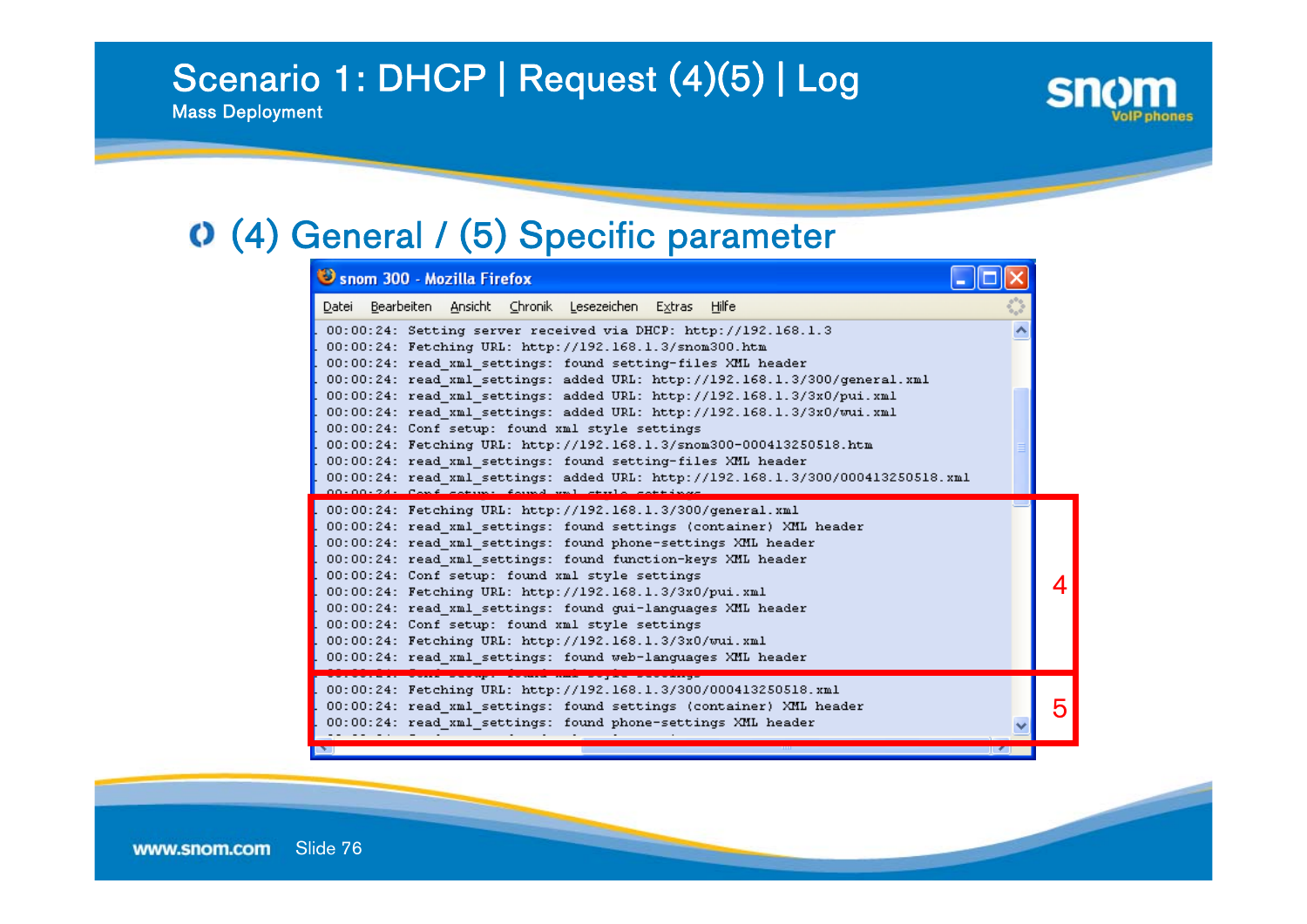# Scenario 1: DHCP | Request (4)(5) | Log

Mass Deployment

## (4) General / (5) Specific parameter

snom 300 - Mozilla Firefox

Datei Bearbeiten Ansicht Chronik Lesezeichen Extras Hilfe

```
00:00:24: Setting server received via DHCP: http://192.168.1.3
00:00:24: Fetching URL: http://192.168.1.3/snom300.htm
00:00:24: read_xml_settings: found setting-files XML header
00:00:24: read_xml_settings: added URL: http://192.168.1.3/300/general.xml
00:00:24: read_xml_settings: added URL: http://192.168.1.3/3x0/pui.xml
00:00:24: read_xml_settings: added URL: http://192.168.1.3/3x0/wui.xml
00:00:24: Conf setup: found xml style settings
00:00:24: Fetching URL: http://192.168.1.3/snom300-000413250518.htm
00:00:24: read_xml_settings: found setting-files XML header
00:00:24: read_xml_settings: added URL: http://192.168.1.3/300/000413250518.xml
00:00:24: Conf setup: found xml style settings
00:00:24: Fetching URL: http://192.168.1.3/300/general.xml
00:00:24: read_xml_settings: found settings (container) XML header
00:00:24: read_xml_settings: found phone-settings XML header
00:00:24: read_xml_settings: found function-keys XML header
00:00:24: Conf setup: found xml style settings
00:00:24: Fetching URL: http://192.168.1.3/3x0/pui.xml
00:00:24: read_xml_settings: found gui-languages XML header
00:00:24: Conf setup: found xml style settings
00:00:24: Fetching URL: http://192.168.1.3/3x0/wui.xml
00:00:24: read_xml_settings: found web-languages XML header
00:00:24: Conf setup: found xml style settings
00:00:24: Fetching URL: http://192.168.1.3/300/000413250518.xml
00:00:24: read_xml_settings: found settings (container) XML header
00:00:24: read_xml_settings: found phone-settings XML header
```

4

5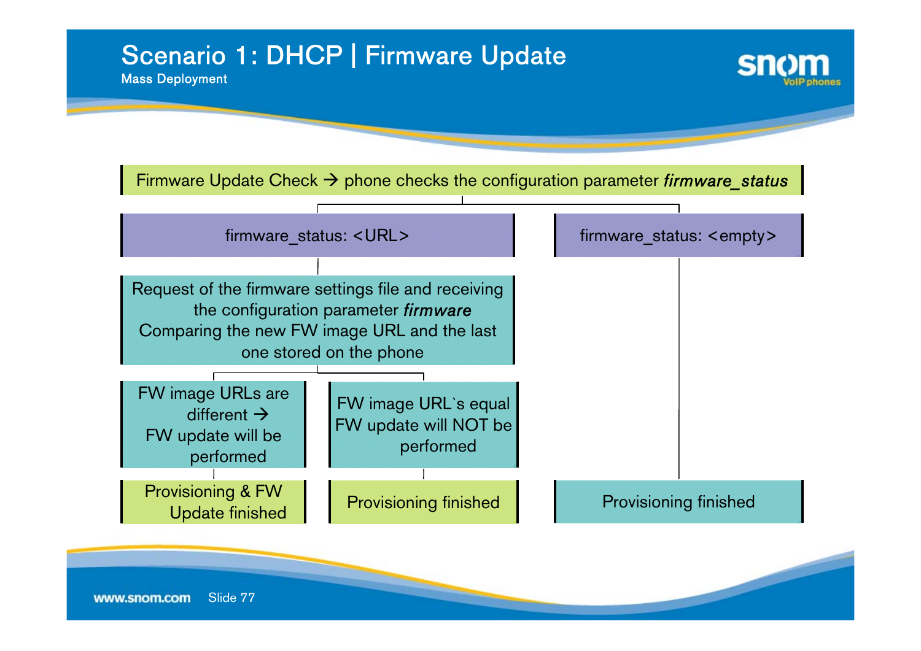# Scenario 1: DHCP | Firmware Update

Mass Deployment

Firmware Update Check → phone checks the configuration parameter ***firmware_status***

- **firmware_status: <URL>**
  - Request of the firmware settings file and receiving the configuration parameter ***firmware***
    Comparing the new FW image URL and the last one stored on the phone
    - FW image URLs are different → FW update will be performed
      - Provisioning & FW Update finished
    - FW image URL`s equal FW update will NOT be performed
      - Provisioning finished
- **firmware_status: <empty>**
  - Provisioning finished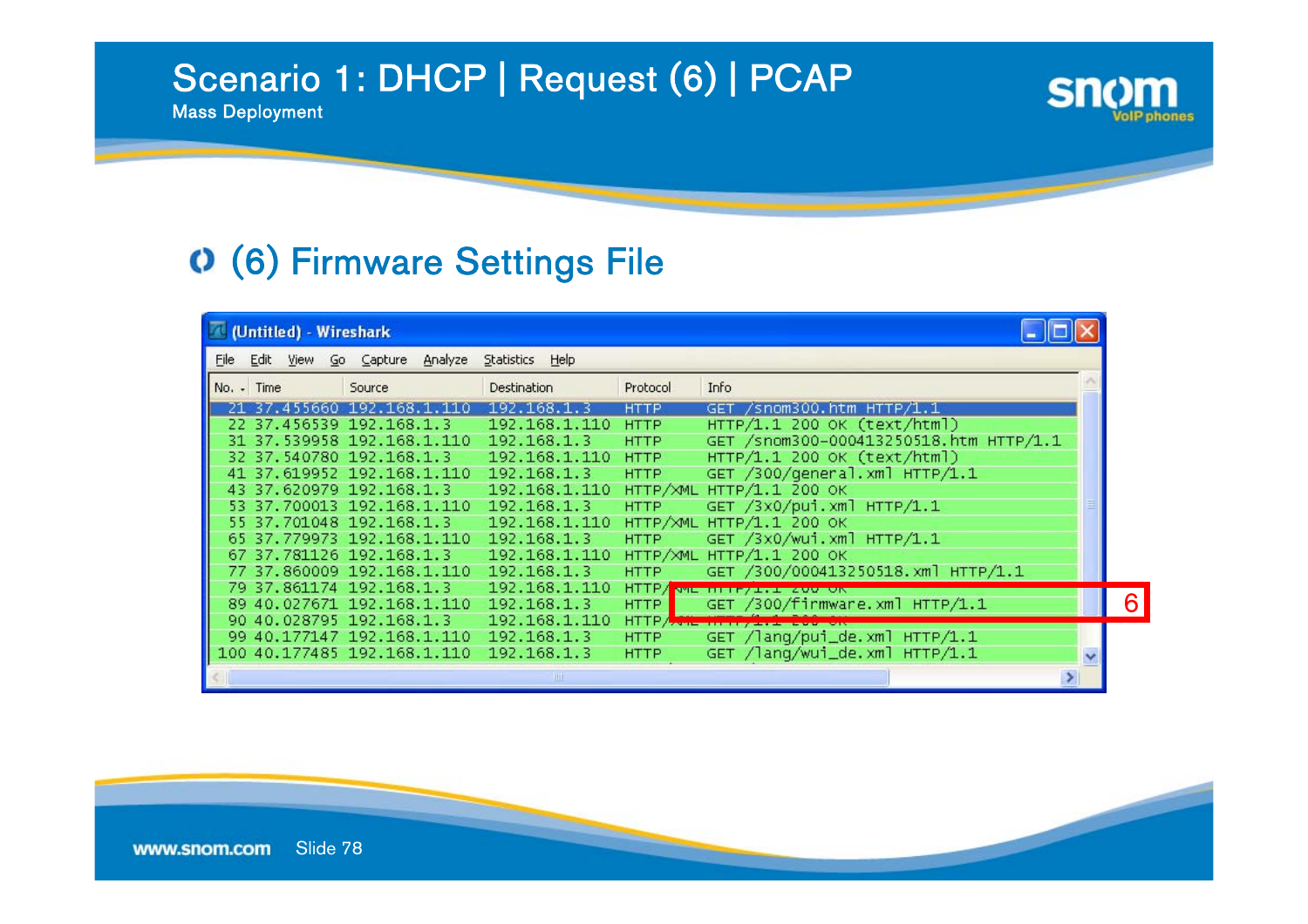# Scenario 1: DHCP | Request (6) | PCAP

Mass Deployment

## (6) Firmware Settings File

(Untitled) - Wireshark

| No. | Time | Source | Destination | Protocol | Info |
|---|---|---|---|---|---|
| 21 | 37.455660 | 192.168.1.110 | 192.168.1.3 | HTTP | GET /snom300.htm HTTP/1.1 |
| 22 | 37.456539 | 192.168.1.3 | 192.168.1.110 | HTTP | HTTP/1.1 200 OK (text/html) |
| 31 | 37.539958 | 192.168.1.110 | 192.168.1.3 | HTTP | GET /snom300-000413250518.htm HTTP/1.1 |
| 32 | 37.540780 | 192.168.1.3 | 192.168.1.110 | HTTP | HTTP/1.1 200 OK (text/html) |
| 41 | 37.619952 | 192.168.1.110 | 192.168.1.3 | HTTP | GET /300/general.xml HTTP/1.1 |
| 43 | 37.620979 | 192.168.1.3 | 192.168.1.110 | HTTP/XML | HTTP/1.1 200 OK |
| 53 | 37.700013 | 192.168.1.110 | 192.168.1.3 | HTTP | GET /3x0/pui.xml HTTP/1.1 |
| 55 | 37.701048 | 192.168.1.3 | 192.168.1.110 | HTTP/XML | HTTP/1.1 200 OK |
| 65 | 37.779973 | 192.168.1.110 | 192.168.1.3 | HTTP | GET /3x0/wui.xml HTTP/1.1 |
| 67 | 37.781126 | 192.168.1.3 | 192.168.1.110 | HTTP/XML | HTTP/1.1 200 OK |
| 77 | 37.860009 | 192.168.1.110 | 192.168.1.3 | HTTP | GET /300/000413250518.xml HTTP/1.1 |
| 79 | 37.861174 | 192.168.1.3 | 192.168.1.110 | HTTP/XML | HTTP/1.1 200 OK |
| 89 | 40.027671 | 192.168.1.110 | 192.168.1.3 | HTTP | GET /300/firmware.xml HTTP/1.1 |
| 90 | 40.028795 | 192.168.1.3 | 192.168.1.110 | HTTP/XML | HTTP/1.1 200 OK |
| 99 | 40.177147 | 192.168.1.110 | 192.168.1.3 | HTTP | GET /lang/pui_de.xml HTTP/1.1 |
| 100 | 40.177485 | 192.168.1.110 | 192.168.1.3 | HTTP | GET /lang/wui_de.xml HTTP/1.1 |

6

www.snom.com Slide 78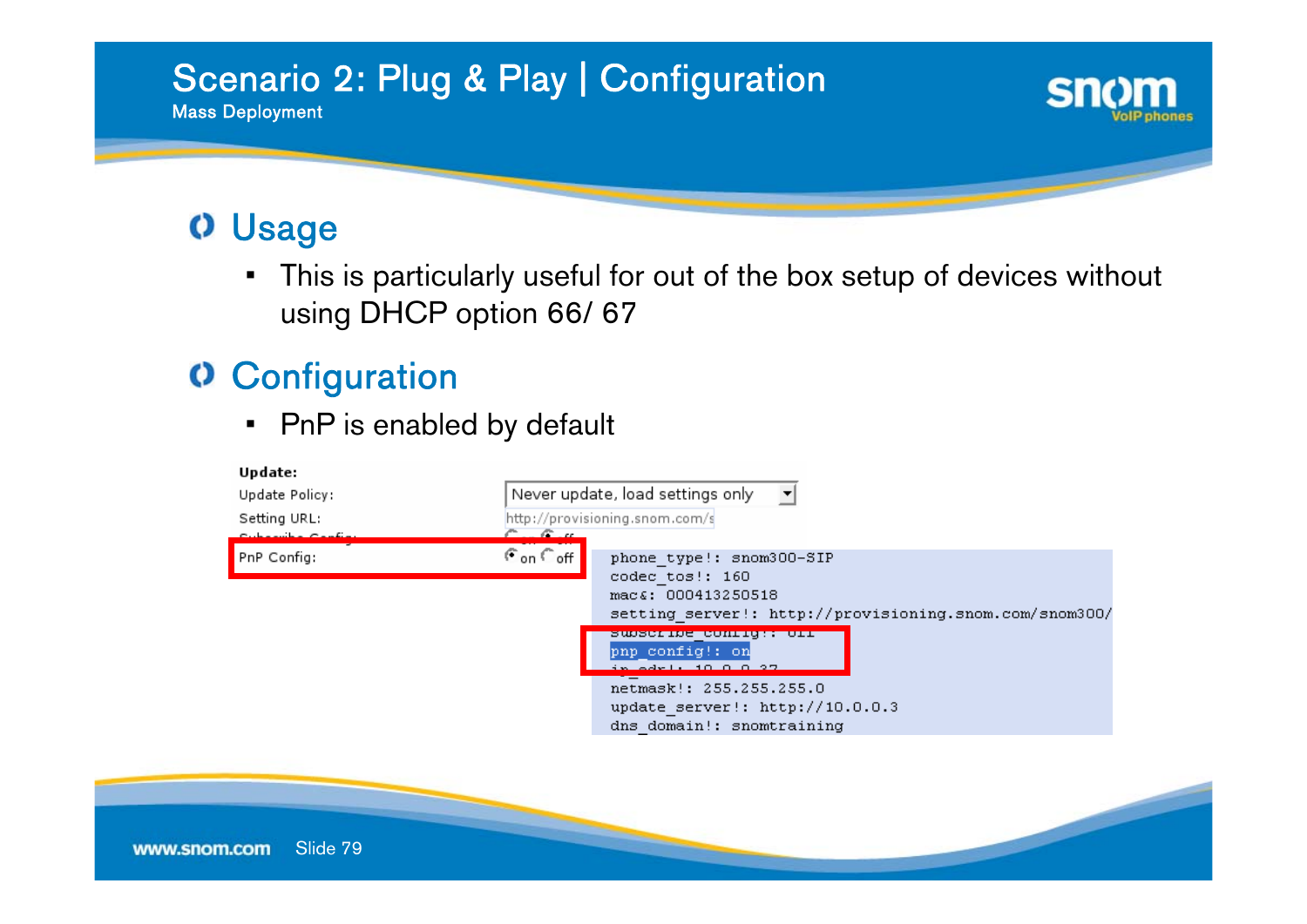# Scenario 2: Plug & Play | Configuration

Mass Deployment

## Usage

- This is particularly useful for out of the box setup of devices without using DHCP option 66/ 67

## Configuration

- PnP is enabled by default

**Update:**

| | |
|---|---|
| Update Policy: | Never update, load settings only |
| Setting URL: | http://provisioning.snom.com/s |
| Subscribe Config: | on off |
| PnP Config: | on off |

```
phone_type!: snom300-SIP
codec_tos!: 160
mac&: 000413250518
setting_server!: http://provisioning.snom.com/snom300/
subscribe_config!: off
pnp_config!: on
ip_adr!: 10.0.0.37
netmask!: 255.255.255.0
update_server!: http://10.0.0.3
dns_domain!: snomtraining
```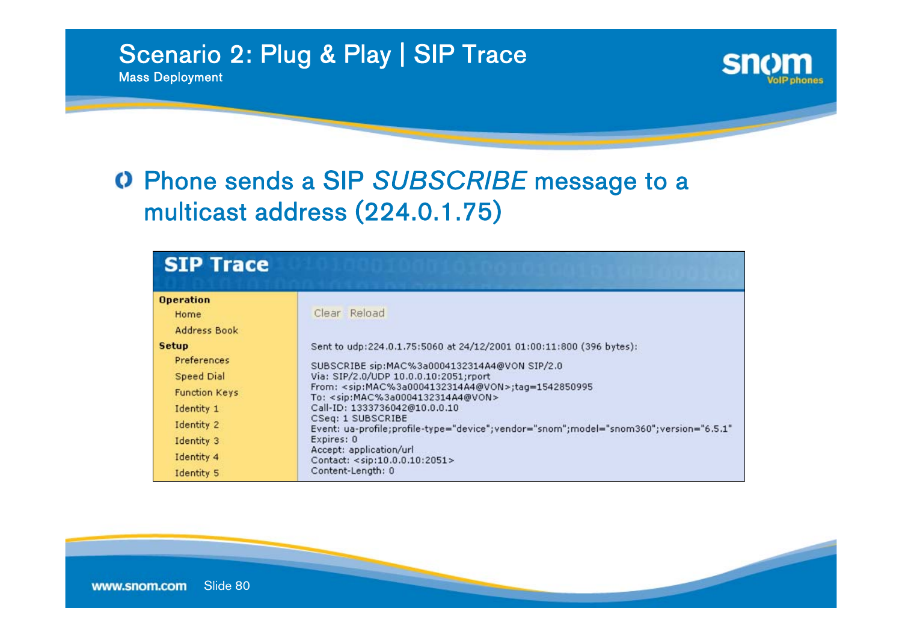# Scenario 2: Plug & Play | SIP Trace

Mass Deployment

- Phone sends a SIP *SUBSCRIBE* message to a multicast address (224.0.1.75)

## SIP Trace

**Operation**
- Home
- Address Book

**Setup**
- Preferences
- Speed Dial
- Function Keys
- Identity 1
- Identity 2
- Identity 3
- Identity 4
- Identity 5

Clear Reload

```
Sent to udp:224.0.1.75:5060 at 24/12/2001 01:00:11:800 (396 bytes):

SUBSCRIBE sip:MAC%3a0004132314A4@VON SIP/2.0
Via: SIP/2.0/UDP 10.0.0.10:2051;rport
From: <sip:MAC%3a0004132314A4@VON>;tag=1542850995
To: <sip:MAC%3a0004132314A4@VON>
Call-ID: 1333736042@10.0.0.10
CSeq: 1 SUBSCRIBE
Event: ua-profile;profile-type="device";vendor="snom";model="snom360";version="6.5.1"
Expires: 0
Accept: application/url
Contact: <sip:10.0.0.10:2051>
Content-Length: 0
```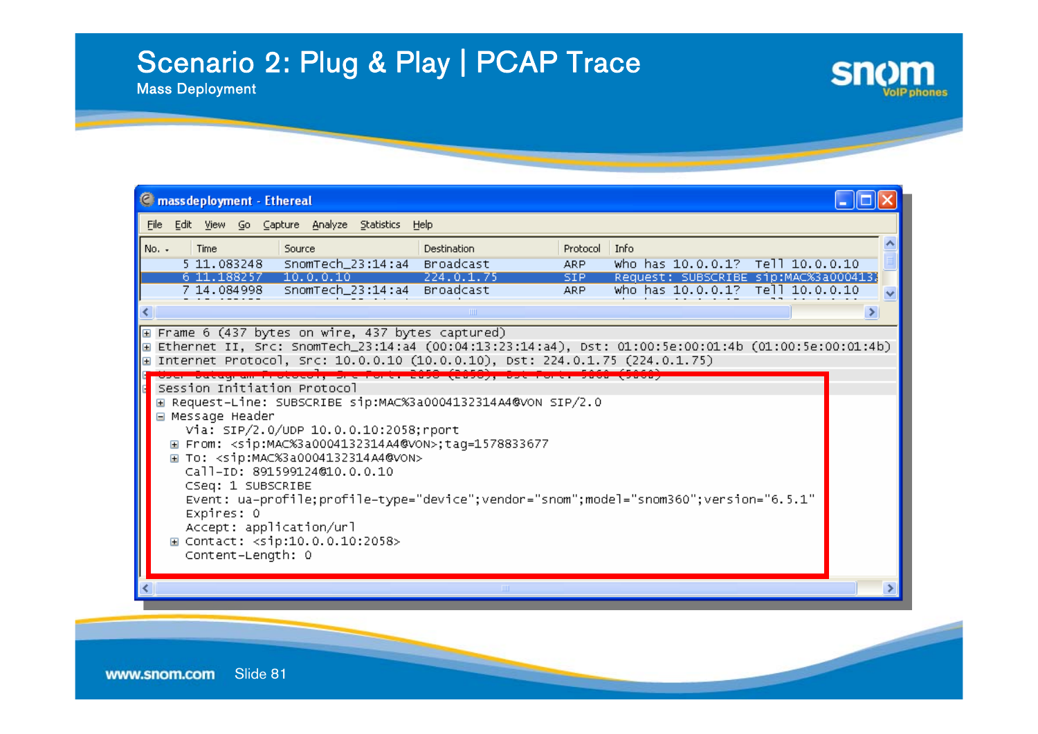# Scenario 2: Plug & Play | PCAP Trace

Mass Deployment

massdeployment - Ethereal

File Edit View Go Capture Analyze Statistics Help

| No. | Time | Source | Destination | Protocol | Info |
|---|---|---|---|---|---|
| 5 | 11.083248 | SnomTech_23:14:a4 | Broadcast | ARP | Who has 10.0.0.1? Tell 10.0.0.10 |
| 6 | 11.188257 | 10.0.0.10 | 224.0.1.75 | SIP | Request: SUBSCRIBE sip:MAC%3a000413 |
| 7 | 14.084998 | SnomTech_23:14:a4 | Broadcast | ARP | Who has 10.0.0.1? Tell 10.0.0.10 |

```
Frame 6 (437 bytes on wire, 437 bytes captured)
Ethernet II, Src: SnomTech_23:14:a4 (00:04:13:23:14:a4), Dst: 01:00:5e:00:01:4b (01:00:5e:00:01:4b)
Internet Protocol, Src: 10.0.0.10 (10.0.0.10), Dst: 224.0.1.75 (224.0.1.75)
User Datagram Protocol, Src Port: 2058 (2058), Dst Port: 5060 (5060)
Session Initiation Protocol
  Request-Line: SUBSCRIBE sip:MAC%3a0004132314A4@VON SIP/2.0
  Message Header
    Via: SIP/2.0/UDP 10.0.0.10:2058;rport
    From: <sip:MAC%3a0004132314A4@VON>;tag=1578833677
    To: <sip:MAC%3a0004132314A4@VON>
    Call-ID: 891599124@10.0.0.10
    CSeq: 1 SUBSCRIBE
    Event: ua-profile;profile-type="device";vendor="snom";model="snom360";version="6.5.1"
    Expires: 0
    Accept: application/url
    Contact: <sip:10.0.0.10:2058>
    Content-Length: 0
```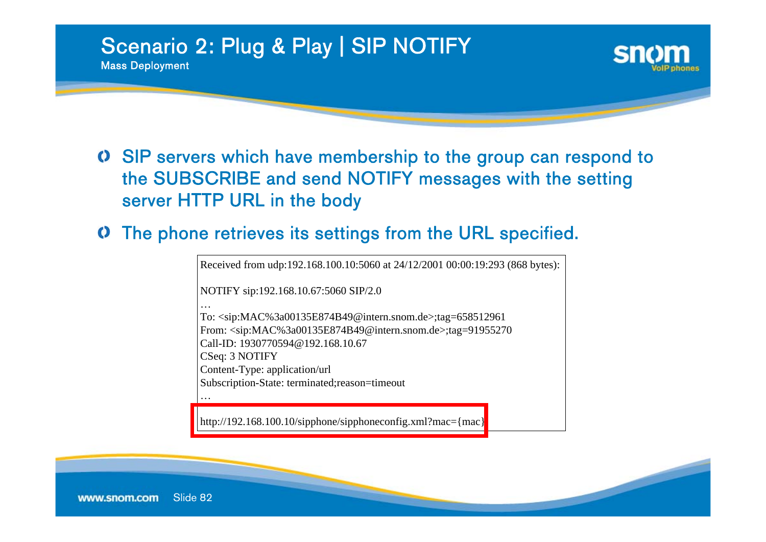# Scenario 2: Plug & Play | SIP NOTIFY

Mass Deployment

- SIP servers which have membership to the group can respond to the SUBSCRIBE and send NOTIFY messages with the setting server HTTP URL in the body
- The phone retrieves its settings from the URL specified.

```
Received from udp:192.168.100.10:5060 at 24/12/2001 00:00:19:293 (868 bytes):

NOTIFY sip:192.168.10.67:5060 SIP/2.0
…
To: <sip:MAC%3a00135E874B49@intern.snom.de>;tag=658512961
From: <sip:MAC%3a00135E874B49@intern.snom.de>;tag=91955270
Call-ID: 1930770594@192.168.10.67
CSeq: 3 NOTIFY
Content-Type: application/url
Subscription-State: terminated;reason=timeout
…

http://192.168.100.10/sipphone/sipphoneconfig.xml?mac={mac}
```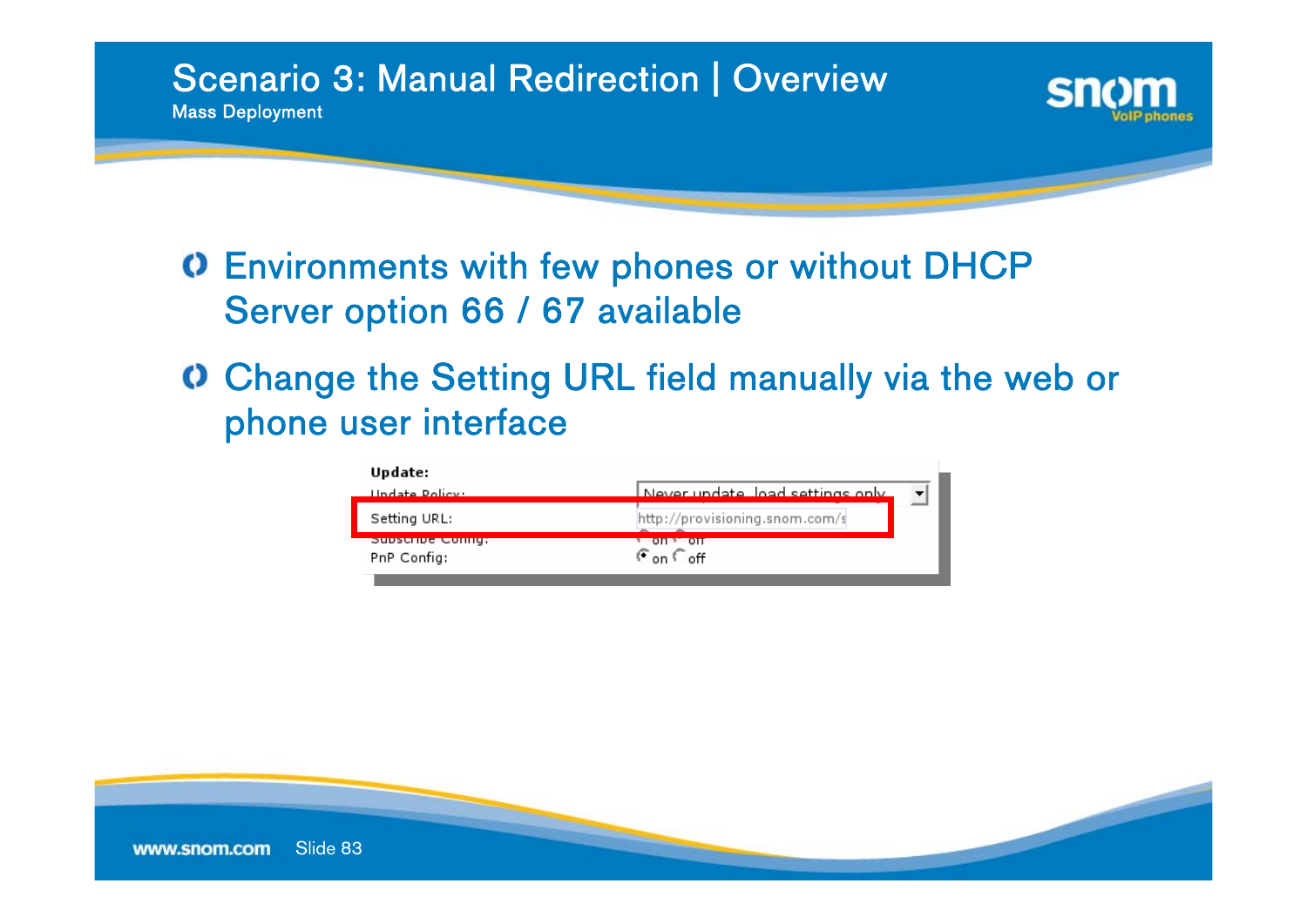# Scenario 3: Manual Redirection | Overview

Mass Deployment

- Environments with few phones or without DHCP Server option 66 / 67 available
- Change the Setting URL field manually via the web or phone user interface

**Update:**

| | |
|---|---|
| Update Policy: | Never update, load settings only |
| Setting URL: | http://provisioning.snom.com/s |
| Subscribe Config: | on / off |
| PnP Config: | on / off |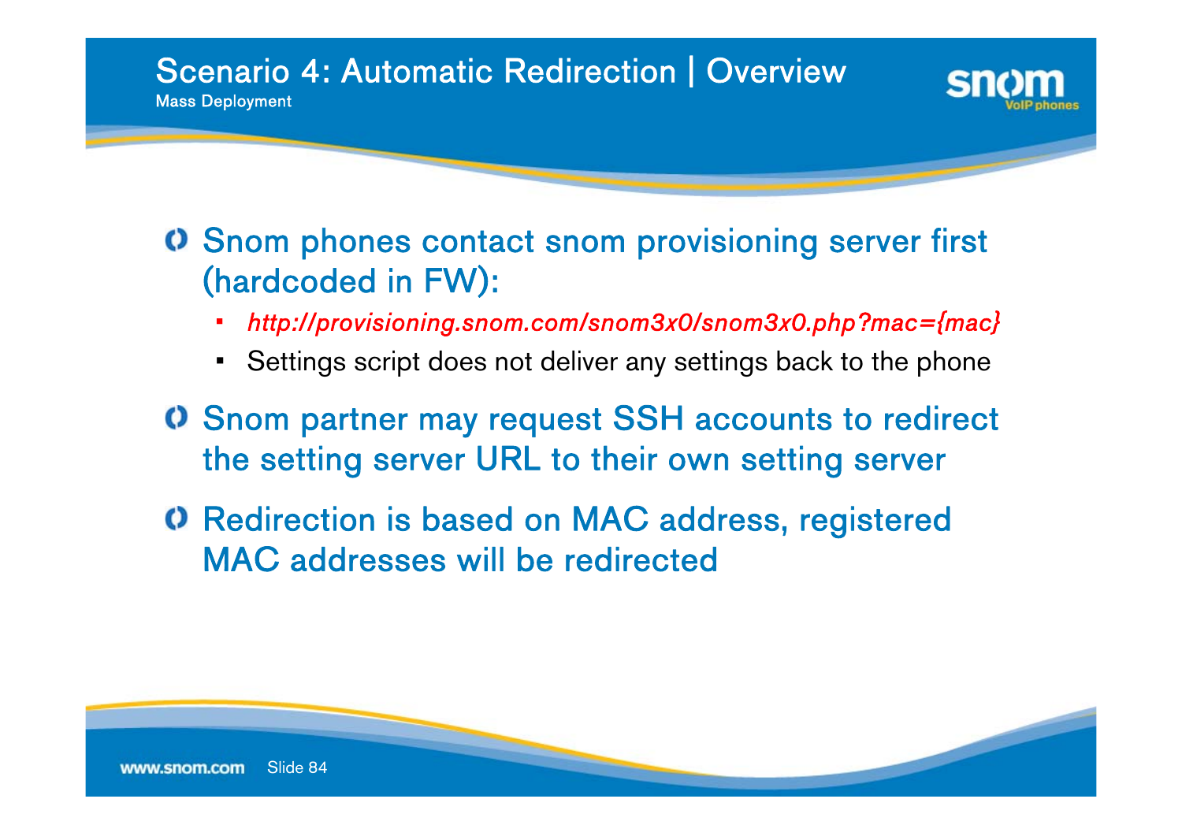# Scenario 4: Automatic Redirection | Overview

Mass Deployment

- Snom phones contact snom provisioning server first (hardcoded in FW):
  - *http://provisioning.snom.com/snom3x0/snom3x0.php?mac={mac}*
  - Settings script does not deliver any settings back to the phone
- Snom partner may request SSH accounts to redirect the setting server URL to their own setting server
- Redirection is based on MAC address, registered MAC addresses will be redirected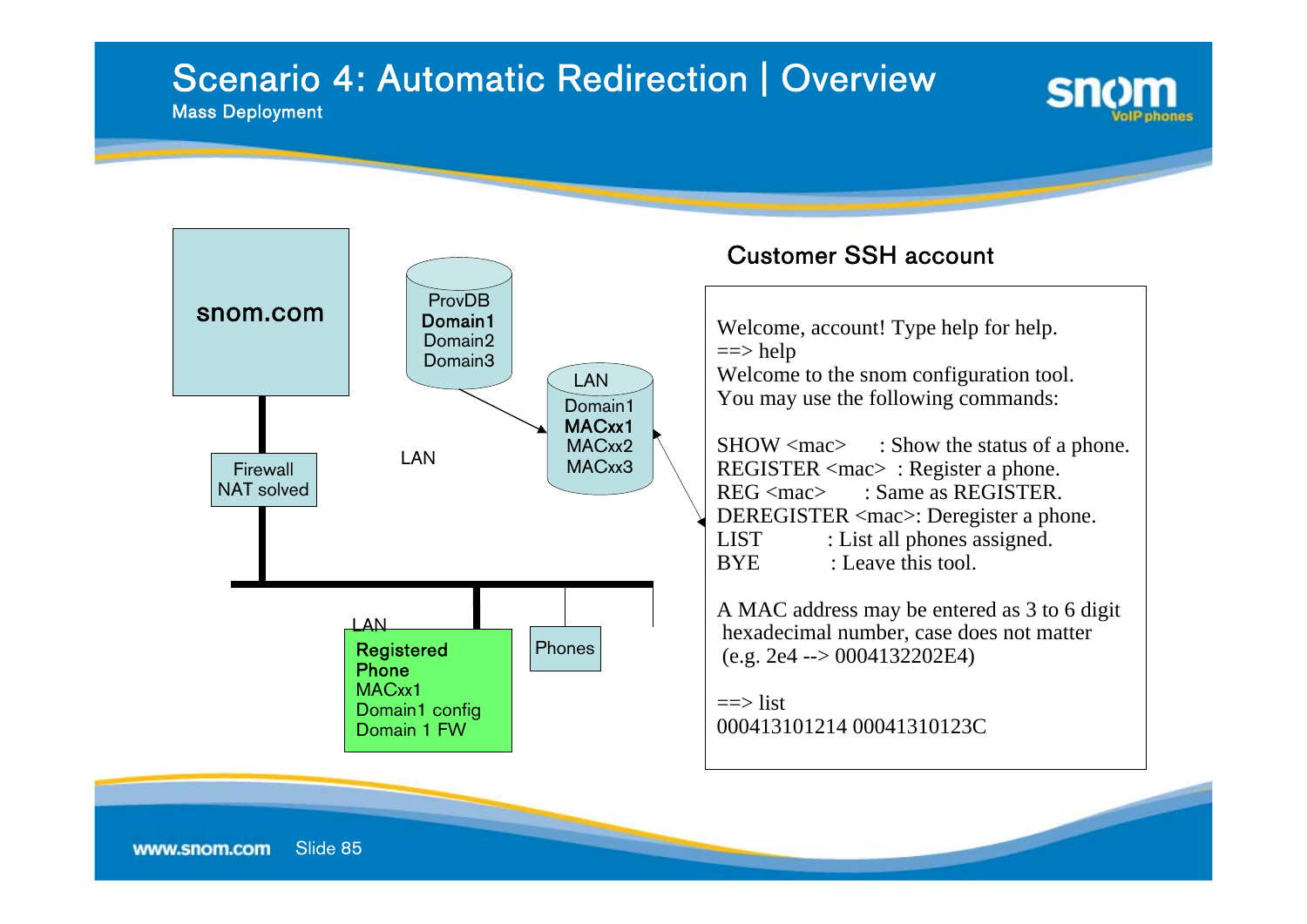# Scenario 4: Automatic Redirection | Overview

Mass Deployment

snom.com

Firewall
NAT solved

ProvDB
**Domain1**
Domain2
Domain3

LAN
Domain1
**MACxx1**
MACxx2
MACxx3

LAN

LAN
**Registered Phone**
MACxx1
Domain1 config
Domain 1 FW

Phones

## Customer SSH account

```
Welcome, account! Type help for help.
==> help
Welcome to the snom configuration tool.
You may use the following commands:

SHOW <mac>       : Show the status of a phone.
REGISTER <mac>   : Register a phone.
REG <mac>        : Same as REGISTER.
DEREGISTER <mac>: Deregister a phone.
LIST             : List all phones assigned.
BYE              : Leave this tool.

A MAC address may be entered as 3 to 6 digit
 hexadecimal number, case does not matter
 (e.g. 2e4 --> 0004132202E4)

==> list
000413101214 00041310123C
```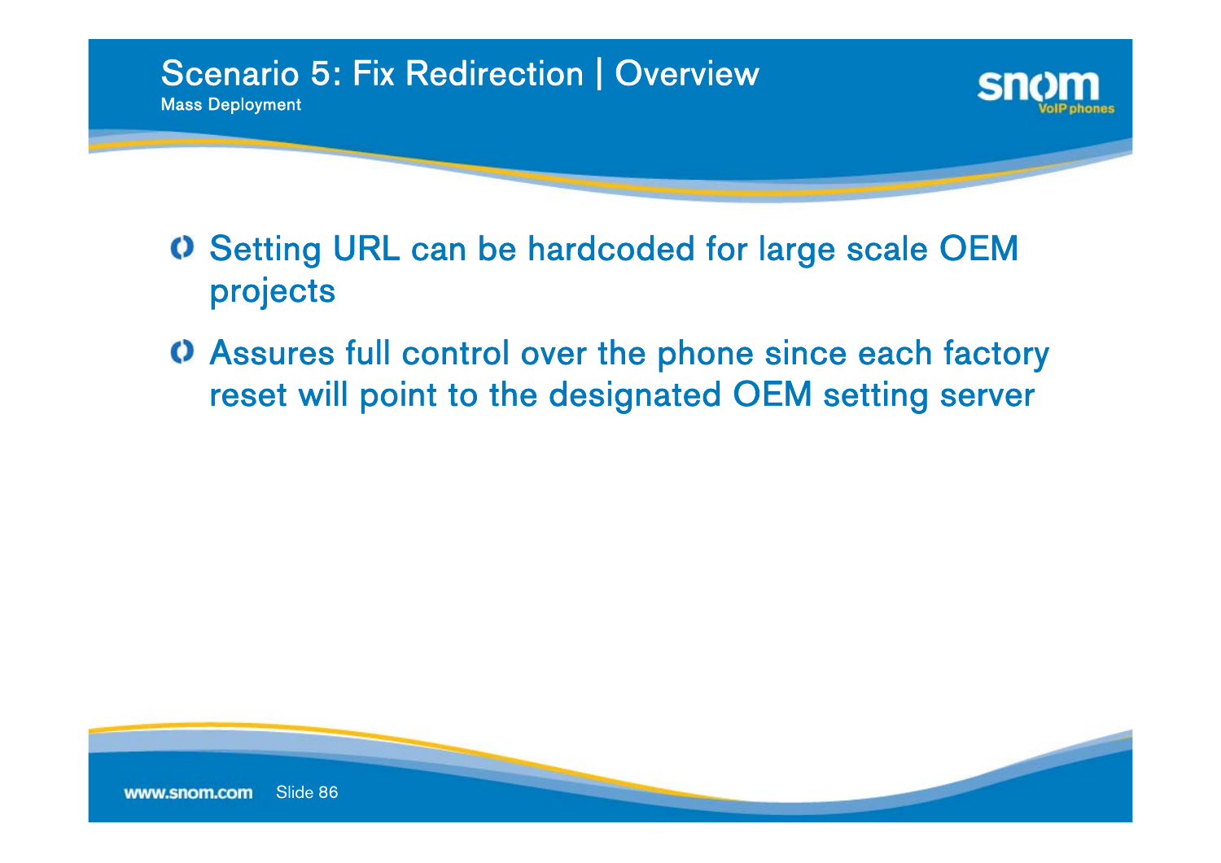# Scenario 5: Fix Redirection | Overview

**Mass Deployment**

- Setting URL can be hardcoded for large scale OEM projects
- Assures full control over the phone since each factory reset will point to the designated OEM setting server